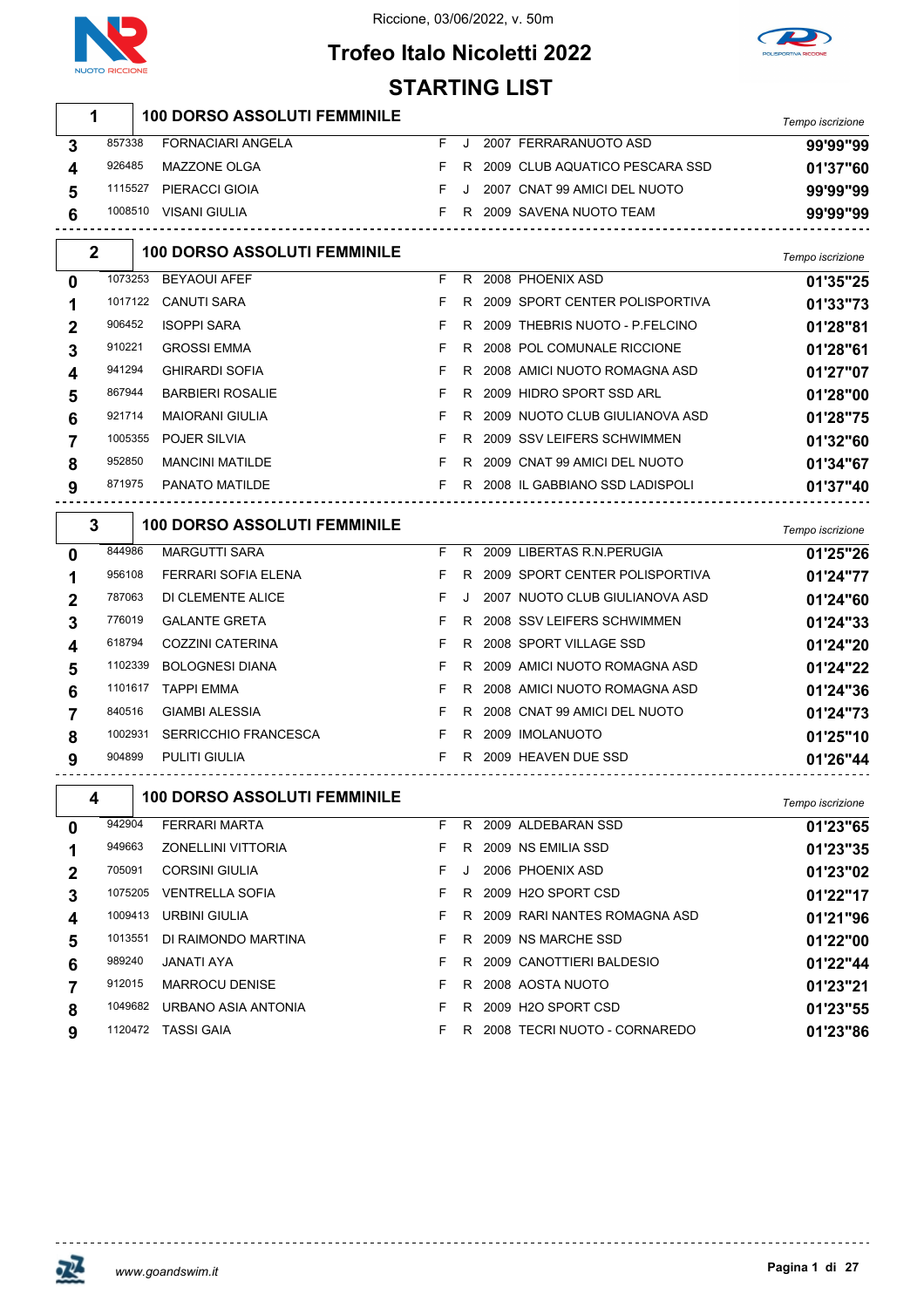Riccione, 03/06/2022, v. 50m

# Trofeo Italo Nicoletti 2022

## STARTING LIST

### 1 — 100 DORSO ASSOLUTI FEMMINILE

| Corsia | Tessera | Nome | Sesso | Cat. | Anno | Società | Tempo iscrizione |
|---|---|---|---|---|---|---|---|
| 3 | 857338 | FORNACIARI ANGELA | F | J | 2007 | FERRARANUOTO ASD | 99'99"99 |
| 4 | 926485 | MAZZONE OLGA | F | R | 2009 | CLUB AQUATICO PESCARA SSD | 01'37"60 |
| 5 | 1115527 | PIERACCI GIOIA | F | J | 2007 | CNAT 99 AMICI DEL NUOTO | 99'99"99 |
| 6 | 1008510 | VISANI GIULIA | F | R | 2009 | SAVENA NUOTO TEAM | 99'99"99 |

### 2 — 100 DORSO ASSOLUTI FEMMINILE

| Corsia | Tessera | Nome | Sesso | Cat. | Anno | Società | Tempo iscrizione |
|---|---|---|---|---|---|---|---|
| 0 | 1073253 | BEYAOUI AFEF | F | R | 2008 | PHOENIX ASD | 01'35"25 |
| 1 | 1017122 | CANUTI SARA | F | R | 2009 | SPORT CENTER POLISPORTIVA | 01'33"73 |
| 2 | 906452 | ISOPPI SARA | F | R | 2009 | THEBRIS NUOTO - P.FELCINO | 01'28"81 |
| 3 | 910221 | GROSSI EMMA | F | R | 2008 | POL COMUNALE RICCIONE | 01'28"61 |
| 4 | 941294 | GHIRARDI SOFIA | F | R | 2008 | AMICI NUOTO ROMAGNA ASD | 01'27"07 |
| 5 | 867944 | BARBIERI ROSALIE | F | R | 2009 | HIDRO SPORT SSD ARL | 01'28"00 |
| 6 | 921714 | MAIORANI GIULIA | F | R | 2009 | NUOTO CLUB GIULIANOVA ASD | 01'28"75 |
| 7 | 1005355 | POJER SILVIA | F | R | 2009 | SSV LEIFERS SCHWIMMEN | 01'32"60 |
| 8 | 952850 | MANCINI MATILDE | F | R | 2009 | CNAT 99 AMICI DEL NUOTO | 01'34"67 |
| 9 | 871975 | PANATO MATILDE | F | R | 2008 | IL GABBIANO SSD LADISPOLI | 01'37"40 |

### 3 — 100 DORSO ASSOLUTI FEMMINILE

| Corsia | Tessera | Nome | Sesso | Cat. | Anno | Società | Tempo iscrizione |
|---|---|---|---|---|---|---|---|
| 0 | 844986 | MARGUTTI SARA | F | R | 2009 | LIBERTAS R.N.PERUGIA | 01'25"26 |
| 1 | 956108 | FERRARI SOFIA ELENA | F | R | 2009 | SPORT CENTER POLISPORTIVA | 01'24"77 |
| 2 | 787063 | DI CLEMENTE ALICE | F | J | 2007 | NUOTO CLUB GIULIANOVA ASD | 01'24"60 |
| 3 | 776019 | GALANTE GRETA | F | R | 2008 | SSV LEIFERS SCHWIMMEN | 01'24"33 |
| 4 | 618794 | COZZINI CATERINA | F | R | 2008 | SPORT VILLAGE SSD | 01'24"20 |
| 5 | 1102339 | BOLOGNESI DIANA | F | R | 2009 | AMICI NUOTO ROMAGNA ASD | 01'24"22 |
| 6 | 1101617 | TAPPI EMMA | F | R | 2008 | AMICI NUOTO ROMAGNA ASD | 01'24"36 |
| 7 | 840516 | GIAMBI ALESSIA | F | R | 2008 | CNAT 99 AMICI DEL NUOTO | 01'24"73 |
| 8 | 1002931 | SERRICCHIO FRANCESCA | F | R | 2009 | IMOLANUOTO | 01'25"10 |
| 9 | 904899 | PULITI GIULIA | F | R | 2009 | HEAVEN DUE SSD | 01'26"44 |

### 4 — 100 DORSO ASSOLUTI FEMMINILE

| Corsia | Tessera | Nome | Sesso | Cat. | Anno | Società | Tempo iscrizione |
|---|---|---|---|---|---|---|---|
| 0 | 942904 | FERRARI MARTA | F | R | 2009 | ALDEBARAN SSD | 01'23"65 |
| 1 | 949663 | ZONELLINI VITTORIA | F | R | 2009 | NS EMILIA SSD | 01'23"35 |
| 2 | 705091 | CORSINI GIULIA | F | J | 2006 | PHOENIX ASD | 01'23"02 |
| 3 | 1075205 | VENTRELLA SOFIA | F | R | 2009 | H2O SPORT CSD | 01'22"17 |
| 4 | 1009413 | URBINI GIULIA | F | R | 2009 | RARI NANTES ROMAGNA ASD | 01'21"96 |
| 5 | 1013551 | DI RAIMONDO MARTINA | F | R | 2009 | NS MARCHE SSD | 01'22"00 |
| 6 | 989240 | JANATI AYA | F | R | 2009 | CANOTTIERI BALDESIO | 01'22"44 |
| 7 | 912015 | MARROCU DENISE | F | R | 2008 | AOSTA NUOTO | 01'23"21 |
| 8 | 1049682 | URBANO ASIA ANTONIA | F | R | 2009 | H2O SPORT CSD | 01'23"55 |
| 9 | 1120472 | TASSI GAIA | F | R | 2008 | TECRI NUOTO - CORNAREDO | 01'23"86 |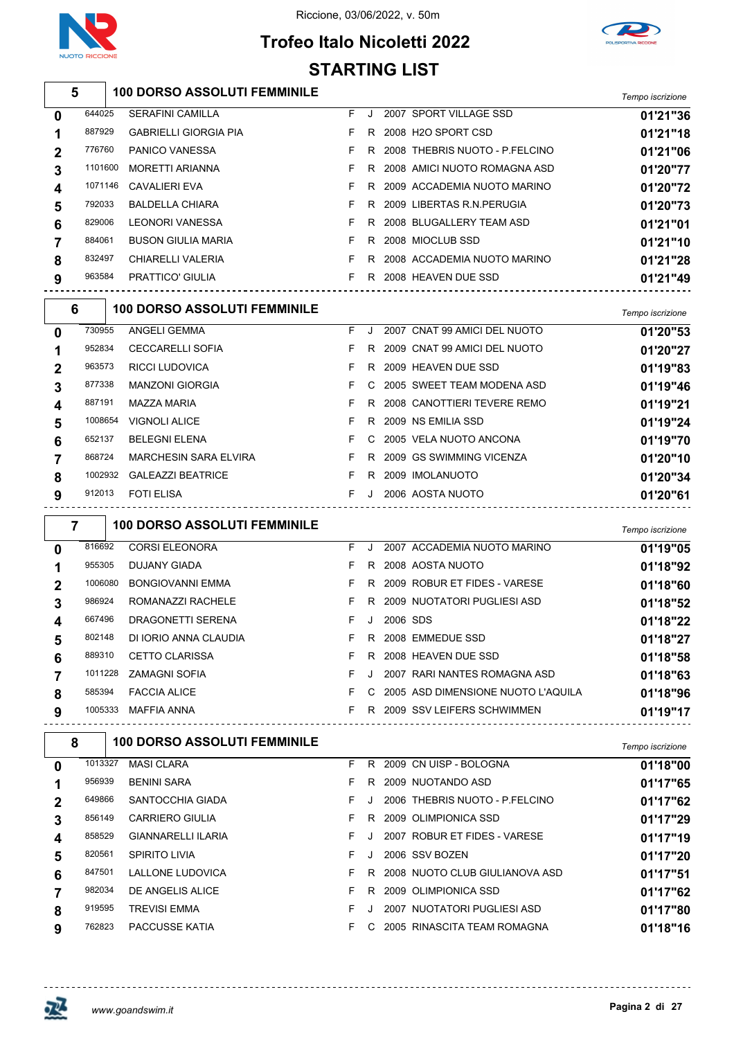Riccione, 03/06/2022, v. 50m

# Trofeo Italo Nicoletti 2022

## STARTING LIST

### 5 — 100 DORSO ASSOLUTI FEMMINILE

| Corsia | Tessera | Atleta | Sesso | Cat. | Anno | Società | Tempo iscrizione |
|---|---|---|---|---|---|---|---|
| 0 | 644025 | SERAFINI CAMILLA | F | J | 2007 | SPORT VILLAGE SSD | 01'21"36 |
| 1 | 887929 | GABRIELLI GIORGIA PIA | F | R | 2008 | H2O SPORT CSD | 01'21"18 |
| 2 | 776760 | PANICO VANESSA | F | R | 2008 | THEBRIS NUOTO - P.FELCINO | 01'21"06 |
| 3 | 1101600 | MORETTI ARIANNA | F | R | 2008 | AMICI NUOTO ROMAGNA ASD | 01'20"77 |
| 4 | 1071146 | CAVALIERI EVA | F | R | 2009 | ACCADEMIA NUOTO MARINO | 01'20"72 |
| 5 | 792033 | BALDELLA CHIARA | F | R | 2009 | LIBERTAS R.N.PERUGIA | 01'20"73 |
| 6 | 829006 | LEONORI VANESSA | F | R | 2008 | BLUGALLERY TEAM ASD | 01'21"01 |
| 7 | 884061 | BUSON GIULIA MARIA | F | R | 2008 | MIOCLUB SSD | 01'21"10 |
| 8 | 832497 | CHIARELLI VALERIA | F | R | 2008 | ACCADEMIA NUOTO MARINO | 01'21"28 |
| 9 | 963584 | PRATTICO' GIULIA | F | R | 2008 | HEAVEN DUE SSD | 01'21"49 |

### 6 — 100 DORSO ASSOLUTI FEMMINILE

| Corsia | Tessera | Atleta | Sesso | Cat. | Anno | Società | Tempo iscrizione |
|---|---|---|---|---|---|---|---|
| 0 | 730955 | ANGELI GEMMA | F | J | 2007 | CNAT 99 AMICI DEL NUOTO | 01'20"53 |
| 1 | 952834 | CECCARELLI SOFIA | F | R | 2009 | CNAT 99 AMICI DEL NUOTO | 01'20"27 |
| 2 | 963573 | RICCI LUDOVICA | F | R | 2009 | HEAVEN DUE SSD | 01'19"83 |
| 3 | 877338 | MANZONI GIORGIA | F | C | 2005 | SWEET TEAM MODENA ASD | 01'19"46 |
| 4 | 887191 | MAZZA MARIA | F | R | 2008 | CANOTTIERI TEVERE REMO | 01'19"21 |
| 5 | 1008654 | VIGNOLI ALICE | F | R | 2009 | NS EMILIA SSD | 01'19"24 |
| 6 | 652137 | BELEGNI ELENA | F | C | 2005 | VELA NUOTO ANCONA | 01'19"70 |
| 7 | 868724 | MARCHESIN SARA ELVIRA | F | R | 2009 | GS SWIMMING VICENZA | 01'20"10 |
| 8 | 1002932 | GALEAZZI BEATRICE | F | R | 2009 | IMOLANUOTO | 01'20"34 |
| 9 | 912013 | FOTI ELISA | F | J | 2006 | AOSTA NUOTO | 01'20"61 |

### 7 — 100 DORSO ASSOLUTI FEMMINILE

| Corsia | Tessera | Atleta | Sesso | Cat. | Anno | Società | Tempo iscrizione |
|---|---|---|---|---|---|---|---|
| 0 | 816692 | CORSI ELEONORA | F | J | 2007 | ACCADEMIA NUOTO MARINO | 01'19"05 |
| 1 | 955305 | DUJANY GIADA | F | R | 2008 | AOSTA NUOTO | 01'18"92 |
| 2 | 1006080 | BONGIOVANNI EMMA | F | R | 2009 | ROBUR ET FIDES - VARESE | 01'18"60 |
| 3 | 986924 | ROMANAZZI RACHELE | F | R | 2009 | NUOTATORI PUGLIESI ASD | 01'18"52 |
| 4 | 667496 | DRAGONETTI SERENA | F | J | 2006 | SDS | 01'18"22 |
| 5 | 802148 | DI IORIO ANNA CLAUDIA | F | R | 2008 | EMMEDUE SSD | 01'18"27 |
| 6 | 889310 | CETTO CLARISSA | F | R | 2008 | HEAVEN DUE SSD | 01'18"58 |
| 7 | 1011228 | ZAMAGNI SOFIA | F | J | 2007 | RARI NANTES ROMAGNA ASD | 01'18"63 |
| 8 | 585394 | FACCIA ALICE | F | C | 2005 | ASD DIMENSIONE NUOTO L'AQUILA | 01'18"96 |
| 9 | 1005333 | MAFFIA ANNA | F | R | 2009 | SSV LEIFERS SCHWIMMEN | 01'19"17 |

### 8 — 100 DORSO ASSOLUTI FEMMINILE

| Corsia | Tessera | Atleta | Sesso | Cat. | Anno | Società | Tempo iscrizione |
|---|---|---|---|---|---|---|---|
| 0 | 1013327 | MASI CLARA | F | R | 2009 | CN UISP - BOLOGNA | 01'18"00 |
| 1 | 956939 | BENINI SARA | F | R | 2009 | NUOTANDO ASD | 01'17"65 |
| 2 | 649866 | SANTOCCHIA GIADA | F | J | 2006 | THEBRIS NUOTO - P.FELCINO | 01'17"62 |
| 3 | 856149 | CARRIERO GIULIA | F | R | 2009 | OLIMPIONICA SSD | 01'17"29 |
| 4 | 858529 | GIANNARELLI ILARIA | F | J | 2007 | ROBUR ET FIDES - VARESE | 01'17"19 |
| 5 | 820561 | SPIRITO LIVIA | F | J | 2006 | SSV BOZEN | 01'17"20 |
| 6 | 847501 | LALLONE LUDOVICA | F | R | 2008 | NUOTO CLUB GIULIANOVA ASD | 01'17"51 |
| 7 | 982034 | DE ANGELIS ALICE | F | R | 2009 | OLIMPIONICA SSD | 01'17"62 |
| 8 | 919595 | TREVISI EMMA | F | J | 2007 | NUOTATORI PUGLIESI ASD | 01'17"80 |
| 9 | 762823 | PACCUSSE KATIA | F | C | 2005 | RINASCITA TEAM ROMAGNA | 01'18"16 |

www.goandswim.it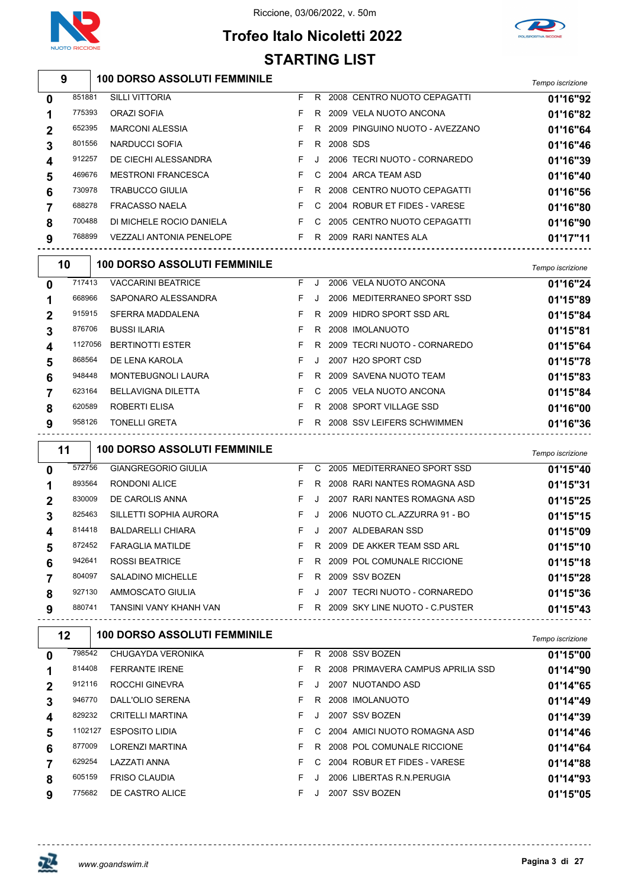Riccione, 03/06/2022, v. 50m

# Trofeo Italo Nicoletti 2022

## STARTING LIST

### 9 — 100 DORSO ASSOLUTI FEMMINILE

| Corsia | Tessera | Atleta | Sesso | Cat. | Anno | Società | Tempo iscrizione |
|---|---|---|---|---|---|---|---|
| 0 | 851881 | SILLI VITTORIA | F | R | 2008 | CENTRO NUOTO CEPAGATTI | 01'16"92 |
| 1 | 775393 | ORAZI SOFIA | F | R | 2009 | VELA NUOTO ANCONA | 01'16"82 |
| 2 | 652395 | MARCONI ALESSIA | F | R | 2009 | PINGUINO NUOTO - AVEZZANO | 01'16"64 |
| 3 | 801556 | NARDUCCI SOFIA | F | R | 2008 | SDS | 01'16"46 |
| 4 | 912257 | DE CIECHI ALESSANDRA | F | J | 2006 | TECRI NUOTO - CORNAREDO | 01'16"39 |
| 5 | 469676 | MESTRONI FRANCESCA | F | C | 2004 | ARCA TEAM ASD | 01'16"40 |
| 6 | 730978 | TRABUCCO GIULIA | F | R | 2008 | CENTRO NUOTO CEPAGATTI | 01'16"56 |
| 7 | 688278 | FRACASSO NAELA | F | C | 2004 | ROBUR ET FIDES - VARESE | 01'16"80 |
| 8 | 700488 | DI MICHELE ROCIO DANIELA | F | C | 2005 | CENTRO NUOTO CEPAGATTI | 01'16"90 |
| 9 | 768899 | VEZZALI ANTONIA PENELOPE | F | R | 2009 | RARI NANTES ALA | 01'17"11 |

### 10 — 100 DORSO ASSOLUTI FEMMINILE

| Corsia | Tessera | Atleta | Sesso | Cat. | Anno | Società | Tempo iscrizione |
|---|---|---|---|---|---|---|---|
| 0 | 717413 | VACCARINI BEATRICE | F | J | 2006 | VELA NUOTO ANCONA | 01'16"24 |
| 1 | 668966 | SAPONARO ALESSANDRA | F | J | 2006 | MEDITERRANEO SPORT SSD | 01'15"89 |
| 2 | 915915 | SFERRA MADDALENA | F | R | 2009 | HIDRO SPORT SSD ARL | 01'15"84 |
| 3 | 876706 | BUSSI ILARIA | F | R | 2008 | IMOLANUOTO | 01'15"81 |
| 4 | 1127056 | BERTINOTTI ESTER | F | R | 2009 | TECRI NUOTO - CORNAREDO | 01'15"64 |
| 5 | 868564 | DE LENA KAROLA | F | J | 2007 | H2O SPORT CSD | 01'15"78 |
| 6 | 948448 | MONTEBUGNOLI LAURA | F | R | 2009 | SAVENA NUOTO TEAM | 01'15"83 |
| 7 | 623164 | BELLAVIGNA DILETTA | F | C | 2005 | VELA NUOTO ANCONA | 01'15"84 |
| 8 | 620589 | ROBERTI ELISA | F | R | 2008 | SPORT VILLAGE SSD | 01'16"00 |
| 9 | 958126 | TONELLI GRETA | F | R | 2008 | SSV LEIFERS SCHWIMMEN | 01'16"36 |

### 11 — 100 DORSO ASSOLUTI FEMMINILE

| Corsia | Tessera | Atleta | Sesso | Cat. | Anno | Società | Tempo iscrizione |
|---|---|---|---|---|---|---|---|
| 0 | 572756 | GIANGREGORIO GIULIA | F | C | 2005 | MEDITERRANEO SPORT SSD | 01'15"40 |
| 1 | 893564 | RONDONI ALICE | F | R | 2008 | RARI NANTES ROMAGNA ASD | 01'15"31 |
| 2 | 830009 | DE CAROLIS ANNA | F | J | 2007 | RARI NANTES ROMAGNA ASD | 01'15"25 |
| 3 | 825463 | SILLETTI SOPHIA AURORA | F | J | 2006 | NUOTO CL.AZZURRA 91 - BO | 01'15"15 |
| 4 | 814418 | BALDARELLI CHIARA | F | J | 2007 | ALDEBARAN SSD | 01'15"09 |
| 5 | 872452 | FARAGLIA MATILDE | F | R | 2009 | DE AKKER TEAM SSD ARL | 01'15"10 |
| 6 | 942641 | ROSSI BEATRICE | F | R | 2009 | POL COMUNALE RICCIONE | 01'15"18 |
| 7 | 804097 | SALADINO MICHELLE | F | R | 2009 | SSV BOZEN | 01'15"28 |
| 8 | 927130 | AMMOSCATO GIULIA | F | J | 2007 | TECRI NUOTO - CORNAREDO | 01'15"36 |
| 9 | 880741 | TANSINI VANY KHANH VAN | F | R | 2009 | SKY LINE NUOTO - C.PUSTER | 01'15"43 |

### 12 — 100 DORSO ASSOLUTI FEMMINILE

| Corsia | Tessera | Atleta | Sesso | Cat. | Anno | Società | Tempo iscrizione |
|---|---|---|---|---|---|---|---|
| 0 | 798542 | CHUGAYDA VERONIKA | F | R | 2008 | SSV BOZEN | 01'15"00 |
| 1 | 814408 | FERRANTE IRENE | F | R | 2008 | PRIMAVERA CAMPUS APRILIA SSD | 01'14"90 |
| 2 | 912116 | ROCCHI GINEVRA | F | J | 2007 | NUOTANDO ASD | 01'14"65 |
| 3 | 946770 | DALL'OLIO SERENA | F | R | 2008 | IMOLANUOTO | 01'14"49 |
| 4 | 829232 | CRITELLI MARTINA | F | J | 2007 | SSV BOZEN | 01'14"39 |
| 5 | 1102127 | ESPOSITO LIDIA | F | C | 2004 | AMICI NUOTO ROMAGNA ASD | 01'14"46 |
| 6 | 877009 | LORENZI MARTINA | F | R | 2008 | POL COMUNALE RICCIONE | 01'14"64 |
| 7 | 629254 | LAZZATI ANNA | F | C | 2004 | ROBUR ET FIDES - VARESE | 01'14"88 |
| 8 | 605159 | FRISO CLAUDIA | F | J | 2006 | LIBERTAS R.N.PERUGIA | 01'14"93 |
| 9 | 775682 | DE CASTRO ALICE | F | J | 2007 | SSV BOZEN | 01'15"05 |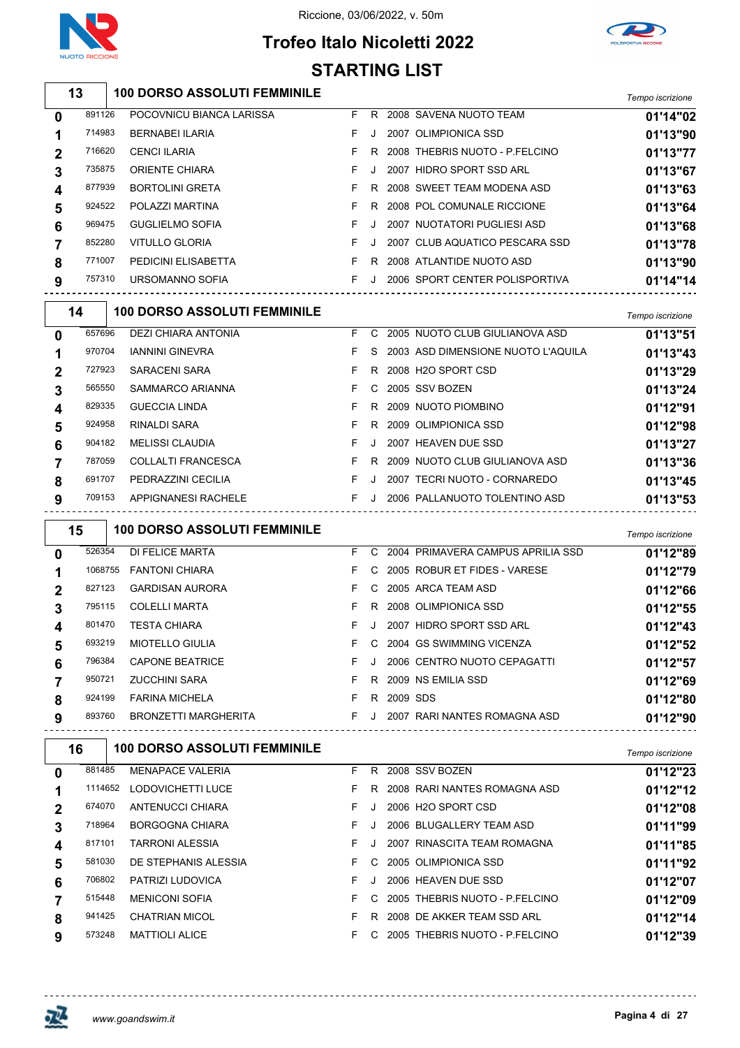Riccione, 03/06/2022, v. 50m

# Trofeo Italo Nicoletti 2022

## STARTING LIST

### 13 — 100 DORSO ASSOLUTI FEMMINILE

| Corsia | Tessera | Nome | Sesso | Cat. | Anno | Società | Tempo iscrizione |
|---|---|---|---|---|---|---|---|
| 0 | 891126 | POCOVNICU BIANCA LARISSA | F | R | 2008 | SAVENA NUOTO TEAM | 01'14"02 |
| 1 | 714983 | BERNABEI ILARIA | F | J | 2007 | OLIMPIONICA SSD | 01'13"90 |
| 2 | 716620 | CENCI ILARIA | F | R | 2008 | THEBRIS NUOTO - P.FELCINO | 01'13"77 |
| 3 | 735875 | ORIENTE CHIARA | F | J | 2007 | HIDRO SPORT SSD ARL | 01'13"67 |
| 4 | 877939 | BORTOLINI GRETA | F | R | 2008 | SWEET TEAM MODENA ASD | 01'13"63 |
| 5 | 924522 | POLAZZI MARTINA | F | R | 2008 | POL COMUNALE RICCIONE | 01'13"64 |
| 6 | 969475 | GUGLIELMO SOFIA | F | J | 2007 | NUOTATORI PUGLIESI ASD | 01'13"68 |
| 7 | 852280 | VITULLO GLORIA | F | J | 2007 | CLUB AQUATICO PESCARA SSD | 01'13"78 |
| 8 | 771007 | PEDICINI ELISABETTA | F | R | 2008 | ATLANTIDE NUOTO ASD | 01'13"90 |
| 9 | 757310 | URSOMANNO SOFIA | F | J | 2006 | SPORT CENTER POLISPORTIVA | 01'14"14 |

### 14 — 100 DORSO ASSOLUTI FEMMINILE

| Corsia | Tessera | Nome | Sesso | Cat. | Anno | Società | Tempo iscrizione |
|---|---|---|---|---|---|---|---|
| 0 | 657696 | DEZI CHIARA ANTONIA | F | C | 2005 | NUOTO CLUB GIULIANOVA ASD | 01'13"51 |
| 1 | 970704 | IANNINI GINEVRA | F | S | 2003 | ASD DIMENSIONE NUOTO L'AQUILA | 01'13"43 |
| 2 | 727923 | SARACENI SARA | F | R | 2008 | H2O SPORT CSD | 01'13"29 |
| 3 | 565550 | SAMMARCO ARIANNA | F | C | 2005 | SSV BOZEN | 01'13"24 |
| 4 | 829335 | GUECCIA LINDA | F | R | 2009 | NUOTO PIOMBINO | 01'12"91 |
| 5 | 924958 | RINALDI SARA | F | R | 2009 | OLIMPIONICA SSD | 01'12"98 |
| 6 | 904182 | MELISSI CLAUDIA | F | J | 2007 | HEAVEN DUE SSD | 01'13"27 |
| 7 | 787059 | COLLALTI FRANCESCA | F | R | 2009 | NUOTO CLUB GIULIANOVA ASD | 01'13"36 |
| 8 | 691707 | PEDRAZZINI CECILIA | F | J | 2007 | TECRI NUOTO - CORNAREDO | 01'13"45 |
| 9 | 709153 | APPIGNANESI RACHELE | F | J | 2006 | PALLANUOTO TOLENTINO ASD | 01'13"53 |

### 15 — 100 DORSO ASSOLUTI FEMMINILE

| Corsia | Tessera | Nome | Sesso | Cat. | Anno | Società | Tempo iscrizione |
|---|---|---|---|---|---|---|---|
| 0 | 526354 | DI FELICE MARTA | F | C | 2004 | PRIMAVERA CAMPUS APRILIA SSD | 01'12"89 |
| 1 | 1068755 | FANTONI CHIARA | F | C | 2005 | ROBUR ET FIDES - VARESE | 01'12"79 |
| 2 | 827123 | GARDISAN AURORA | F | C | 2005 | ARCA TEAM ASD | 01'12"66 |
| 3 | 795115 | COLELLI MARTA | F | R | 2008 | OLIMPIONICA SSD | 01'12"55 |
| 4 | 801470 | TESTA CHIARA | F | J | 2007 | HIDRO SPORT SSD ARL | 01'12"43 |
| 5 | 693219 | MIOTELLO GIULIA | F | C | 2004 | GS SWIMMING VICENZA | 01'12"52 |
| 6 | 796384 | CAPONE BEATRICE | F | J | 2006 | CENTRO NUOTO CEPAGATTI | 01'12"57 |
| 7 | 950721 | ZUCCHINI SARA | F | R | 2009 | NS EMILIA SSD | 01'12"69 |
| 8 | 924199 | FARINA MICHELA | F | R | 2009 | SDS | 01'12"80 |
| 9 | 893760 | BRONZETTI MARGHERITA | F | J | 2007 | RARI NANTES ROMAGNA ASD | 01'12"90 |

### 16 — 100 DORSO ASSOLUTI FEMMINILE

| Corsia | Tessera | Nome | Sesso | Cat. | Anno | Società | Tempo iscrizione |
|---|---|---|---|---|---|---|---|
| 0 | 881485 | MENAPACE VALERIA | F | R | 2008 | SSV BOZEN | 01'12"23 |
| 1 | 1114652 | LODOVICHETTI LUCE | F | R | 2008 | RARI NANTES ROMAGNA ASD | 01'12"12 |
| 2 | 674070 | ANTENUCCI CHIARA | F | J | 2006 | H2O SPORT CSD | 01'12"08 |
| 3 | 718964 | BORGOGNA CHIARA | F | J | 2006 | BLUGALLERY TEAM ASD | 01'11"99 |
| 4 | 817101 | TARRONI ALESSIA | F | J | 2007 | RINASCITA TEAM ROMAGNA | 01'11"85 |
| 5 | 581030 | DE STEPHANIS ALESSIA | F | C | 2005 | OLIMPIONICA SSD | 01'11"92 |
| 6 | 706802 | PATRIZI LUDOVICA | F | J | 2006 | HEAVEN DUE SSD | 01'12"07 |
| 7 | 515448 | MENICONI SOFIA | F | C | 2005 | THEBRIS NUOTO - P.FELCINO | 01'12"09 |
| 8 | 941425 | CHATRIAN MICOL | F | R | 2008 | DE AKKER TEAM SSD ARL | 01'12"14 |
| 9 | 573248 | MATTIOLI ALICE | F | C | 2005 | THEBRIS NUOTO - P.FELCINO | 01'12"39 |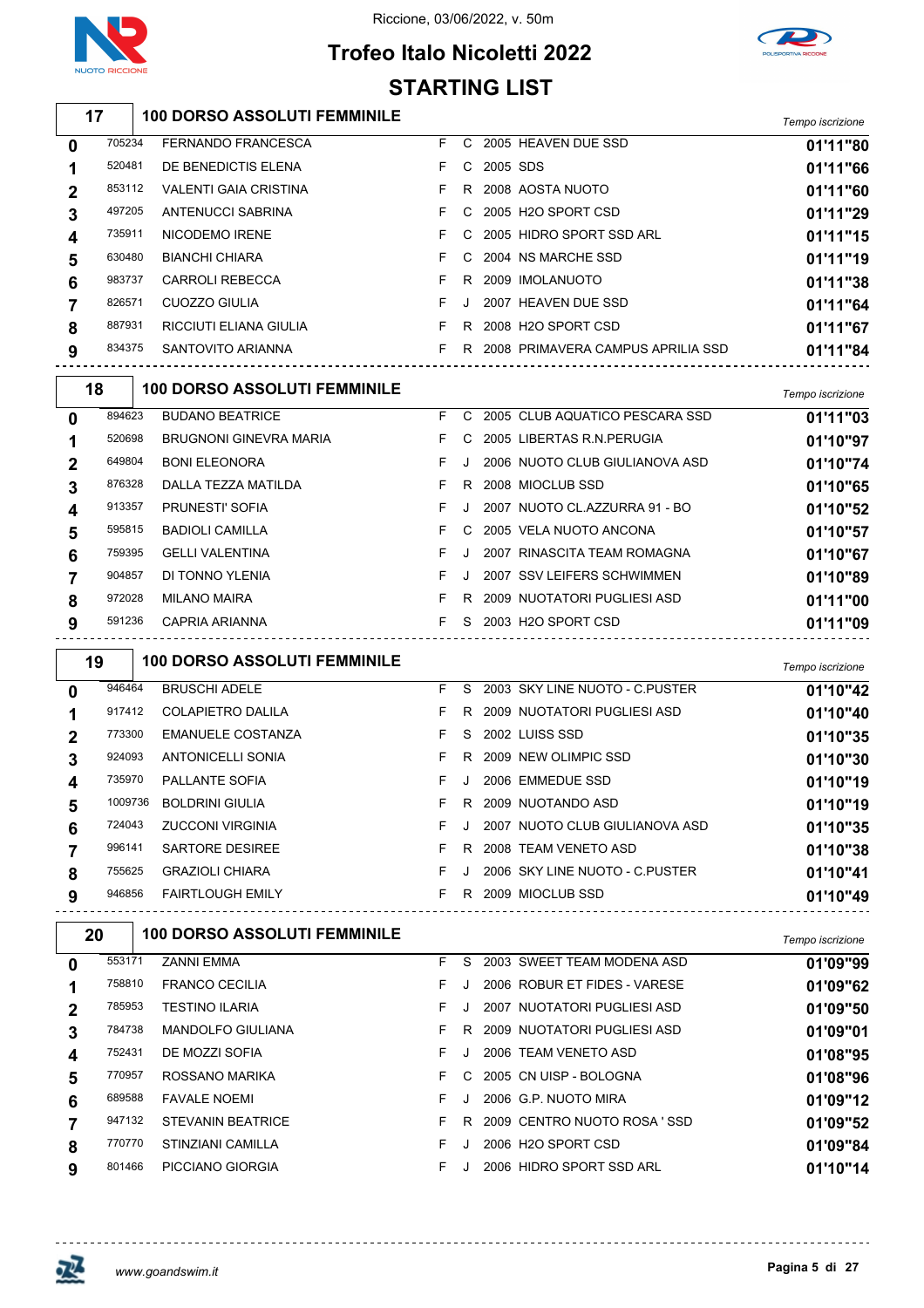Riccione, 03/06/2022, v. 50m

# Trofeo Italo Nicoletti 2022

## STARTING LIST

### 17 — 100 DORSO ASSOLUTI FEMMINILE

| Corsia | Matricola | Atleta | Sesso | Cat. | Anno | Società | Tempo iscrizione |
|---|---|---|---|---|---|---|---|
| 0 | 705234 | FERNANDO FRANCESCA | F | C | 2005 | HEAVEN DUE SSD | 01'11"80 |
| 1 | 520481 | DE BENEDICTIS ELENA | F | C | 2005 | SDS | 01'11"66 |
| 2 | 853112 | VALENTI GAIA CRISTINA | F | R | 2008 | AOSTA NUOTO | 01'11"60 |
| 3 | 497205 | ANTENUCCI SABRINA | F | C | 2005 | H2O SPORT CSD | 01'11"29 |
| 4 | 735911 | NICODEMO IRENE | F | C | 2005 | HIDRO SPORT SSD ARL | 01'11"15 |
| 5 | 630480 | BIANCHI CHIARA | F | C | 2004 | NS MARCHE SSD | 01'11"19 |
| 6 | 983737 | CARROLI REBECCA | F | R | 2009 | IMOLANUOTO | 01'11"38 |
| 7 | 826571 | CUOZZO GIULIA | F | J | 2007 | HEAVEN DUE SSD | 01'11"64 |
| 8 | 887931 | RICCIUTI ELIANA GIULIA | F | R | 2008 | H2O SPORT CSD | 01'11"67 |
| 9 | 834375 | SANTOVITO ARIANNA | F | R | 2008 | PRIMAVERA CAMPUS APRILIA SSD | 01'11"84 |

### 18 — 100 DORSO ASSOLUTI FEMMINILE

| Corsia | Matricola | Atleta | Sesso | Cat. | Anno | Società | Tempo iscrizione |
|---|---|---|---|---|---|---|---|
| 0 | 894623 | BUDANO BEATRICE | F | C | 2005 | CLUB AQUATICO PESCARA SSD | 01'11"03 |
| 1 | 520698 | BRUGNONI GINEVRA MARIA | F | C | 2005 | LIBERTAS R.N.PERUGIA | 01'10"97 |
| 2 | 649804 | BONI ELEONORA | F | J | 2006 | NUOTO CLUB GIULIANOVA ASD | 01'10"74 |
| 3 | 876328 | DALLA TEZZA MATILDA | F | R | 2008 | MIOCLUB SSD | 01'10"65 |
| 4 | 913357 | PRUNESTI' SOFIA | F | J | 2007 | NUOTO CL.AZZURRA 91 - BO | 01'10"52 |
| 5 | 595815 | BADIOLI CAMILLA | F | C | 2005 | VELA NUOTO ANCONA | 01'10"57 |
| 6 | 759395 | GELLI VALENTINA | F | J | 2007 | RINASCITA TEAM ROMAGNA | 01'10"67 |
| 7 | 904857 | DI TONNO YLENIA | F | J | 2007 | SSV LEIFERS SCHWIMMEN | 01'10"89 |
| 8 | 972028 | MILANO MAIRA | F | R | 2009 | NUOTATORI PUGLIESI ASD | 01'11"00 |
| 9 | 591236 | CAPRIA ARIANNA | F | S | 2003 | H2O SPORT CSD | 01'11"09 |

### 19 — 100 DORSO ASSOLUTI FEMMINILE

| Corsia | Matricola | Atleta | Sesso | Cat. | Anno | Società | Tempo iscrizione |
|---|---|---|---|---|---|---|---|
| 0 | 946464 | BRUSCHI ADELE | F | S | 2003 | SKY LINE NUOTO - C.PUSTER | 01'10"42 |
| 1 | 917412 | COLAPIETRO DALILA | F | R | 2009 | NUOTATORI PUGLIESI ASD | 01'10"40 |
| 2 | 773300 | EMANUELE COSTANZA | F | S | 2002 | LUISS SSD | 01'10"35 |
| 3 | 924093 | ANTONICELLI SONIA | F | R | 2009 | NEW OLIMPIC SSD | 01'10"30 |
| 4 | 735970 | PALLANTE SOFIA | F | J | 2006 | EMMEDUE SSD | 01'10"19 |
| 5 | 1009736 | BOLDRINI GIULIA | F | R | 2009 | NUOTANDO ASD | 01'10"19 |
| 6 | 724043 | ZUCCONI VIRGINIA | F | J | 2007 | NUOTO CLUB GIULIANOVA ASD | 01'10"35 |
| 7 | 996141 | SARTORE DESIREE | F | R | 2008 | TEAM VENETO ASD | 01'10"38 |
| 8 | 755625 | GRAZIOLI CHIARA | F | J | 2006 | SKY LINE NUOTO - C.PUSTER | 01'10"41 |
| 9 | 946856 | FAIRTLOUGH EMILY | F | R | 2009 | MIOCLUB SSD | 01'10"49 |

### 20 — 100 DORSO ASSOLUTI FEMMINILE

| Corsia | Matricola | Atleta | Sesso | Cat. | Anno | Società | Tempo iscrizione |
|---|---|---|---|---|---|---|---|
| 0 | 553171 | ZANNI EMMA | F | S | 2003 | SWEET TEAM MODENA ASD | 01'09"99 |
| 1 | 758810 | FRANCO CECILIA | F | J | 2006 | ROBUR ET FIDES - VARESE | 01'09"62 |
| 2 | 785953 | TESTINO ILARIA | F | J | 2007 | NUOTATORI PUGLIESI ASD | 01'09"50 |
| 3 | 784738 | MANDOLFO GIULIANA | F | R | 2009 | NUOTATORI PUGLIESI ASD | 01'09"01 |
| 4 | 752431 | DE MOZZI SOFIA | F | J | 2006 | TEAM VENETO ASD | 01'08"95 |
| 5 | 770957 | ROSSANO MARIKA | F | C | 2005 | CN UISP - BOLOGNA | 01'08"96 |
| 6 | 689588 | FAVALE NOEMI | F | J | 2006 | G.P. NUOTO MIRA | 01'09"12 |
| 7 | 947132 | STEVANIN BEATRICE | F | R | 2009 | CENTRO NUOTO ROSA ' SSD | 01'09"52 |
| 8 | 770770 | STINZIANI CAMILLA | F | J | 2006 | H2O SPORT CSD | 01'09"84 |
| 9 | 801466 | PICCIANO GIORGIA | F | J | 2006 | HIDRO SPORT SSD ARL | 01'10"14 |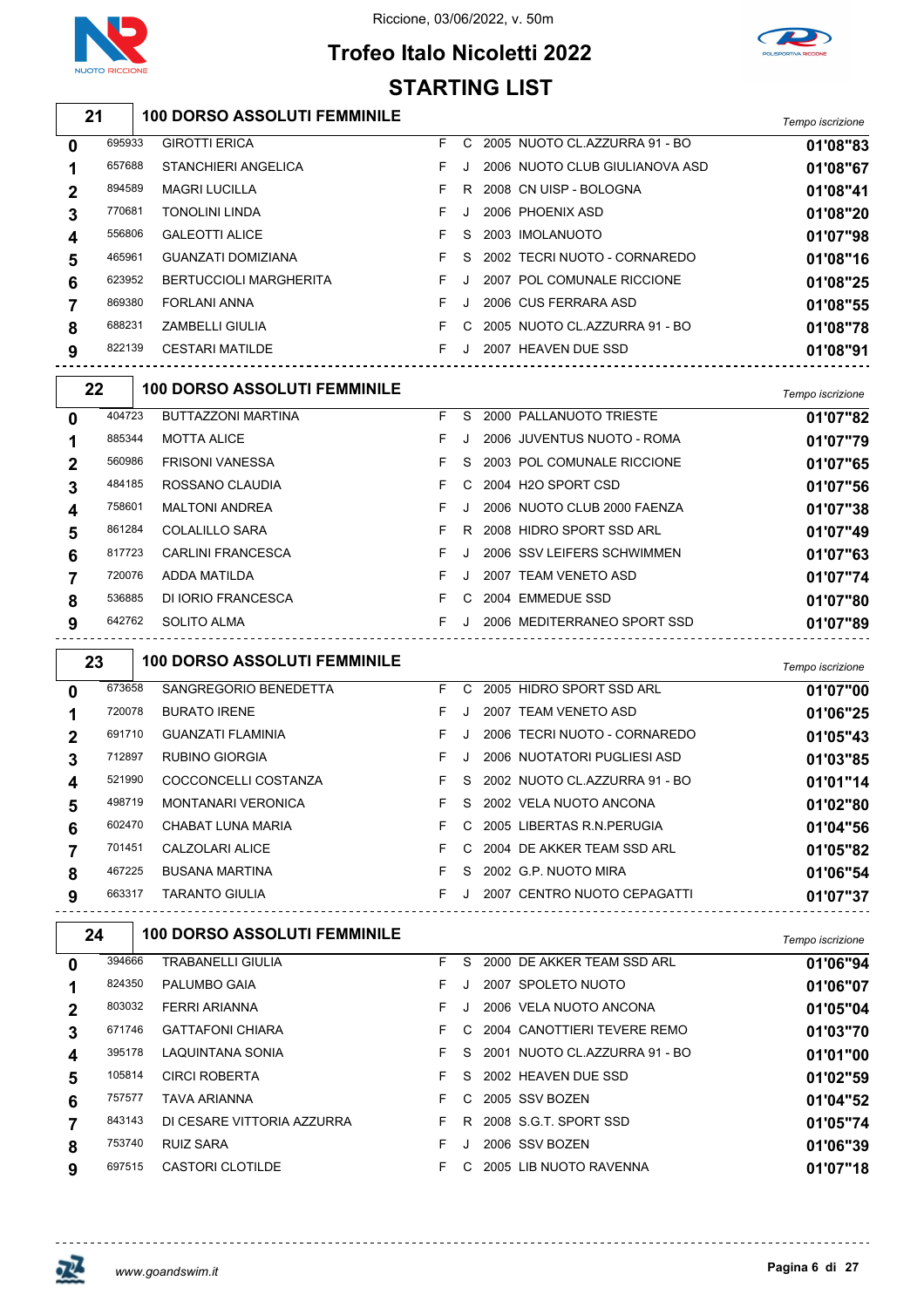# Trofeo Italo Nicoletti 2022

Riccione, 03/06/2022, v. 50m

## STARTING LIST

### 21 — 100 DORSO ASSOLUTI FEMMINILE

| Corsia | Tessera | Nome | Sesso | Cat. | Anno | Società | Tempo iscrizione |
|---|---|---|---|---|---|---|---|
| 0 | 695933 | GIROTTI ERICA | F | C | 2005 | NUOTO CL.AZZURRA 91 - BO | 01'08"83 |
| 1 | 657688 | STANCHIERI ANGELICA | F | J | 2006 | NUOTO CLUB GIULIANOVA ASD | 01'08"67 |
| 2 | 894589 | MAGRI LUCILLA | F | R | 2008 | CN UISP - BOLOGNA | 01'08"41 |
| 3 | 770681 | TONOLINI LINDA | F | J | 2006 | PHOENIX ASD | 01'08"20 |
| 4 | 556806 | GALEOTTI ALICE | F | S | 2003 | IMOLANUOTO | 01'07"98 |
| 5 | 465961 | GUANZATI DOMIZIANA | F | S | 2002 | TECRI NUOTO - CORNAREDO | 01'08"16 |
| 6 | 623952 | BERTUCCIOLI MARGHERITA | F | J | 2007 | POL COMUNALE RICCIONE | 01'08"25 |
| 7 | 869380 | FORLANI ANNA | F | J | 2006 | CUS FERRARA ASD | 01'08"55 |
| 8 | 688231 | ZAMBELLI GIULIA | F | C | 2005 | NUOTO CL.AZZURRA 91 - BO | 01'08"78 |
| 9 | 822139 | CESTARI MATILDE | F | J | 2007 | HEAVEN DUE SSD | 01'08"91 |

### 22 — 100 DORSO ASSOLUTI FEMMINILE

| Corsia | Tessera | Nome | Sesso | Cat. | Anno | Società | Tempo iscrizione |
|---|---|---|---|---|---|---|---|
| 0 | 404723 | BUTTAZZONI MARTINA | F | S | 2000 | PALLANUOTO TRIESTE | 01'07"82 |
| 1 | 885344 | MOTTA ALICE | F | J | 2006 | JUVENTUS NUOTO - ROMA | 01'07"79 |
| 2 | 560986 | FRISONI VANESSA | F | S | 2003 | POL COMUNALE RICCIONE | 01'07"65 |
| 3 | 484185 | ROSSANO CLAUDIA | F | C | 2004 | H2O SPORT CSD | 01'07"56 |
| 4 | 758601 | MALTONI ANDREA | F | J | 2006 | NUOTO CLUB 2000 FAENZA | 01'07"38 |
| 5 | 861284 | COLALILLO SARA | F | R | 2008 | HIDRO SPORT SSD ARL | 01'07"49 |
| 6 | 817723 | CARLINI FRANCESCA | F | J | 2006 | SSV LEIFERS SCHWIMMEN | 01'07"63 |
| 7 | 720076 | ADDA MATILDA | F | J | 2007 | TEAM VENETO ASD | 01'07"74 |
| 8 | 536885 | DI IORIO FRANCESCA | F | C | 2004 | EMMEDUE SSD | 01'07"80 |
| 9 | 642762 | SOLITO ALMA | F | J | 2006 | MEDITERRANEO SPORT SSD | 01'07"89 |

### 23 — 100 DORSO ASSOLUTI FEMMINILE

| Corsia | Tessera | Nome | Sesso | Cat. | Anno | Società | Tempo iscrizione |
|---|---|---|---|---|---|---|---|
| 0 | 673658 | SANGREGORIO BENEDETTA | F | C | 2005 | HIDRO SPORT SSD ARL | 01'07"00 |
| 1 | 720078 | BURATO IRENE | F | J | 2007 | TEAM VENETO ASD | 01'06"25 |
| 2 | 691710 | GUANZATI FLAMINIA | F | J | 2006 | TECRI NUOTO - CORNAREDO | 01'05"43 |
| 3 | 712897 | RUBINO GIORGIA | F | J | 2006 | NUOTATORI PUGLIESI ASD | 01'03"85 |
| 4 | 521990 | COCCONCELLI COSTANZA | F | S | 2002 | NUOTO CL.AZZURRA 91 - BO | 01'01"14 |
| 5 | 498719 | MONTANARI VERONICA | F | S | 2002 | VELA NUOTO ANCONA | 01'02"80 |
| 6 | 602470 | CHABAT LUNA MARIA | F | C | 2005 | LIBERTAS R.N.PERUGIA | 01'04"56 |
| 7 | 701451 | CALZOLARI ALICE | F | C | 2004 | DE AKKER TEAM SSD ARL | 01'05"82 |
| 8 | 467225 | BUSANA MARTINA | F | S | 2002 | G.P. NUOTO MIRA | 01'06"54 |
| 9 | 663317 | TARANTO GIULIA | F | J | 2007 | CENTRO NUOTO CEPAGATTI | 01'07"37 |

### 24 — 100 DORSO ASSOLUTI FEMMINILE

| Corsia | Tessera | Nome | Sesso | Cat. | Anno | Società | Tempo iscrizione |
|---|---|---|---|---|---|---|---|
| 0 | 394666 | TRABANELLI GIULIA | F | S | 2000 | DE AKKER TEAM SSD ARL | 01'06"94 |
| 1 | 824350 | PALUMBO GAIA | F | J | 2007 | SPOLETO NUOTO | 01'06"07 |
| 2 | 803032 | FERRI ARIANNA | F | J | 2006 | VELA NUOTO ANCONA | 01'05"04 |
| 3 | 671746 | GATTAFONI CHIARA | F | C | 2004 | CANOTTIERI TEVERE REMO | 01'03"70 |
| 4 | 395178 | LAQUINTANA SONIA | F | S | 2001 | NUOTO CL.AZZURRA 91 - BO | 01'01"00 |
| 5 | 105814 | CIRCI ROBERTA | F | S | 2002 | HEAVEN DUE SSD | 01'02"59 |
| 6 | 757577 | TAVA ARIANNA | F | C | 2005 | SSV BOZEN | 01'04"52 |
| 7 | 843143 | DI CESARE VITTORIA AZZURRA | F | R | 2008 | S.G.T. SPORT SSD | 01'05"74 |
| 8 | 753740 | RUIZ SARA | F | J | 2006 | SSV BOZEN | 01'06"39 |
| 9 | 697515 | CASTORI CLOTILDE | F | C | 2005 | LIB NUOTO RAVENNA | 01'07"18 |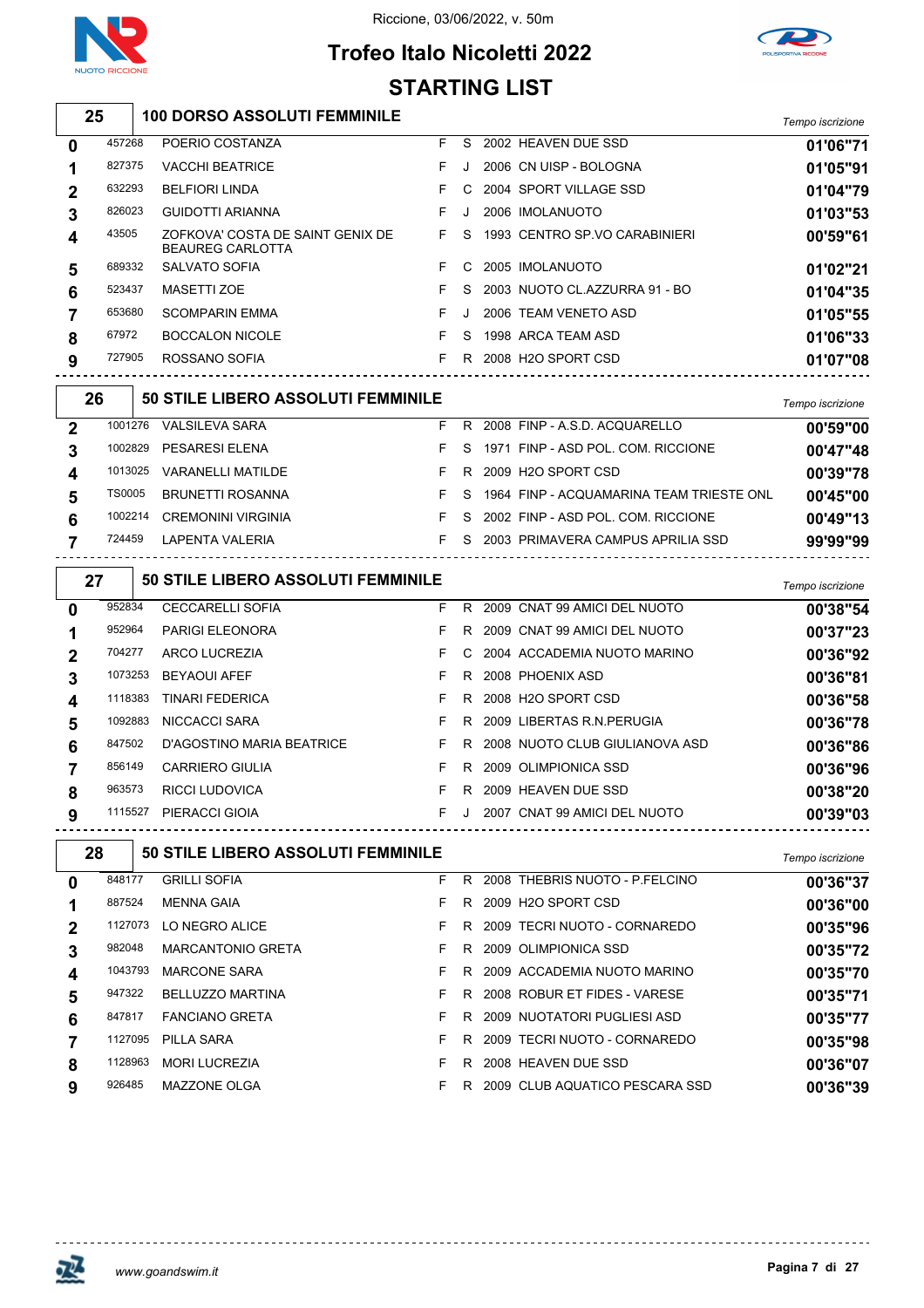# Trofeo Italo Nicoletti 2022

Riccione, 03/06/2022, v. 50m

## STARTING LIST

| 25 | 100 DORSO ASSOLUTI FEMMINILE | | | | | | Tempo iscrizione |
|---|---|---|---|---|---|---|---|
| 0 | 457268 | POERIO COSTANZA | F | S | 2002 | HEAVEN DUE SSD | 01'06"71 |
| 1 | 827375 | VACCHI BEATRICE | F | J | 2006 | CN UISP - BOLOGNA | 01'05"91 |
| 2 | 632293 | BELFIORI LINDA | F | C | 2004 | SPORT VILLAGE SSD | 01'04"79 |
| 3 | 826023 | GUIDOTTI ARIANNA | F | J | 2006 | IMOLANUOTO | 01'03"53 |
| 4 | 43505 | ZOFKOVA' COSTA DE SAINT GENIX DE BEAUREG CARLOTTA | F | S | 1993 | CENTRO SP.VO CARABINIERI | 00'59"61 |
| 5 | 689332 | SALVATO SOFIA | F | C | 2005 | IMOLANUOTO | 01'02"21 |
| 6 | 523437 | MASETTI ZOE | F | S | 2003 | NUOTO CL.AZZURRA 91 - BO | 01'04"35 |
| 7 | 653680 | SCOMPARIN EMMA | F | J | 2006 | TEAM VENETO ASD | 01'05"55 |
| 8 | 67972 | BOCCALON NICOLE | F | S | 1998 | ARCA TEAM ASD | 01'06"33 |
| 9 | 727905 | ROSSANO SOFIA | F | R | 2008 | H2O SPORT CSD | 01'07"08 |

| 26 | 50 STILE LIBERO ASSOLUTI FEMMINILE | | | | | | Tempo iscrizione |
|---|---|---|---|---|---|---|---|
| 2 | 1001276 | VALSILEVA SARA | F | R | 2008 | FINP - A.S.D. ACQUARELLO | 00'59"00 |
| 3 | 1002829 | PESARESI ELENA | F | S | 1971 | FINP - ASD POL. COM. RICCIONE | 00'47"48 |
| 4 | 1013025 | VARANELLI MATILDE | F | R | 2009 | H2O SPORT CSD | 00'39"78 |
| 5 | TS0005 | BRUNETTI ROSANNA | F | S | 1964 | FINP - ACQUAMARINA TEAM TRIESTE ONL | 00'45"00 |
| 6 | 1002214 | CREMONINI VIRGINIA | F | S | 2002 | FINP - ASD POL. COM. RICCIONE | 00'49"13 |
| 7 | 724459 | LAPENTA VALERIA | F | S | 2003 | PRIMAVERA CAMPUS APRILIA SSD | 99'99"99 |

| 27 | 50 STILE LIBERO ASSOLUTI FEMMINILE | | | | | | Tempo iscrizione |
|---|---|---|---|---|---|---|---|
| 0 | 952834 | CECCARELLI SOFIA | F | R | 2009 | CNAT 99 AMICI DEL NUOTO | 00'38"54 |
| 1 | 952964 | PARIGI ELEONORA | F | R | 2009 | CNAT 99 AMICI DEL NUOTO | 00'37"23 |
| 2 | 704277 | ARCO LUCREZIA | F | C | 2004 | ACCADEMIA NUOTO MARINO | 00'36"92 |
| 3 | 1073253 | BEYAOUI AFEF | F | R | 2008 | PHOENIX ASD | 00'36"81 |
| 4 | 1118383 | TINARI FEDERICA | F | R | 2008 | H2O SPORT CSD | 00'36"58 |
| 5 | 1092883 | NICCACCI SARA | F | R | 2009 | LIBERTAS R.N.PERUGIA | 00'36"78 |
| 6 | 847502 | D'AGOSTINO MARIA BEATRICE | F | R | 2008 | NUOTO CLUB GIULIANOVA ASD | 00'36"86 |
| 7 | 856149 | CARRIERO GIULIA | F | R | 2009 | OLIMPIONICA SSD | 00'36"96 |
| 8 | 963573 | RICCI LUDOVICA | F | R | 2009 | HEAVEN DUE SSD | 00'38"20 |
| 9 | 1115527 | PIERACCI GIOIA | F | J | 2007 | CNAT 99 AMICI DEL NUOTO | 00'39"03 |

| 28 | 50 STILE LIBERO ASSOLUTI FEMMINILE | | | | | | Tempo iscrizione |
|---|---|---|---|---|---|---|---|
| 0 | 848177 | GRILLI SOFIA | F | R | 2008 | THEBRIS NUOTO - P.FELCINO | 00'36"37 |
| 1 | 887524 | MENNA GAIA | F | R | 2009 | H2O SPORT CSD | 00'36"00 |
| 2 | 1127073 | LO NEGRO ALICE | F | R | 2009 | TECRI NUOTO - CORNAREDO | 00'35"96 |
| 3 | 982048 | MARCANTONIO GRETA | F | R | 2009 | OLIMPIONICA SSD | 00'35"72 |
| 4 | 1043793 | MARCONE SARA | F | R | 2009 | ACCADEMIA NUOTO MARINO | 00'35"70 |
| 5 | 947322 | BELLUZZO MARTINA | F | R | 2008 | ROBUR ET FIDES - VARESE | 00'35"71 |
| 6 | 847817 | FANCIANO GRETA | F | R | 2009 | NUOTATORI PUGLIESI ASD | 00'35"77 |
| 7 | 1127095 | PILLA SARA | F | R | 2009 | TECRI NUOTO - CORNAREDO | 00'35"98 |
| 8 | 1128963 | MORI LUCREZIA | F | R | 2008 | HEAVEN DUE SSD | 00'36"07 |
| 9 | 926485 | MAZZONE OLGA | F | R | 2009 | CLUB AQUATICO PESCARA SSD | 00'36"39 |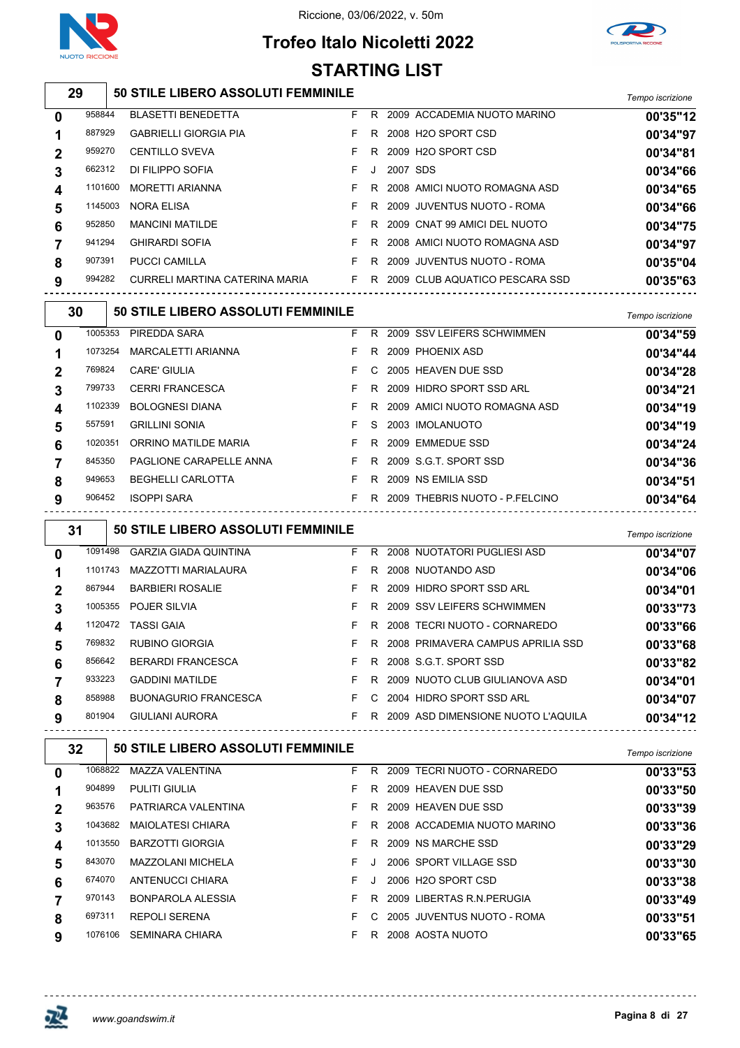# Trofeo Italo Nicoletti 2022

Riccione, 03/06/2022, v. 50m

## STARTING LIST

### 29 — 50 STILE LIBERO ASSOLUTI FEMMINILE

| Corsia | Tessera | Nome | Sesso | Cat. | Anno | Società | Tempo iscrizione |
|---|---|---|---|---|---|---|---|
| 0 | 958844 | BLASETTI BENEDETTA | F | R | 2009 | ACCADEMIA NUOTO MARINO | 00'35"12 |
| 1 | 887929 | GABRIELLI GIORGIA PIA | F | R | 2008 | H2O SPORT CSD | 00'34"97 |
| 2 | 959270 | CENTILLO SVEVA | F | R | 2009 | H2O SPORT CSD | 00'34"81 |
| 3 | 662312 | DI FILIPPO SOFIA | F | J | 2007 | SDS | 00'34"66 |
| 4 | 1101600 | MORETTI ARIANNA | F | R | 2008 | AMICI NUOTO ROMAGNA ASD | 00'34"65 |
| 5 | 1145003 | NORA ELISA | F | R | 2009 | JUVENTUS NUOTO - ROMA | 00'34"66 |
| 6 | 952850 | MANCINI MATILDE | F | R | 2009 | CNAT 99 AMICI DEL NUOTO | 00'34"75 |
| 7 | 941294 | GHIRARDI SOFIA | F | R | 2008 | AMICI NUOTO ROMAGNA ASD | 00'34"97 |
| 8 | 907391 | PUCCI CAMILLA | F | R | 2009 | JUVENTUS NUOTO - ROMA | 00'35"04 |
| 9 | 994282 | CURRELI MARTINA CATERINA MARIA | F | R | 2009 | CLUB AQUATICO PESCARA SSD | 00'35"63 |

### 30 — 50 STILE LIBERO ASSOLUTI FEMMINILE

| Corsia | Tessera | Nome | Sesso | Cat. | Anno | Società | Tempo iscrizione |
|---|---|---|---|---|---|---|---|
| 0 | 1005353 | PIREDDA SARA | F | R | 2009 | SSV LEIFERS SCHWIMMEN | 00'34"59 |
| 1 | 1073254 | MARCALETTI ARIANNA | F | R | 2009 | PHOENIX ASD | 00'34"44 |
| 2 | 769824 | CARE' GIULIA | F | C | 2005 | HEAVEN DUE SSD | 00'34"28 |
| 3 | 799733 | CERRI FRANCESCA | F | R | 2009 | HIDRO SPORT SSD ARL | 00'34"21 |
| 4 | 1102339 | BOLOGNESI DIANA | F | R | 2009 | AMICI NUOTO ROMAGNA ASD | 00'34"19 |
| 5 | 557591 | GRILLINI SONIA | F | S | 2003 | IMOLANUOTO | 00'34"19 |
| 6 | 1020351 | ORRINO MATILDE MARIA | F | R | 2009 | EMMEDUE SSD | 00'34"24 |
| 7 | 845350 | PAGLIONE CARAPELLE ANNA | F | R | 2009 | S.G.T. SPORT SSD | 00'34"36 |
| 8 | 949653 | BEGHELLI CARLOTTA | F | R | 2009 | NS EMILIA SSD | 00'34"51 |
| 9 | 906452 | ISOPPI SARA | F | R | 2009 | THEBRIS NUOTO - P.FELCINO | 00'34"64 |

### 31 — 50 STILE LIBERO ASSOLUTI FEMMINILE

| Corsia | Tessera | Nome | Sesso | Cat. | Anno | Società | Tempo iscrizione |
|---|---|---|---|---|---|---|---|
| 0 | 1091498 | GARZIA GIADA QUINTINA | F | R | 2008 | NUOTATORI PUGLIESI ASD | 00'34"07 |
| 1 | 1101743 | MAZZOTTI MARIALAURA | F | R | 2008 | NUOTANDO ASD | 00'34"06 |
| 2 | 867944 | BARBIERI ROSALIE | F | R | 2009 | HIDRO SPORT SSD ARL | 00'34"01 |
| 3 | 1005355 | POJER SILVIA | F | R | 2009 | SSV LEIFERS SCHWIMMEN | 00'33"73 |
| 4 | 1120472 | TASSI GAIA | F | R | 2008 | TECRI NUOTO - CORNAREDO | 00'33"66 |
| 5 | 769832 | RUBINO GIORGIA | F | R | 2008 | PRIMAVERA CAMPUS APRILIA SSD | 00'33"68 |
| 6 | 856642 | BERARDI FRANCESCA | F | R | 2008 | S.G.T. SPORT SSD | 00'33"82 |
| 7 | 933223 | GADDINI MATILDE | F | R | 2009 | NUOTO CLUB GIULIANOVA ASD | 00'34"01 |
| 8 | 858988 | BUONAGURIO FRANCESCA | F | C | 2004 | HIDRO SPORT SSD ARL | 00'34"07 |
| 9 | 801904 | GIULIANI AURORA | F | R | 2009 | ASD DIMENSIONE NUOTO L'AQUILA | 00'34"12 |

### 32 — 50 STILE LIBERO ASSOLUTI FEMMINILE

| Corsia | Tessera | Nome | Sesso | Cat. | Anno | Società | Tempo iscrizione |
|---|---|---|---|---|---|---|---|
| 0 | 1068822 | MAZZA VALENTINA | F | R | 2009 | TECRI NUOTO - CORNAREDO | 00'33"53 |
| 1 | 904899 | PULITI GIULIA | F | R | 2009 | HEAVEN DUE SSD | 00'33"50 |
| 2 | 963576 | PATRIARCA VALENTINA | F | R | 2009 | HEAVEN DUE SSD | 00'33"39 |
| 3 | 1043682 | MAIOLATESI CHIARA | F | R | 2008 | ACCADEMIA NUOTO MARINO | 00'33"36 |
| 4 | 1013550 | BARZOTTI GIORGIA | F | R | 2009 | NS MARCHE SSD | 00'33"29 |
| 5 | 843070 | MAZZOLANI MICHELA | F | J | 2006 | SPORT VILLAGE SSD | 00'33"30 |
| 6 | 674070 | ANTENUCCI CHIARA | F | J | 2006 | H2O SPORT CSD | 00'33"38 |
| 7 | 970143 | BONPAROLA ALESSIA | F | R | 2009 | LIBERTAS R.N.PERUGIA | 00'33"49 |
| 8 | 697311 | REPOLI SERENA | F | C | 2005 | JUVENTUS NUOTO - ROMA | 00'33"51 |
| 9 | 1076106 | SEMINARA CHIARA | F | R | 2008 | AOSTA NUOTO | 00'33"65 |

www.goandswim.it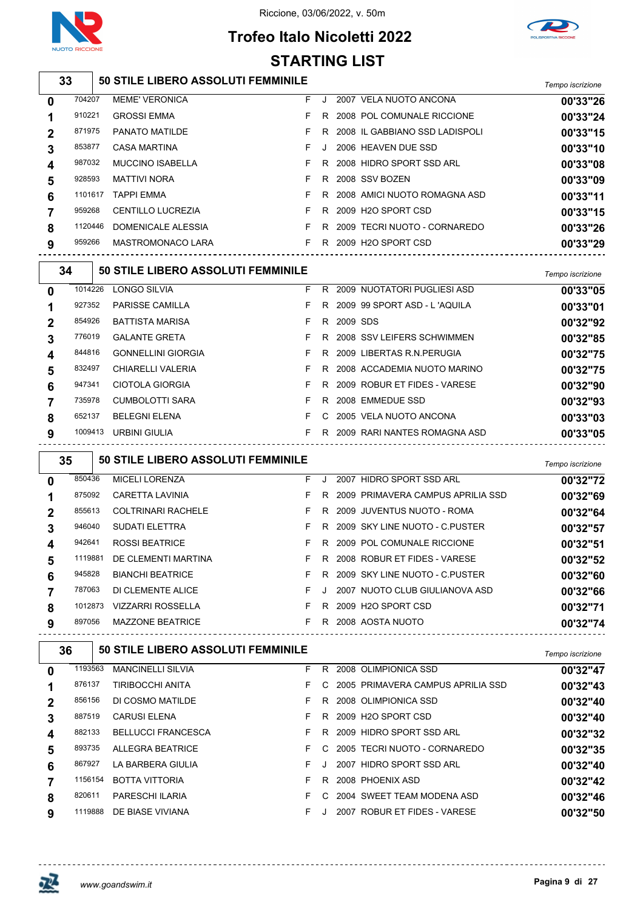Riccione, 03/06/2022, v. 50m

# Trofeo Italo Nicoletti 2022

## STARTING LIST

### 33 — 50 STILE LIBERO ASSOLUTI FEMMINILE

| Corsia | Matricola | Nome | Sesso | Cat. | Anno | Società | *Tempo iscrizione* |
|---|---|---|---|---|---|---|---|
| 0 | 704207 | MEME' VERONICA | F | J | 2007 | VELA NUOTO ANCONA | 00'33"26 |
| 1 | 910221 | GROSSI EMMA | F | R | 2008 | POL COMUNALE RICCIONE | 00'33"24 |
| 2 | 871975 | PANATO MATILDE | F | R | 2008 | IL GABBIANO SSD LADISPOLI | 00'33"15 |
| 3 | 853877 | CASA MARTINA | F | J | 2006 | HEAVEN DUE SSD | 00'33"10 |
| 4 | 987032 | MUCCINO ISABELLA | F | R | 2008 | HIDRO SPORT SSD ARL | 00'33"08 |
| 5 | 928593 | MATTIVI NORA | F | R | 2008 | SSV BOZEN | 00'33"09 |
| 6 | 1101617 | TAPPI EMMA | F | R | 2008 | AMICI NUOTO ROMAGNA ASD | 00'33"11 |
| 7 | 959268 | CENTILLO LUCREZIA | F | R | 2009 | H2O SPORT CSD | 00'33"15 |
| 8 | 1120446 | DOMENICALE ALESSIA | F | R | 2009 | TECRI NUOTO - CORNAREDO | 00'33"26 |
| 9 | 959266 | MASTROMONACO LARA | F | R | 2009 | H2O SPORT CSD | 00'33"29 |

### 34 — 50 STILE LIBERO ASSOLUTI FEMMINILE

| Corsia | Matricola | Nome | Sesso | Cat. | Anno | Società | *Tempo iscrizione* |
|---|---|---|---|---|---|---|---|
| 0 | 1014226 | LONGO SILVIA | F | R | 2009 | NUOTATORI PUGLIESI ASD | 00'33"05 |
| 1 | 927352 | PARISSE CAMILLA | F | R | 2009 | 99 SPORT ASD - L 'AQUILA | 00'33"01 |
| 2 | 854926 | BATTISTA MARISA | F | R | 2009 | SDS | 00'32"92 |
| 3 | 776019 | GALANTE GRETA | F | R | 2008 | SSV LEIFERS SCHWIMMEN | 00'32"85 |
| 4 | 844816 | GONNELLINI GIORGIA | F | R | 2009 | LIBERTAS R.N.PERUGIA | 00'32"75 |
| 5 | 832497 | CHIARELLI VALERIA | F | R | 2008 | ACCADEMIA NUOTO MARINO | 00'32"75 |
| 6 | 947341 | CIOTOLA GIORGIA | F | R | 2009 | ROBUR ET FIDES - VARESE | 00'32"90 |
| 7 | 735978 | CUMBOLOTTI SARA | F | R | 2008 | EMMEDUE SSD | 00'32"93 |
| 8 | 652137 | BELEGNI ELENA | F | C | 2005 | VELA NUOTO ANCONA | 00'33"03 |
| 9 | 1009413 | URBINI GIULIA | F | R | 2009 | RARI NANTES ROMAGNA ASD | 00'33"05 |

### 35 — 50 STILE LIBERO ASSOLUTI FEMMINILE

| Corsia | Matricola | Nome | Sesso | Cat. | Anno | Società | *Tempo iscrizione* |
|---|---|---|---|---|---|---|---|
| 0 | 850436 | MICELI LORENZA | F | J | 2007 | HIDRO SPORT SSD ARL | 00'32"72 |
| 1 | 875092 | CARETTA LAVINIA | F | R | 2009 | PRIMAVERA CAMPUS APRILIA SSD | 00'32"69 |
| 2 | 855613 | COLTRINARI RACHELE | F | R | 2009 | JUVENTUS NUOTO - ROMA | 00'32"64 |
| 3 | 946040 | SUDATI ELETTRA | F | R | 2009 | SKY LINE NUOTO - C.PUSTER | 00'32"57 |
| 4 | 942641 | ROSSI BEATRICE | F | R | 2009 | POL COMUNALE RICCIONE | 00'32"51 |
| 5 | 1119881 | DE CLEMENTI MARTINA | F | R | 2008 | ROBUR ET FIDES - VARESE | 00'32"52 |
| 6 | 945828 | BIANCHI BEATRICE | F | R | 2009 | SKY LINE NUOTO - C.PUSTER | 00'32"60 |
| 7 | 787063 | DI CLEMENTE ALICE | F | J | 2007 | NUOTO CLUB GIULIANOVA ASD | 00'32"66 |
| 8 | 1012873 | VIZZARRI ROSSELLA | F | R | 2009 | H2O SPORT CSD | 00'32"71 |
| 9 | 897056 | MAZZONE BEATRICE | F | R | 2008 | AOSTA NUOTO | 00'32"74 |

### 36 — 50 STILE LIBERO ASSOLUTI FEMMINILE

| Corsia | Matricola | Nome | Sesso | Cat. | Anno | Società | *Tempo iscrizione* |
|---|---|---|---|---|---|---|---|
| 0 | 1193563 | MANCINELLI SILVIA | F | R | 2008 | OLIMPIONICA SSD | 00'32"47 |
| 1 | 876137 | TIRIBOCCHI ANITA | F | C | 2005 | PRIMAVERA CAMPUS APRILIA SSD | 00'32"43 |
| 2 | 856156 | DI COSMO MATILDE | F | R | 2008 | OLIMPIONICA SSD | 00'32"40 |
| 3 | 887519 | CARUSI ELENA | F | R | 2009 | H2O SPORT CSD | 00'32"40 |
| 4 | 882133 | BELLUCCI FRANCESCA | F | R | 2009 | HIDRO SPORT SSD ARL | 00'32"32 |
| 5 | 893735 | ALLEGRA BEATRICE | F | C | 2005 | TECRI NUOTO - CORNAREDO | 00'32"35 |
| 6 | 867927 | LA BARBERA GIULIA | F | J | 2007 | HIDRO SPORT SSD ARL | 00'32"40 |
| 7 | 1156154 | BOTTA VITTORIA | F | R | 2008 | PHOENIX ASD | 00'32"42 |
| 8 | 820611 | PARESCHI ILARIA | F | C | 2004 | SWEET TEAM MODENA ASD | 00'32"46 |
| 9 | 1119888 | DE BIASE VIVIANA | F | J | 2007 | ROBUR ET FIDES - VARESE | 00'32"50 |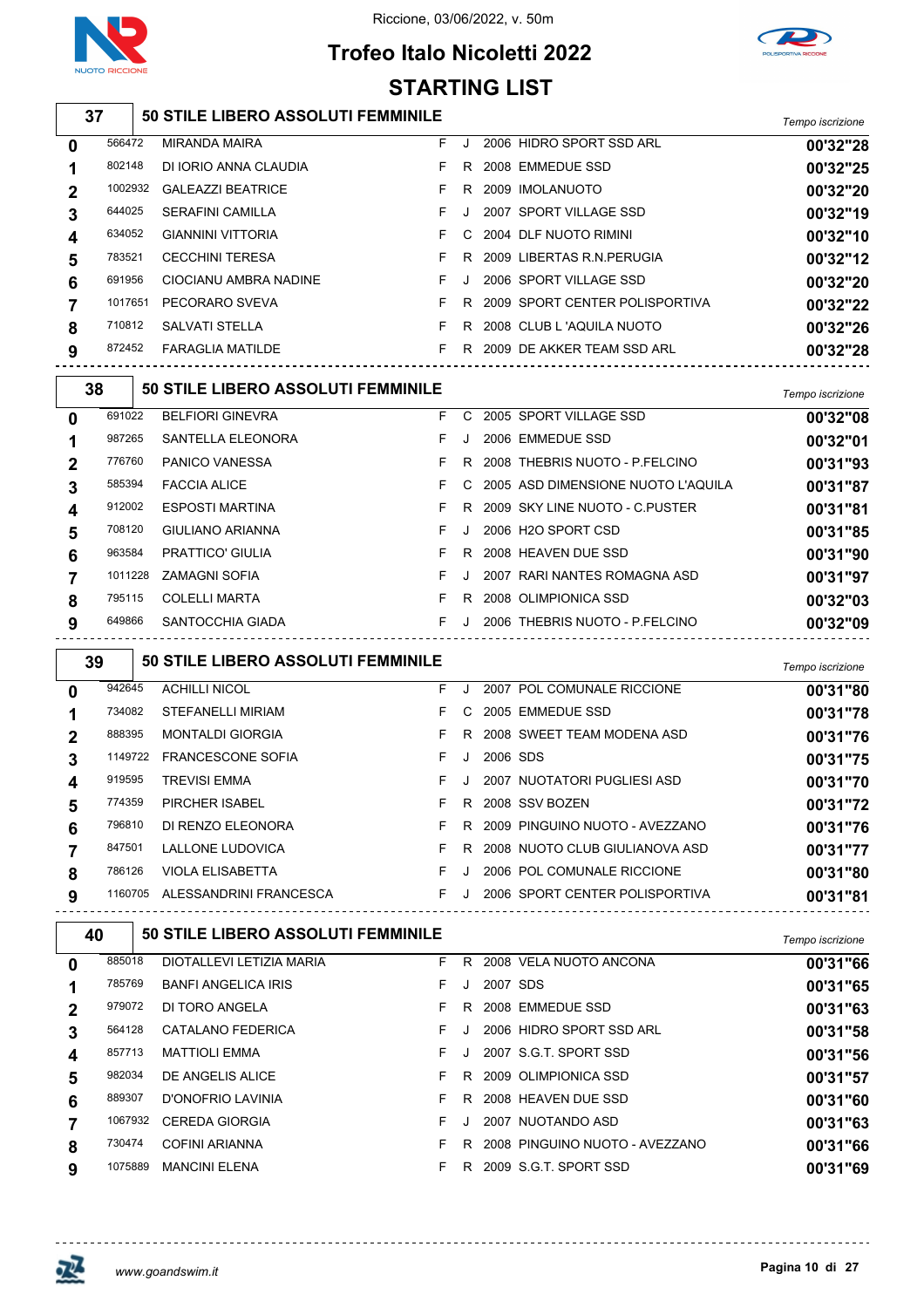Riccione, 03/06/2022, v. 50m

# Trofeo Italo Nicoletti 2022

## STARTING LIST

### 37 — 50 STILE LIBERO ASSOLUTI FEMMINILE

| Corsia | Tessera | Nome | Sesso | Cat. | Anno | Società | *Tempo iscrizione* |
|---|---|---|---|---|---|---|---|
| 0 | 566472 | MIRANDA MAIRA | F | J | 2006 | HIDRO SPORT SSD ARL | 00'32"28 |
| 1 | 802148 | DI IORIO ANNA CLAUDIA | F | R | 2008 | EMMEDUE SSD | 00'32"25 |
| 2 | 1002932 | GALEAZZI BEATRICE | F | R | 2009 | IMOLANUOTO | 00'32"20 |
| 3 | 644025 | SERAFINI CAMILLA | F | J | 2007 | SPORT VILLAGE SSD | 00'32"19 |
| 4 | 634052 | GIANNINI VITTORIA | F | C | 2004 | DLF NUOTO RIMINI | 00'32"10 |
| 5 | 783521 | CECCHINI TERESA | F | R | 2009 | LIBERTAS R.N.PERUGIA | 00'32"12 |
| 6 | 691956 | CIOCIANU AMBRA NADINE | F | J | 2006 | SPORT VILLAGE SSD | 00'32"20 |
| 7 | 1017651 | PECORARO SVEVA | F | R | 2009 | SPORT CENTER POLISPORTIVA | 00'32"22 |
| 8 | 710812 | SALVATI STELLA | F | R | 2008 | CLUB L 'AQUILA NUOTO | 00'32"26 |
| 9 | 872452 | FARAGLIA MATILDE | F | R | 2009 | DE AKKER TEAM SSD ARL | 00'32"28 |

### 38 — 50 STILE LIBERO ASSOLUTI FEMMINILE

| Corsia | Tessera | Nome | Sesso | Cat. | Anno | Società | *Tempo iscrizione* |
|---|---|---|---|---|---|---|---|
| 0 | 691022 | BELFIORI GINEVRA | F | C | 2005 | SPORT VILLAGE SSD | 00'32"08 |
| 1 | 987265 | SANTELLA ELEONORA | F | J | 2006 | EMMEDUE SSD | 00'32"01 |
| 2 | 776760 | PANICO VANESSA | F | R | 2008 | THEBRIS NUOTO - P.FELCINO | 00'31"93 |
| 3 | 585394 | FACCIA ALICE | F | C | 2005 | ASD DIMENSIONE NUOTO L'AQUILA | 00'31"87 |
| 4 | 912002 | ESPOSTI MARTINA | F | R | 2009 | SKY LINE NUOTO - C.PUSTER | 00'31"81 |
| 5 | 708120 | GIULIANO ARIANNA | F | J | 2006 | H2O SPORT CSD | 00'31"85 |
| 6 | 963584 | PRATTICO' GIULIA | F | R | 2008 | HEAVEN DUE SSD | 00'31"90 |
| 7 | 1011228 | ZAMAGNI SOFIA | F | J | 2007 | RARI NANTES ROMAGNA ASD | 00'31"97 |
| 8 | 795115 | COLELLI MARTA | F | R | 2008 | OLIMPIONICA SSD | 00'32"03 |
| 9 | 649866 | SANTOCCHIA GIADA | F | J | 2006 | THEBRIS NUOTO - P.FELCINO | 00'32"09 |

### 39 — 50 STILE LIBERO ASSOLUTI FEMMINILE

| Corsia | Tessera | Nome | Sesso | Cat. | Anno | Società | *Tempo iscrizione* |
|---|---|---|---|---|---|---|---|
| 0 | 942645 | ACHILLI NICOL | F | J | 2007 | POL COMUNALE RICCIONE | 00'31"80 |
| 1 | 734082 | STEFANELLI MIRIAM | F | C | 2005 | EMMEDUE SSD | 00'31"78 |
| 2 | 888395 | MONTALDI GIORGIA | F | R | 2008 | SWEET TEAM MODENA ASD | 00'31"76 |
| 3 | 1149722 | FRANCESCONE SOFIA | F | J | 2006 | SDS | 00'31"75 |
| 4 | 919595 | TREVISI EMMA | F | J | 2007 | NUOTATORI PUGLIESI ASD | 00'31"70 |
| 5 | 774359 | PIRCHER ISABEL | F | R | 2008 | SSV BOZEN | 00'31"72 |
| 6 | 796810 | DI RENZO ELEONORA | F | R | 2009 | PINGUINO NUOTO - AVEZZANO | 00'31"76 |
| 7 | 847501 | LALLONE LUDOVICA | F | R | 2008 | NUOTO CLUB GIULIANOVA ASD | 00'31"77 |
| 8 | 786126 | VIOLA ELISABETTA | F | J | 2006 | POL COMUNALE RICCIONE | 00'31"80 |
| 9 | 1160705 | ALESSANDRINI FRANCESCA | F | J | 2006 | SPORT CENTER POLISPORTIVA | 00'31"81 |

### 40 — 50 STILE LIBERO ASSOLUTI FEMMINILE

| Corsia | Tessera | Nome | Sesso | Cat. | Anno | Società | *Tempo iscrizione* |
|---|---|---|---|---|---|---|---|
| 0 | 885018 | DIOTALLEVI LETIZIA MARIA | F | R | 2008 | VELA NUOTO ANCONA | 00'31"66 |
| 1 | 785769 | BANFI ANGELICA IRIS | F | J | 2007 | SDS | 00'31"65 |
| 2 | 979072 | DI TORO ANGELA | F | R | 2008 | EMMEDUE SSD | 00'31"63 |
| 3 | 564128 | CATALANO FEDERICA | F | J | 2006 | HIDRO SPORT SSD ARL | 00'31"58 |
| 4 | 857713 | MATTIOLI EMMA | F | J | 2007 | S.G.T. SPORT SSD | 00'31"56 |
| 5 | 982034 | DE ANGELIS ALICE | F | R | 2009 | OLIMPIONICA SSD | 00'31"57 |
| 6 | 889307 | D'ONOFRIO LAVINIA | F | R | 2008 | HEAVEN DUE SSD | 00'31"60 |
| 7 | 1067932 | CEREDA GIORGIA | F | J | 2007 | NUOTANDO ASD | 00'31"63 |
| 8 | 730474 | COFINI ARIANNA | F | R | 2008 | PINGUINO NUOTO - AVEZZANO | 00'31"66 |
| 9 | 1075889 | MANCINI ELENA | F | R | 2009 | S.G.T. SPORT SSD | 00'31"69 |

*www.goandswim.it*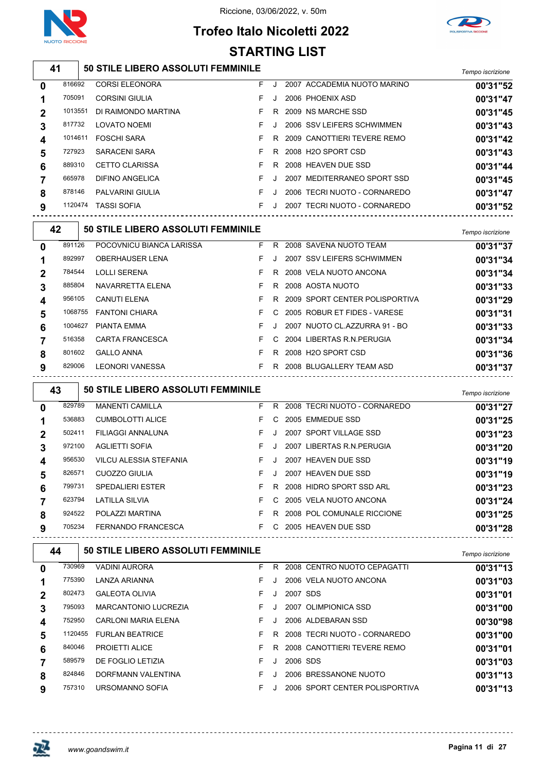Riccione, 03/06/2022, v. 50m

# Trofeo Italo Nicoletti 2022

## STARTING LIST

### 41 — 50 STILE LIBERO ASSOLUTI FEMMINILE

| Corsia | Tessera | Nome | Sesso | Cat. | Anno | Società | Tempo iscrizione |
|---|---|---|---|---|---|---|---|
| 0 | 816692 | CORSI ELEONORA | F | J | 2007 | ACCADEMIA NUOTO MARINO | 00'31"52 |
| 1 | 705091 | CORSINI GIULIA | F | J | 2006 | PHOENIX ASD | 00'31"47 |
| 2 | 1013551 | DI RAIMONDO MARTINA | F | R | 2009 | NS MARCHE SSD | 00'31"45 |
| 3 | 817732 | LOVATO NOEMI | F | J | 2006 | SSV LEIFERS SCHWIMMEN | 00'31"43 |
| 4 | 1014611 | FOSCHI SARA | F | R | 2009 | CANOTTIERI TEVERE REMO | 00'31"42 |
| 5 | 727923 | SARACENI SARA | F | R | 2008 | H2O SPORT CSD | 00'31"43 |
| 6 | 889310 | CETTO CLARISSA | F | R | 2008 | HEAVEN DUE SSD | 00'31"44 |
| 7 | 665978 | DIFINO ANGELICA | F | J | 2007 | MEDITERRANEO SPORT SSD | 00'31"45 |
| 8 | 878146 | PALVARINI GIULIA | F | J | 2006 | TECRI NUOTO - CORNAREDO | 00'31"47 |
| 9 | 1120474 | TASSI SOFIA | F | J | 2007 | TECRI NUOTO - CORNAREDO | 00'31"52 |

### 42 — 50 STILE LIBERO ASSOLUTI FEMMINILE

| Corsia | Tessera | Nome | Sesso | Cat. | Anno | Società | Tempo iscrizione |
|---|---|---|---|---|---|---|---|
| 0 | 891126 | POCOVNICU BIANCA LARISSA | F | R | 2008 | SAVENA NUOTO TEAM | 00'31"37 |
| 1 | 892997 | OBERHAUSER LENA | F | J | 2007 | SSV LEIFERS SCHWIMMEN | 00'31"34 |
| 2 | 784544 | LOLLI SERENA | F | R | 2008 | VELA NUOTO ANCONA | 00'31"34 |
| 3 | 885804 | NAVARRETTA ELENA | F | R | 2008 | AOSTA NUOTO | 00'31"33 |
| 4 | 956105 | CANUTI ELENA | F | R | 2009 | SPORT CENTER POLISPORTIVA | 00'31"29 |
| 5 | 1068755 | FANTONI CHIARA | F | C | 2005 | ROBUR ET FIDES - VARESE | 00'31"31 |
| 6 | 1004627 | PIANTA EMMA | F | J | 2007 | NUOTO CL.AZZURRA 91 - BO | 00'31"33 |
| 7 | 516358 | CARTA FRANCESCA | F | C | 2004 | LIBERTAS R.N.PERUGIA | 00'31"34 |
| 8 | 801602 | GALLO ANNA | F | R | 2008 | H2O SPORT CSD | 00'31"36 |
| 9 | 829006 | LEONORI VANESSA | F | R | 2008 | BLUGALLERY TEAM ASD | 00'31"37 |

### 43 — 50 STILE LIBERO ASSOLUTI FEMMINILE

| Corsia | Tessera | Nome | Sesso | Cat. | Anno | Società | Tempo iscrizione |
|---|---|---|---|---|---|---|---|
| 0 | 829789 | MANENTI CAMILLA | F | R | 2008 | TECRI NUOTO - CORNAREDO | 00'31"27 |
| 1 | 536883 | CUMBOLOTTI ALICE | F | C | 2005 | EMMEDUE SSD | 00'31"25 |
| 2 | 502411 | FILIAGGI ANNALUNA | F | J | 2007 | SPORT VILLAGE SSD | 00'31"23 |
| 3 | 972100 | AGLIETTI SOFIA | F | J | 2007 | LIBERTAS R.N.PERUGIA | 00'31"20 |
| 4 | 956530 | VILCU ALESSIA STEFANIA | F | J | 2007 | HEAVEN DUE SSD | 00'31"19 |
| 5 | 826571 | CUOZZO GIULIA | F | J | 2007 | HEAVEN DUE SSD | 00'31"19 |
| 6 | 799731 | SPEDALIERI ESTER | F | R | 2008 | HIDRO SPORT SSD ARL | 00'31"23 |
| 7 | 623794 | LATILLA SILVIA | F | C | 2005 | VELA NUOTO ANCONA | 00'31"24 |
| 8 | 924522 | POLAZZI MARTINA | F | R | 2008 | POL COMUNALE RICCIONE | 00'31"25 |
| 9 | 705234 | FERNANDO FRANCESCA | F | C | 2005 | HEAVEN DUE SSD | 00'31"28 |

### 44 — 50 STILE LIBERO ASSOLUTI FEMMINILE

| Corsia | Tessera | Nome | Sesso | Cat. | Anno | Società | Tempo iscrizione |
|---|---|---|---|---|---|---|---|
| 0 | 730969 | VADINI AURORA | F | R | 2008 | CENTRO NUOTO CEPAGATTI | 00'31"13 |
| 1 | 775390 | LANZA ARIANNA | F | J | 2006 | VELA NUOTO ANCONA | 00'31"03 |
| 2 | 802473 | GALEOTA OLIVIA | F | J | 2007 | SDS | 00'31"01 |
| 3 | 795093 | MARCANTONIO LUCREZIA | F | J | 2007 | OLIMPIONICA SSD | 00'31"00 |
| 4 | 752950 | CARLONI MARIA ELENA | F | J | 2006 | ALDEBARAN SSD | 00'30"98 |
| 5 | 1120455 | FURLAN BEATRICE | F | R | 2008 | TECRI NUOTO - CORNAREDO | 00'31"00 |
| 6 | 840046 | PROIETTI ALICE | F | R | 2008 | CANOTTIERI TEVERE REMO | 00'31"01 |
| 7 | 589579 | DE FOGLIO LETIZIA | F | J | 2006 | SDS | 00'31"03 |
| 8 | 824846 | DORFMANN VALENTINA | F | J | 2006 | BRESSANONE NUOTO | 00'31"13 |
| 9 | 757310 | URSOMANNO SOFIA | F | J | 2006 | SPORT CENTER POLISPORTIVA | 00'31"13 |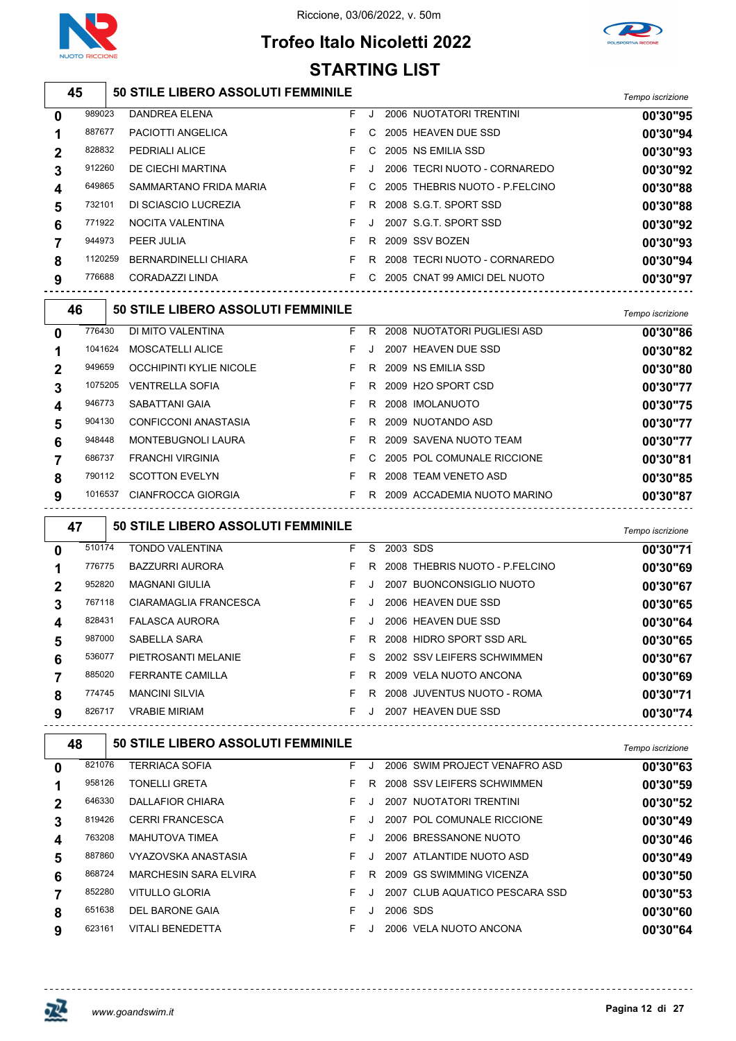Riccione, 03/06/2022, v. 50m

# Trofeo Italo Nicoletti 2022

## STARTING LIST

### 45 — 50 STILE LIBERO ASSOLUTI FEMMINILE

| Corsia | Tessera | Nome | Sesso | Cat. | Anno | Società | Tempo iscrizione |
|---|---|---|---|---|---|---|---|
| 0 | 989023 | DANDREA ELENA | F | J | 2006 | NUOTATORI TRENTINI | 00'30"95 |
| 1 | 887677 | PACIOTTI ANGELICA | F | C | 2005 | HEAVEN DUE SSD | 00'30"94 |
| 2 | 828832 | PEDRIALI ALICE | F | C | 2005 | NS EMILIA SSD | 00'30"93 |
| 3 | 912260 | DE CIECHI MARTINA | F | J | 2006 | TECRI NUOTO - CORNAREDO | 00'30"92 |
| 4 | 649865 | SAMMARTANO FRIDA MARIA | F | C | 2005 | THEBRIS NUOTO - P.FELCINO | 00'30"88 |
| 5 | 732101 | DI SCIASCIO LUCREZIA | F | R | 2008 | S.G.T. SPORT SSD | 00'30"88 |
| 6 | 771922 | NOCITA VALENTINA | F | J | 2007 | S.G.T. SPORT SSD | 00'30"92 |
| 7 | 944973 | PEER JULIA | F | R | 2009 | SSV BOZEN | 00'30"93 |
| 8 | 1120259 | BERNARDINELLI CHIARA | F | R | 2008 | TECRI NUOTO - CORNAREDO | 00'30"94 |
| 9 | 776688 | CORADAZZI LINDA | F | C | 2005 | CNAT 99 AMICI DEL NUOTO | 00'30"97 |

### 46 — 50 STILE LIBERO ASSOLUTI FEMMINILE

| Corsia | Tessera | Nome | Sesso | Cat. | Anno | Società | Tempo iscrizione |
|---|---|---|---|---|---|---|---|
| 0 | 776430 | DI MITO VALENTINA | F | R | 2008 | NUOTATORI PUGLIESI ASD | 00'30"86 |
| 1 | 1041624 | MOSCATELLI ALICE | F | J | 2007 | HEAVEN DUE SSD | 00'30"82 |
| 2 | 949659 | OCCHIPINTI KYLIE NICOLE | F | R | 2009 | NS EMILIA SSD | 00'30"80 |
| 3 | 1075205 | VENTRELLA SOFIA | F | R | 2009 | H2O SPORT CSD | 00'30"77 |
| 4 | 946773 | SABATTANI GAIA | F | R | 2008 | IMOLANUOTO | 00'30"75 |
| 5 | 904130 | CONFICCONI ANASTASIA | F | R | 2009 | NUOTANDO ASD | 00'30"77 |
| 6 | 948448 | MONTEBUGNOLI LAURA | F | R | 2009 | SAVENA NUOTO TEAM | 00'30"77 |
| 7 | 686737 | FRANCHI VIRGINIA | F | C | 2005 | POL COMUNALE RICCIONE | 00'30"81 |
| 8 | 790112 | SCOTTON EVELYN | F | R | 2008 | TEAM VENETO ASD | 00'30"85 |
| 9 | 1016537 | CIANFROCCA GIORGIA | F | R | 2009 | ACCADEMIA NUOTO MARINO | 00'30"87 |

### 47 — 50 STILE LIBERO ASSOLUTI FEMMINILE

| Corsia | Tessera | Nome | Sesso | Cat. | Anno | Società | Tempo iscrizione |
|---|---|---|---|---|---|---|---|
| 0 | 510174 | TONDO VALENTINA | F | S | 2003 | SDS | 00'30"71 |
| 1 | 776775 | BAZZURRI AURORA | F | R | 2008 | THEBRIS NUOTO - P.FELCINO | 00'30"69 |
| 2 | 952820 | MAGNANI GIULIA | F | J | 2007 | BUONCONSIGLIO NUOTO | 00'30"67 |
| 3 | 767118 | CIARAMAGLIA FRANCESCA | F | J | 2006 | HEAVEN DUE SSD | 00'30"65 |
| 4 | 828431 | FALASCA AURORA | F | J | 2006 | HEAVEN DUE SSD | 00'30"64 |
| 5 | 987000 | SABELLA SARA | F | R | 2008 | HIDRO SPORT SSD ARL | 00'30"65 |
| 6 | 536077 | PIETROSANTI MELANIE | F | S | 2002 | SSV LEIFERS SCHWIMMEN | 00'30"67 |
| 7 | 885020 | FERRANTE CAMILLA | F | R | 2009 | VELA NUOTO ANCONA | 00'30"69 |
| 8 | 774745 | MANCINI SILVIA | F | R | 2008 | JUVENTUS NUOTO - ROMA | 00'30"71 |
| 9 | 826717 | VRABIE MIRIAM | F | J | 2007 | HEAVEN DUE SSD | 00'30"74 |

### 48 — 50 STILE LIBERO ASSOLUTI FEMMINILE

| Corsia | Tessera | Nome | Sesso | Cat. | Anno | Società | Tempo iscrizione |
|---|---|---|---|---|---|---|---|
| 0 | 821076 | TERRIACA SOFIA | F | J | 2006 | SWIM PROJECT VENAFRO ASD | 00'30"63 |
| 1 | 958126 | TONELLI GRETA | F | R | 2008 | SSV LEIFERS SCHWIMMEN | 00'30"59 |
| 2 | 646330 | DALLAFIOR CHIARA | F | J | 2007 | NUOTATORI TRENTINI | 00'30"52 |
| 3 | 819426 | CERRI FRANCESCA | F | J | 2007 | POL COMUNALE RICCIONE | 00'30"49 |
| 4 | 763208 | MAHUTOVA TIMEA | F | J | 2006 | BRESSANONE NUOTO | 00'30"46 |
| 5 | 887860 | VYAZOVSKA ANASTASIA | F | J | 2007 | ATLANTIDE NUOTO ASD | 00'30"49 |
| 6 | 868724 | MARCHESIN SARA ELVIRA | F | R | 2009 | GS SWIMMING VICENZA | 00'30"50 |
| 7 | 852280 | VITULLO GLORIA | F | J | 2007 | CLUB AQUATICO PESCARA SSD | 00'30"53 |
| 8 | 651638 | DEL BARONE GAIA | F | J | 2006 | SDS | 00'30"60 |
| 9 | 623161 | VITALI BENEDETTA | F | J | 2006 | VELA NUOTO ANCONA | 00'30"64 |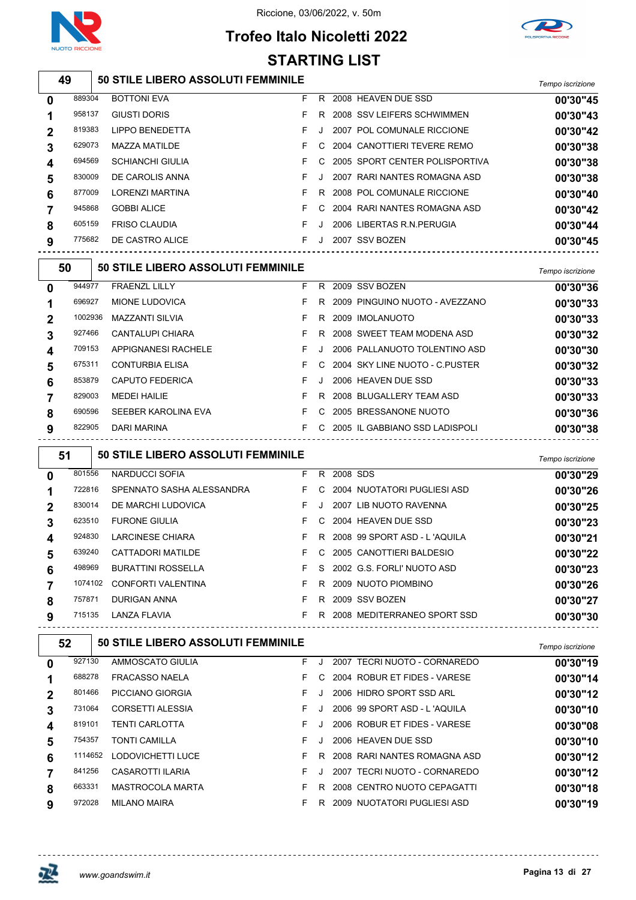# Trofeo Italo Nicoletti 2022

Riccione, 03/06/2022, v. 50m

## STARTING LIST

### 49 — 50 STILE LIBERO ASSOLUTI FEMMINILE

| Corsia | Tessera | Nome | Sesso | Cat. | Anno | Società | Tempo iscrizione |
|---|---|---|---|---|---|---|---|
| 0 | 889304 | BOTTONI EVA | F | R | 2008 | HEAVEN DUE SSD | 00'30"45 |
| 1 | 958137 | GIUSTI DORIS | F | R | 2008 | SSV LEIFERS SCHWIMMEN | 00'30"43 |
| 2 | 819383 | LIPPO BENEDETTA | F | J | 2007 | POL COMUNALE RICCIONE | 00'30"42 |
| 3 | 629073 | MAZZA MATILDE | F | C | 2004 | CANOTTIERI TEVERE REMO | 00'30"38 |
| 4 | 694569 | SCHIANCHI GIULIA | F | C | 2005 | SPORT CENTER POLISPORTIVA | 00'30"38 |
| 5 | 830009 | DE CAROLIS ANNA | F | J | 2007 | RARI NANTES ROMAGNA ASD | 00'30"38 |
| 6 | 877009 | LORENZI MARTINA | F | R | 2008 | POL COMUNALE RICCIONE | 00'30"40 |
| 7 | 945868 | GOBBI ALICE | F | C | 2004 | RARI NANTES ROMAGNA ASD | 00'30"42 |
| 8 | 605159 | FRISO CLAUDIA | F | J | 2006 | LIBERTAS R.N.PERUGIA | 00'30"44 |
| 9 | 775682 | DE CASTRO ALICE | F | J | 2007 | SSV BOZEN | 00'30"45 |

### 50 — 50 STILE LIBERO ASSOLUTI FEMMINILE

| Corsia | Tessera | Nome | Sesso | Cat. | Anno | Società | Tempo iscrizione |
|---|---|---|---|---|---|---|---|
| 0 | 944977 | FRAENZL LILLY | F | R | 2009 | SSV BOZEN | 00'30"36 |
| 1 | 696927 | MIONE LUDOVICA | F | R | 2009 | PINGUINO NUOTO - AVEZZANO | 00'30"33 |
| 2 | 1002936 | MAZZANTI SILVIA | F | R | 2009 | IMOLANUOTO | 00'30"33 |
| 3 | 927466 | CANTALUPI CHIARA | F | R | 2008 | SWEET TEAM MODENA ASD | 00'30"32 |
| 4 | 709153 | APPIGNANESI RACHELE | F | J | 2006 | PALLANUOTO TOLENTINO ASD | 00'30"30 |
| 5 | 675311 | CONTURBIA ELISA | F | C | 2004 | SKY LINE NUOTO - C.PUSTER | 00'30"32 |
| 6 | 853879 | CAPUTO FEDERICA | F | J | 2006 | HEAVEN DUE SSD | 00'30"33 |
| 7 | 829003 | MEDEI HAILIE | F | R | 2008 | BLUGALLERY TEAM ASD | 00'30"33 |
| 8 | 690596 | SEEBER KAROLINA EVA | F | C | 2005 | BRESSANONE NUOTO | 00'30"36 |
| 9 | 822905 | DARI MARINA | F | C | 2005 | IL GABBIANO SSD LADISPOLI | 00'30"38 |

### 51 — 50 STILE LIBERO ASSOLUTI FEMMINILE

| Corsia | Tessera | Nome | Sesso | Cat. | Anno | Società | Tempo iscrizione |
|---|---|---|---|---|---|---|---|
| 0 | 801556 | NARDUCCI SOFIA | F | R | 2008 | SDS | 00'30"29 |
| 1 | 722816 | SPENNATO SASHA ALESSANDRA | F | C | 2004 | NUOTATORI PUGLIESI ASD | 00'30"26 |
| 2 | 830014 | DE MARCHI LUDOVICA | F | J | 2007 | LIB NUOTO RAVENNA | 00'30"25 |
| 3 | 623510 | FURONE GIULIA | F | C | 2004 | HEAVEN DUE SSD | 00'30"23 |
| 4 | 924830 | LARCINESE CHIARA | F | R | 2008 | 99 SPORT ASD - L 'AQUILA | 00'30"21 |
| 5 | 639240 | CATTADORI MATILDE | F | C | 2005 | CANOTTIERI BALDESIO | 00'30"22 |
| 6 | 498969 | BURATTINI ROSSELLA | F | S | 2002 | G.S. FORLI' NUOTO ASD | 00'30"23 |
| 7 | 1074102 | CONFORTI VALENTINA | F | R | 2009 | NUOTO PIOMBINO | 00'30"26 |
| 8 | 757871 | DURIGAN ANNA | F | R | 2009 | SSV BOZEN | 00'30"27 |
| 9 | 715135 | LANZA FLAVIA | F | R | 2008 | MEDITERRANEO SPORT SSD | 00'30"30 |

### 52 — 50 STILE LIBERO ASSOLUTI FEMMINILE

| Corsia | Tessera | Nome | Sesso | Cat. | Anno | Società | Tempo iscrizione |
|---|---|---|---|---|---|---|---|
| 0 | 927130 | AMMOSCATO GIULIA | F | J | 2007 | TECRI NUOTO - CORNAREDO | 00'30"19 |
| 1 | 688278 | FRACASSO NAELA | F | C | 2004 | ROBUR ET FIDES - VARESE | 00'30"14 |
| 2 | 801466 | PICCIANO GIORGIA | F | J | 2006 | HIDRO SPORT SSD ARL | 00'30"12 |
| 3 | 731064 | CORSETTI ALESSIA | F | J | 2006 | 99 SPORT ASD - L 'AQUILA | 00'30"10 |
| 4 | 819101 | TENTI CARLOTTA | F | J | 2006 | ROBUR ET FIDES - VARESE | 00'30"08 |
| 5 | 754357 | TONTI CAMILLA | F | J | 2006 | HEAVEN DUE SSD | 00'30"10 |
| 6 | 1114652 | LODOVICHETTI LUCE | F | R | 2008 | RARI NANTES ROMAGNA ASD | 00'30"12 |
| 7 | 841256 | CASAROTTI ILARIA | F | J | 2007 | TECRI NUOTO - CORNAREDO | 00'30"12 |
| 8 | 663331 | MASTROCOLA MARTA | F | R | 2008 | CENTRO NUOTO CEPAGATTI | 00'30"18 |
| 9 | 972028 | MILANO MAIRA | F | R | 2009 | NUOTATORI PUGLIESI ASD | 00'30"19 |

www.goandswim.it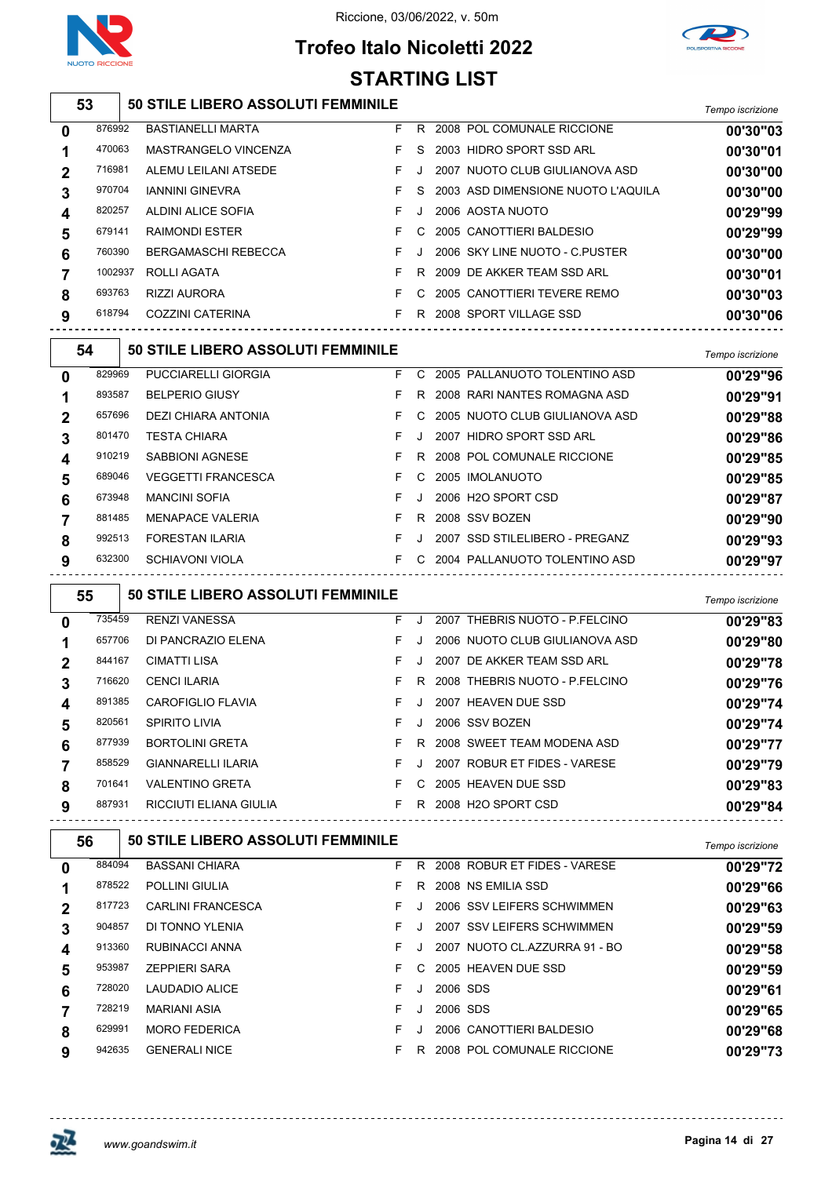Riccione, 03/06/2022, v. 50m

# Trofeo Italo Nicoletti 2022

## STARTING LIST

### 53 — 50 STILE LIBERO ASSOLUTI FEMMINILE

| Corsia | Tessera | Nome | Sesso | Cat. | Anno | Società | Tempo iscrizione |
|---|---|---|---|---|---|---|---|
| 0 | 876992 | BASTIANELLI MARTA | F | R | 2008 | POL COMUNALE RICCIONE | 00'30"03 |
| 1 | 470063 | MASTRANGELO VINCENZA | F | S | 2003 | HIDRO SPORT SSD ARL | 00'30"01 |
| 2 | 716981 | ALEMU LEILANI ATSEDE | F | J | 2007 | NUOTO CLUB GIULIANOVA ASD | 00'30"00 |
| 3 | 970704 | IANNINI GINEVRA | F | S | 2003 | ASD DIMENSIONE NUOTO L'AQUILA | 00'30"00 |
| 4 | 820257 | ALDINI ALICE SOFIA | F | J | 2006 | AOSTA NUOTO | 00'29"99 |
| 5 | 679141 | RAIMONDI ESTER | F | C | 2005 | CANOTTIERI BALDESIO | 00'29"99 |
| 6 | 760390 | BERGAMASCHI REBECCA | F | J | 2006 | SKY LINE NUOTO - C.PUSTER | 00'30"00 |
| 7 | 1002937 | ROLLI AGATA | F | R | 2009 | DE AKKER TEAM SSD ARL | 00'30"01 |
| 8 | 693763 | RIZZI AURORA | F | C | 2005 | CANOTTIERI TEVERE REMO | 00'30"03 |
| 9 | 618794 | COZZINI CATERINA | F | R | 2008 | SPORT VILLAGE SSD | 00'30"06 |

### 54 — 50 STILE LIBERO ASSOLUTI FEMMINILE

| Corsia | Tessera | Nome | Sesso | Cat. | Anno | Società | Tempo iscrizione |
|---|---|---|---|---|---|---|---|
| 0 | 829969 | PUCCIARELLI GIORGIA | F | C | 2005 | PALLANUOTO TOLENTINO ASD | 00'29"96 |
| 1 | 893587 | BELPERIO GIUSY | F | R | 2008 | RARI NANTES ROMAGNA ASD | 00'29"91 |
| 2 | 657696 | DEZI CHIARA ANTONIA | F | C | 2005 | NUOTO CLUB GIULIANOVA ASD | 00'29"88 |
| 3 | 801470 | TESTA CHIARA | F | J | 2007 | HIDRO SPORT SSD ARL | 00'29"86 |
| 4 | 910219 | SABBIONI AGNESE | F | R | 2008 | POL COMUNALE RICCIONE | 00'29"85 |
| 5 | 689046 | VEGGETTI FRANCESCA | F | C | 2005 | IMOLANUOTO | 00'29"85 |
| 6 | 673948 | MANCINI SOFIA | F | J | 2006 | H2O SPORT CSD | 00'29"87 |
| 7 | 881485 | MENAPACE VALERIA | F | R | 2008 | SSV BOZEN | 00'29"90 |
| 8 | 992513 | FORESTAN ILARIA | F | J | 2007 | SSD STILELIBERO - PREGANZ | 00'29"93 |
| 9 | 632300 | SCHIAVONI VIOLA | F | C | 2004 | PALLANUOTO TOLENTINO ASD | 00'29"97 |

### 55 — 50 STILE LIBERO ASSOLUTI FEMMINILE

| Corsia | Tessera | Nome | Sesso | Cat. | Anno | Società | Tempo iscrizione |
|---|---|---|---|---|---|---|---|
| 0 | 735459 | RENZI VANESSA | F | J | 2007 | THEBRIS NUOTO - P.FELCINO | 00'29"83 |
| 1 | 657706 | DI PANCRAZIO ELENA | F | J | 2006 | NUOTO CLUB GIULIANOVA ASD | 00'29"80 |
| 2 | 844167 | CIMATTI LISA | F | J | 2007 | DE AKKER TEAM SSD ARL | 00'29"78 |
| 3 | 716620 | CENCI ILARIA | F | R | 2008 | THEBRIS NUOTO - P.FELCINO | 00'29"76 |
| 4 | 891385 | CAROFIGLIO FLAVIA | F | J | 2007 | HEAVEN DUE SSD | 00'29"74 |
| 5 | 820561 | SPIRITO LIVIA | F | J | 2006 | SSV BOZEN | 00'29"74 |
| 6 | 877939 | BORTOLINI GRETA | F | R | 2008 | SWEET TEAM MODENA ASD | 00'29"77 |
| 7 | 858529 | GIANNARELLI ILARIA | F | J | 2007 | ROBUR ET FIDES - VARESE | 00'29"79 |
| 8 | 701641 | VALENTINO GRETA | F | C | 2005 | HEAVEN DUE SSD | 00'29"83 |
| 9 | 887931 | RICCIUTI ELIANA GIULIA | F | R | 2008 | H2O SPORT CSD | 00'29"84 |

### 56 — 50 STILE LIBERO ASSOLUTI FEMMINILE

| Corsia | Tessera | Nome | Sesso | Cat. | Anno | Società | Tempo iscrizione |
|---|---|---|---|---|---|---|---|
| 0 | 884094 | BASSANI CHIARA | F | R | 2008 | ROBUR ET FIDES - VARESE | 00'29"72 |
| 1 | 878522 | POLLINI GIULIA | F | R | 2008 | NS EMILIA SSD | 00'29"66 |
| 2 | 817723 | CARLINI FRANCESCA | F | J | 2006 | SSV LEIFERS SCHWIMMEN | 00'29"63 |
| 3 | 904857 | DI TONNO YLENIA | F | J | 2007 | SSV LEIFERS SCHWIMMEN | 00'29"59 |
| 4 | 913360 | RUBINACCI ANNA | F | J | 2007 | NUOTO CL.AZZURRA 91 - BO | 00'29"58 |
| 5 | 953987 | ZEPPIERI SARA | F | C | 2005 | HEAVEN DUE SSD | 00'29"59 |
| 6 | 728020 | LAUDADIO ALICE | F | J | 2006 | SDS | 00'29"61 |
| 7 | 728219 | MARIANI ASIA | F | J | 2006 | SDS | 00'29"65 |
| 8 | 629991 | MORO FEDERICA | F | J | 2006 | CANOTTIERI BALDESIO | 00'29"68 |
| 9 | 942635 | GENERALI NICE | F | R | 2008 | POL COMUNALE RICCIONE | 00'29"73 |

www.goandswim.it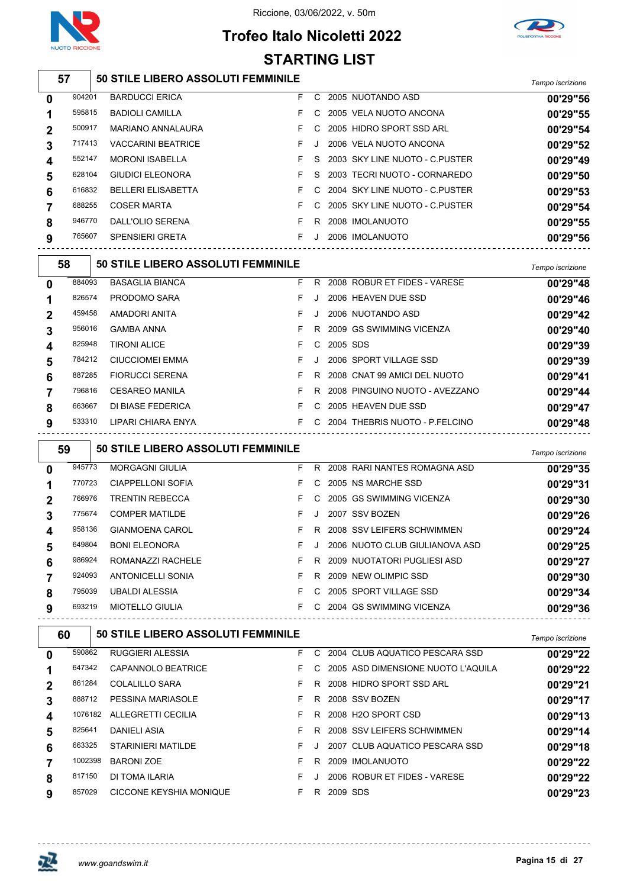Riccione, 03/06/2022, v. 50m

# Trofeo Italo Nicoletti 2022

## STARTING LIST

### 57 — 50 STILE LIBERO ASSOLUTI FEMMINILE

| Corsia | Tessera | Nome | Sesso | Cat. | Anno | Società | Tempo iscrizione |
|---|---|---|---|---|---|---|---|
| 0 | 904201 | BARDUCCI ERICA | F | C | 2005 | NUOTANDO ASD | 00'29"56 |
| 1 | 595815 | BADIOLI CAMILLA | F | C | 2005 | VELA NUOTO ANCONA | 00'29"55 |
| 2 | 500917 | MARIANO ANNALAURA | F | C | 2005 | HIDRO SPORT SSD ARL | 00'29"54 |
| 3 | 717413 | VACCARINI BEATRICE | F | J | 2006 | VELA NUOTO ANCONA | 00'29"52 |
| 4 | 552147 | MORONI ISABELLA | F | S | 2003 | SKY LINE NUOTO - C.PUSTER | 00'29"49 |
| 5 | 628104 | GIUDICI ELEONORA | F | S | 2003 | TECRI NUOTO - CORNAREDO | 00'29"50 |
| 6 | 616832 | BELLERI ELISABETTA | F | C | 2004 | SKY LINE NUOTO - C.PUSTER | 00'29"53 |
| 7 | 688255 | COSER MARTA | F | C | 2005 | SKY LINE NUOTO - C.PUSTER | 00'29"54 |
| 8 | 946770 | DALL'OLIO SERENA | F | R | 2008 | IMOLANUOTO | 00'29"55 |
| 9 | 765607 | SPENSIERI GRETA | F | J | 2006 | IMOLANUOTO | 00'29"56 |

### 58 — 50 STILE LIBERO ASSOLUTI FEMMINILE

| Corsia | Tessera | Nome | Sesso | Cat. | Anno | Società | Tempo iscrizione |
|---|---|---|---|---|---|---|---|
| 0 | 884093 | BASAGLIA BIANCA | F | R | 2008 | ROBUR ET FIDES - VARESE | 00'29"48 |
| 1 | 826574 | PRODOMO SARA | F | J | 2006 | HEAVEN DUE SSD | 00'29"46 |
| 2 | 459458 | AMADORI ANITA | F | J | 2006 | NUOTANDO ASD | 00'29"42 |
| 3 | 956016 | GAMBA ANNA | F | R | 2009 | GS SWIMMING VICENZA | 00'29"40 |
| 4 | 825948 | TIRONI ALICE | F | C | 2005 | SDS | 00'29"39 |
| 5 | 784212 | CIUCCIOMEI EMMA | F | J | 2006 | SPORT VILLAGE SSD | 00'29"39 |
| 6 | 887285 | FIORUCCI SERENA | F | R | 2008 | CNAT 99 AMICI DEL NUOTO | 00'29"41 |
| 7 | 796816 | CESAREO MANILA | F | R | 2008 | PINGUINO NUOTO - AVEZZANO | 00'29"44 |
| 8 | 663667 | DI BIASE FEDERICA | F | C | 2005 | HEAVEN DUE SSD | 00'29"47 |
| 9 | 533310 | LIPARI CHIARA ENYA | F | C | 2004 | THEBRIS NUOTO - P.FELCINO | 00'29"48 |

### 59 — 50 STILE LIBERO ASSOLUTI FEMMINILE

| Corsia | Tessera | Nome | Sesso | Cat. | Anno | Società | Tempo iscrizione |
|---|---|---|---|---|---|---|---|
| 0 | 945773 | MORGAGNI GIULIA | F | R | 2008 | RARI NANTES ROMAGNA ASD | 00'29"35 |
| 1 | 770723 | CIAPPELLONI SOFIA | F | C | 2005 | NS MARCHE SSD | 00'29"31 |
| 2 | 766976 | TRENTIN REBECCA | F | C | 2005 | GS SWIMMING VICENZA | 00'29"30 |
| 3 | 775674 | COMPER MATILDE | F | J | 2007 | SSV BOZEN | 00'29"26 |
| 4 | 958136 | GIANMOENA CAROL | F | R | 2008 | SSV LEIFERS SCHWIMMEN | 00'29"24 |
| 5 | 649804 | BONI ELEONORA | F | J | 2006 | NUOTO CLUB GIULIANOVA ASD | 00'29"25 |
| 6 | 986924 | ROMANAZZI RACHELE | F | R | 2009 | NUOTATORI PUGLIESI ASD | 00'29"27 |
| 7 | 924093 | ANTONICELLI SONIA | F | R | 2009 | NEW OLIMPIC SSD | 00'29"30 |
| 8 | 795039 | UBALDI ALESSIA | F | C | 2005 | SPORT VILLAGE SSD | 00'29"34 |
| 9 | 693219 | MIOTELLO GIULIA | F | C | 2004 | GS SWIMMING VICENZA | 00'29"36 |

### 60 — 50 STILE LIBERO ASSOLUTI FEMMINILE

| Corsia | Tessera | Nome | Sesso | Cat. | Anno | Società | Tempo iscrizione |
|---|---|---|---|---|---|---|---|
| 0 | 590862 | RUGGIERI ALESSIA | F | C | 2004 | CLUB AQUATICO PESCARA SSD | 00'29"22 |
| 1 | 647342 | CAPANNOLO BEATRICE | F | C | 2005 | ASD DIMENSIONE NUOTO L'AQUILA | 00'29"22 |
| 2 | 861284 | COLALILLO SARA | F | R | 2008 | HIDRO SPORT SSD ARL | 00'29"21 |
| 3 | 888712 | PESSINA MARIASOLE | F | R | 2008 | SSV BOZEN | 00'29"17 |
| 4 | 1076182 | ALLEGRETTI CECILIA | F | R | 2008 | H2O SPORT CSD | 00'29"13 |
| 5 | 825641 | DANIELI ASIA | F | R | 2008 | SSV LEIFERS SCHWIMMEN | 00'29"14 |
| 6 | 663325 | STARINIERI MATILDE | F | J | 2007 | CLUB AQUATICO PESCARA SSD | 00'29"18 |
| 7 | 1002398 | BARONI ZOE | F | R | 2009 | IMOLANUOTO | 00'29"22 |
| 8 | 817150 | DI TOMA ILARIA | F | J | 2006 | ROBUR ET FIDES - VARESE | 00'29"22 |
| 9 | 857029 | CICCONE KEYSHIA MONIQUE | F | R | 2009 | SDS | 00'29"23 |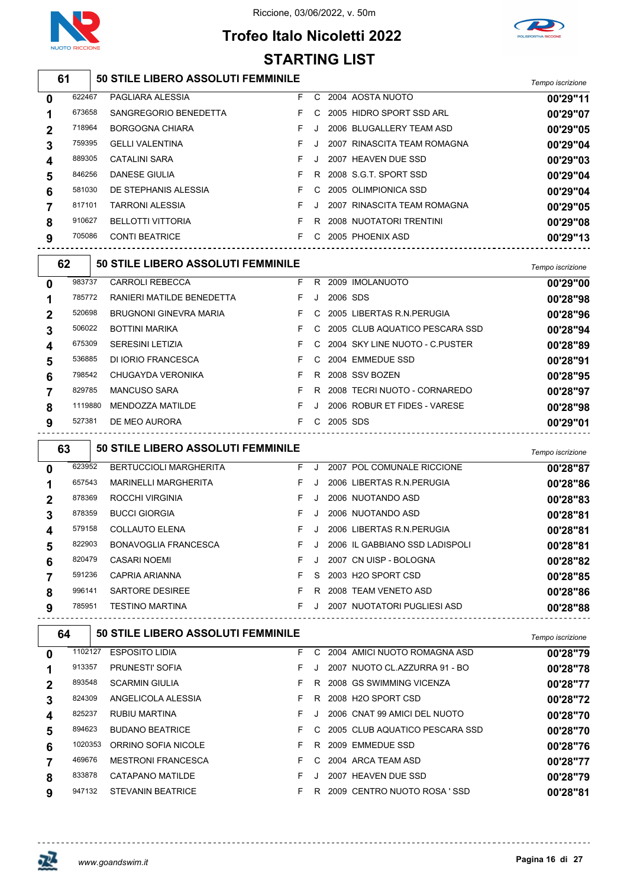Riccione, 03/06/2022, v. 50m

# Trofeo Italo Nicoletti 2022

## STARTING LIST

### 61 — 50 STILE LIBERO ASSOLUTI FEMMINILE

| Corsia | Tessera | Atleta | Sesso | Cat. | Anno | Società | Tempo iscrizione |
|---|---|---|---|---|---|---|---|
| 0 | 622467 | PAGLIARA ALESSIA | F | C | 2004 | AOSTA NUOTO | 00'29"11 |
| 1 | 673658 | SANGREGORIO BENEDETTA | F | C | 2005 | HIDRO SPORT SSD ARL | 00'29"07 |
| 2 | 718964 | BORGOGNA CHIARA | F | J | 2006 | BLUGALLERY TEAM ASD | 00'29"05 |
| 3 | 759395 | GELLI VALENTINA | F | J | 2007 | RINASCITA TEAM ROMAGNA | 00'29"04 |
| 4 | 889305 | CATALINI SARA | F | J | 2007 | HEAVEN DUE SSD | 00'29"03 |
| 5 | 846256 | DANESE GIULIA | F | R | 2008 | S.G.T. SPORT SSD | 00'29"04 |
| 6 | 581030 | DE STEPHANIS ALESSIA | F | C | 2005 | OLIMPIONICA SSD | 00'29"04 |
| 7 | 817101 | TARRONI ALESSIA | F | J | 2007 | RINASCITA TEAM ROMAGNA | 00'29"05 |
| 8 | 910627 | BELLOTTI VITTORIA | F | R | 2008 | NUOTATORI TRENTINI | 00'29"08 |
| 9 | 705086 | CONTI BEATRICE | F | C | 2005 | PHOENIX ASD | 00'29"13 |

### 62 — 50 STILE LIBERO ASSOLUTI FEMMINILE

| Corsia | Tessera | Atleta | Sesso | Cat. | Anno | Società | Tempo iscrizione |
|---|---|---|---|---|---|---|---|
| 0 | 983737 | CARROLI REBECCA | F | R | 2009 | IMOLANUOTO | 00'29"00 |
| 1 | 785772 | RANIERI MATILDE BENEDETTA | F | J | 2006 | SDS | 00'28"98 |
| 2 | 520698 | BRUGNONI GINEVRA MARIA | F | C | 2005 | LIBERTAS R.N.PERUGIA | 00'28"96 |
| 3 | 506022 | BOTTINI MARIKA | F | C | 2005 | CLUB AQUATICO PESCARA SSD | 00'28"94 |
| 4 | 675309 | SERESINI LETIZIA | F | C | 2004 | SKY LINE NUOTO - C.PUSTER | 00'28"89 |
| 5 | 536885 | DI IORIO FRANCESCA | F | C | 2004 | EMMEDUE SSD | 00'28"91 |
| 6 | 798542 | CHUGAYDA VERONIKA | F | R | 2008 | SSV BOZEN | 00'28"95 |
| 7 | 829785 | MANCUSO SARA | F | R | 2008 | TECRI NUOTO - CORNAREDO | 00'28"97 |
| 8 | 1119880 | MENDOZZA MATILDE | F | J | 2006 | ROBUR ET FIDES - VARESE | 00'28"98 |
| 9 | 527381 | DE MEO AURORA | F | C | 2005 | SDS | 00'29"01 |

### 63 — 50 STILE LIBERO ASSOLUTI FEMMINILE

| Corsia | Tessera | Atleta | Sesso | Cat. | Anno | Società | Tempo iscrizione |
|---|---|---|---|---|---|---|---|
| 0 | 623952 | BERTUCCIOLI MARGHERITA | F | J | 2007 | POL COMUNALE RICCIONE | 00'28"87 |
| 1 | 657543 | MARINELLI MARGHERITA | F | J | 2006 | LIBERTAS R.N.PERUGIA | 00'28"86 |
| 2 | 878369 | ROCCHI VIRGINIA | F | J | 2006 | NUOTANDO ASD | 00'28"83 |
| 3 | 878359 | BUCCI GIORGIA | F | J | 2006 | NUOTANDO ASD | 00'28"81 |
| 4 | 579158 | COLLAUTO ELENA | F | J | 2006 | LIBERTAS R.N.PERUGIA | 00'28"81 |
| 5 | 822903 | BONAVOGLIA FRANCESCA | F | J | 2006 | IL GABBIANO SSD LADISPOLI | 00'28"81 |
| 6 | 820479 | CASARI NOEMI | F | J | 2007 | CN UISP - BOLOGNA | 00'28"82 |
| 7 | 591236 | CAPRIA ARIANNA | F | S | 2003 | H2O SPORT CSD | 00'28"85 |
| 8 | 996141 | SARTORE DESIREE | F | R | 2008 | TEAM VENETO ASD | 00'28"86 |
| 9 | 785951 | TESTINO MARTINA | F | J | 2007 | NUOTATORI PUGLIESI ASD | 00'28"88 |

### 64 — 50 STILE LIBERO ASSOLUTI FEMMINILE

| Corsia | Tessera | Atleta | Sesso | Cat. | Anno | Società | Tempo iscrizione |
|---|---|---|---|---|---|---|---|
| 0 | 1102127 | ESPOSITO LIDIA | F | C | 2004 | AMICI NUOTO ROMAGNA ASD | 00'28"79 |
| 1 | 913357 | PRUNESTI' SOFIA | F | J | 2007 | NUOTO CL.AZZURRA 91 - BO | 00'28"78 |
| 2 | 893548 | SCARMIN GIULIA | F | R | 2008 | GS SWIMMING VICENZA | 00'28"77 |
| 3 | 824309 | ANGELICOLA ALESSIA | F | R | 2008 | H2O SPORT CSD | 00'28"72 |
| 4 | 825237 | RUBIU MARTINA | F | J | 2006 | CNAT 99 AMICI DEL NUOTO | 00'28"70 |
| 5 | 894623 | BUDANO BEATRICE | F | C | 2005 | CLUB AQUATICO PESCARA SSD | 00'28"70 |
| 6 | 1020353 | ORRINO SOFIA NICOLE | F | R | 2009 | EMMEDUE SSD | 00'28"76 |
| 7 | 469676 | MESTRONI FRANCESCA | F | C | 2004 | ARCA TEAM ASD | 00'28"77 |
| 8 | 833878 | CATAPANO MATILDE | F | J | 2007 | HEAVEN DUE SSD | 00'28"79 |
| 9 | 947132 | STEVANIN BEATRICE | F | R | 2009 | CENTRO NUOTO ROSA ' SSD | 00'28"81 |

www.goandswim.it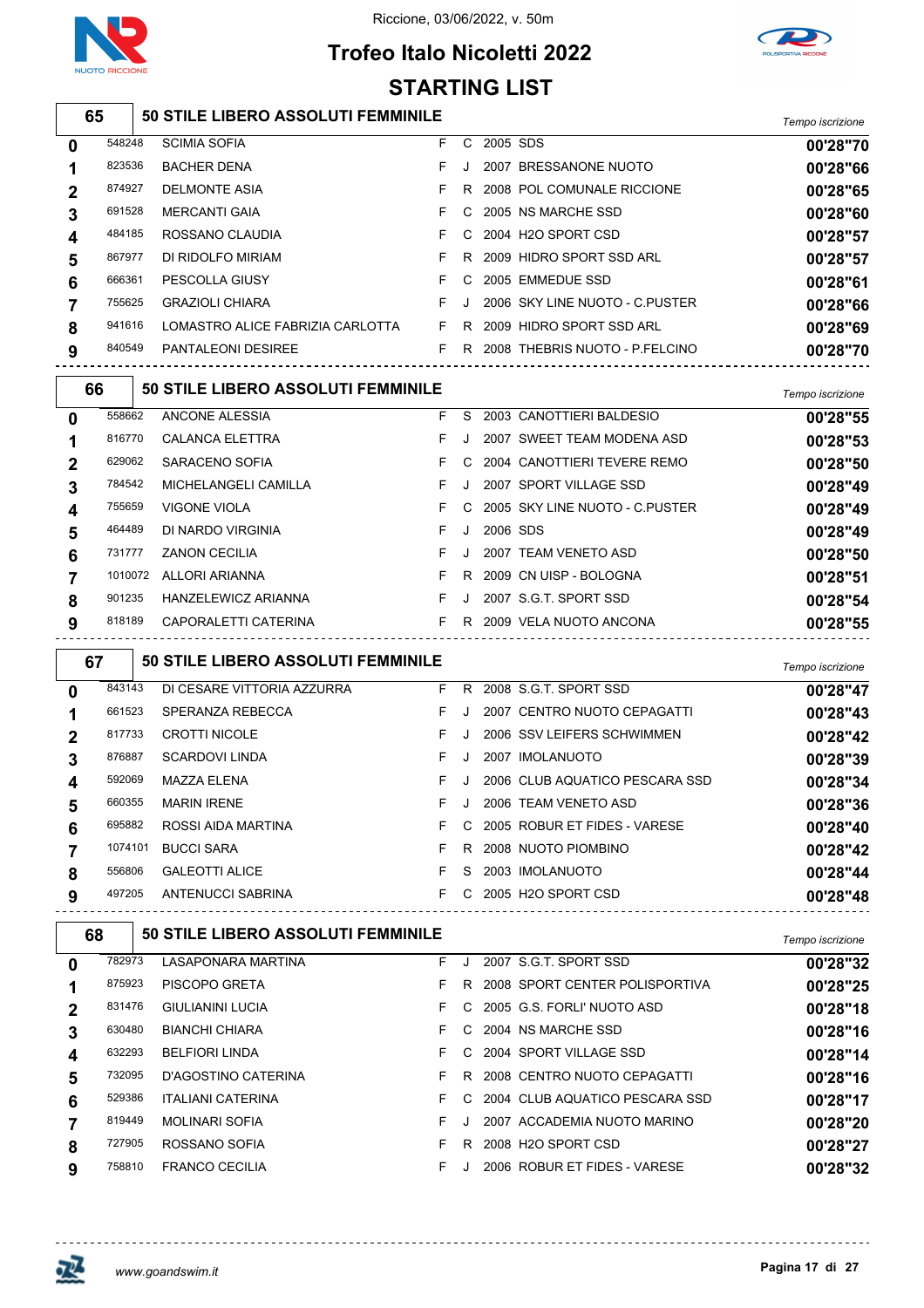Riccione, 03/06/2022, v. 50m

# Trofeo Italo Nicoletti 2022

## STARTING LIST

### 65 — 50 STILE LIBERO ASSOLUTI FEMMININE

| Corsia | Tessera | Nome | Sesso | Cat. | Anno | Società | Tempo iscrizione |
|---|---|---|---|---|---|---|---|
| 0 | 548248 | SCIMIA SOFIA | F | C | 2005 | SDS | 00'28"70 |
| 1 | 823536 | BACHER DENA | F | J | 2007 | BRESSANONE NUOTO | 00'28"66 |
| 2 | 874927 | DELMONTE ASIA | F | R | 2008 | POL COMUNALE RICCIONE | 00'28"65 |
| 3 | 691528 | MERCANTI GAIA | F | C | 2005 | NS MARCHE SSD | 00'28"60 |
| 4 | 484185 | ROSSANO CLAUDIA | F | C | 2004 | H2O SPORT CSD | 00'28"57 |
| 5 | 867977 | DI RIDOLFO MIRIAM | F | R | 2009 | HIDRO SPORT SSD ARL | 00'28"57 |
| 6 | 666361 | PESCOLLA GIUSY | F | C | 2005 | EMMEDUE SSD | 00'28"61 |
| 7 | 755625 | GRAZIOLI CHIARA | F | J | 2006 | SKY LINE NUOTO - C.PUSTER | 00'28"66 |
| 8 | 941616 | LOMASTRO ALICE FABRIZIA CARLOTTA | F | R | 2009 | HIDRO SPORT SSD ARL | 00'28"69 |
| 9 | 840549 | PANTALEONI DESIREE | F | R | 2008 | THEBRIS NUOTO - P.FELCINO | 00'28"70 |

### 66 — 50 STILE LIBERO ASSOLUTI FEMMININE

| Corsia | Tessera | Nome | Sesso | Cat. | Anno | Società | Tempo iscrizione |
|---|---|---|---|---|---|---|---|
| 0 | 558662 | ANCONE ALESSIA | F | S | 2003 | CANOTTIERI BALDESIO | 00'28"55 |
| 1 | 816770 | CALANCA ELETTRA | F | J | 2007 | SWEET TEAM MODENA ASD | 00'28"53 |
| 2 | 629062 | SARACENO SOFIA | F | C | 2004 | CANOTTIERI TEVERE REMO | 00'28"50 |
| 3 | 784542 | MICHELANGELI CAMILLA | F | J | 2007 | SPORT VILLAGE SSD | 00'28"49 |
| 4 | 755659 | VIGONE VIOLA | F | C | 2005 | SKY LINE NUOTO - C.PUSTER | 00'28"49 |
| 5 | 464489 | DI NARDO VIRGINIA | F | J | 2006 | SDS | 00'28"49 |
| 6 | 731777 | ZANON CECILIA | F | J | 2007 | TEAM VENETO ASD | 00'28"50 |
| 7 | 1010072 | ALLORI ARIANNA | F | R | 2009 | CN UISP - BOLOGNA | 00'28"51 |
| 8 | 901235 | HANZELEWICZ ARIANNA | F | J | 2007 | S.G.T. SPORT SSD | 00'28"54 |
| 9 | 818189 | CAPORALETTI CATERINA | F | R | 2009 | VELA NUOTO ANCONA | 00'28"55 |

### 67 — 50 STILE LIBERO ASSOLUTI FEMMININE

| Corsia | Tessera | Nome | Sesso | Cat. | Anno | Società | Tempo iscrizione |
|---|---|---|---|---|---|---|---|
| 0 | 843143 | DI CESARE VITTORIA AZZURRA | F | R | 2008 | S.G.T. SPORT SSD | 00'28"47 |
| 1 | 661523 | SPERANZA REBECCA | F | J | 2007 | CENTRO NUOTO CEPAGATTI | 00'28"43 |
| 2 | 817733 | CROTTI NICOLE | F | J | 2006 | SSV LEIFERS SCHWIMMEN | 00'28"42 |
| 3 | 876887 | SCARDOVI LINDA | F | J | 2007 | IMOLANUOTO | 00'28"39 |
| 4 | 592069 | MAZZA ELENA | F | J | 2006 | CLUB AQUATICO PESCARA SSD | 00'28"34 |
| 5 | 660355 | MARIN IRENE | F | J | 2006 | TEAM VENETO ASD | 00'28"36 |
| 6 | 695882 | ROSSI AIDA MARTINA | F | C | 2005 | ROBUR ET FIDES - VARESE | 00'28"40 |
| 7 | 1074101 | BUCCI SARA | F | R | 2008 | NUOTO PIOMBINO | 00'28"42 |
| 8 | 556806 | GALEOTTI ALICE | F | S | 2003 | IMOLANUOTO | 00'28"44 |
| 9 | 497205 | ANTENUCCI SABRINA | F | C | 2005 | H2O SPORT CSD | 00'28"48 |

### 68 — 50 STILE LIBERO ASSOLUTI FEMMININE

| Corsia | Tessera | Nome | Sesso | Cat. | Anno | Società | Tempo iscrizione |
|---|---|---|---|---|---|---|---|
| 0 | 782973 | LASAPONARA MARTINA | F | J | 2007 | S.G.T. SPORT SSD | 00'28"32 |
| 1 | 875923 | PISCOPO GRETA | F | R | 2008 | SPORT CENTER POLISPORTIVA | 00'28"25 |
| 2 | 831476 | GIULIANINI LUCIA | F | C | 2005 | G.S. FORLI' NUOTO ASD | 00'28"18 |
| 3 | 630480 | BIANCHI CHIARA | F | C | 2004 | NS MARCHE SSD | 00'28"16 |
| 4 | 632293 | BELFIORI LINDA | F | C | 2004 | SPORT VILLAGE SSD | 00'28"14 |
| 5 | 732095 | D'AGOSTINO CATERINA | F | R | 2008 | CENTRO NUOTO CEPAGATTI | 00'28"16 |
| 6 | 529386 | ITALIANI CATERINA | F | C | 2004 | CLUB AQUATICO PESCARA SSD | 00'28"17 |
| 7 | 819449 | MOLINARI SOFIA | F | J | 2007 | ACCADEMIA NUOTO MARINO | 00'28"20 |
| 8 | 727905 | ROSSANO SOFIA | F | R | 2008 | H2O SPORT CSD | 00'28"27 |
| 9 | 758810 | FRANCO CECILIA | F | J | 2006 | ROBUR ET FIDES - VARESE | 00'28"32 |

www.goandswim.it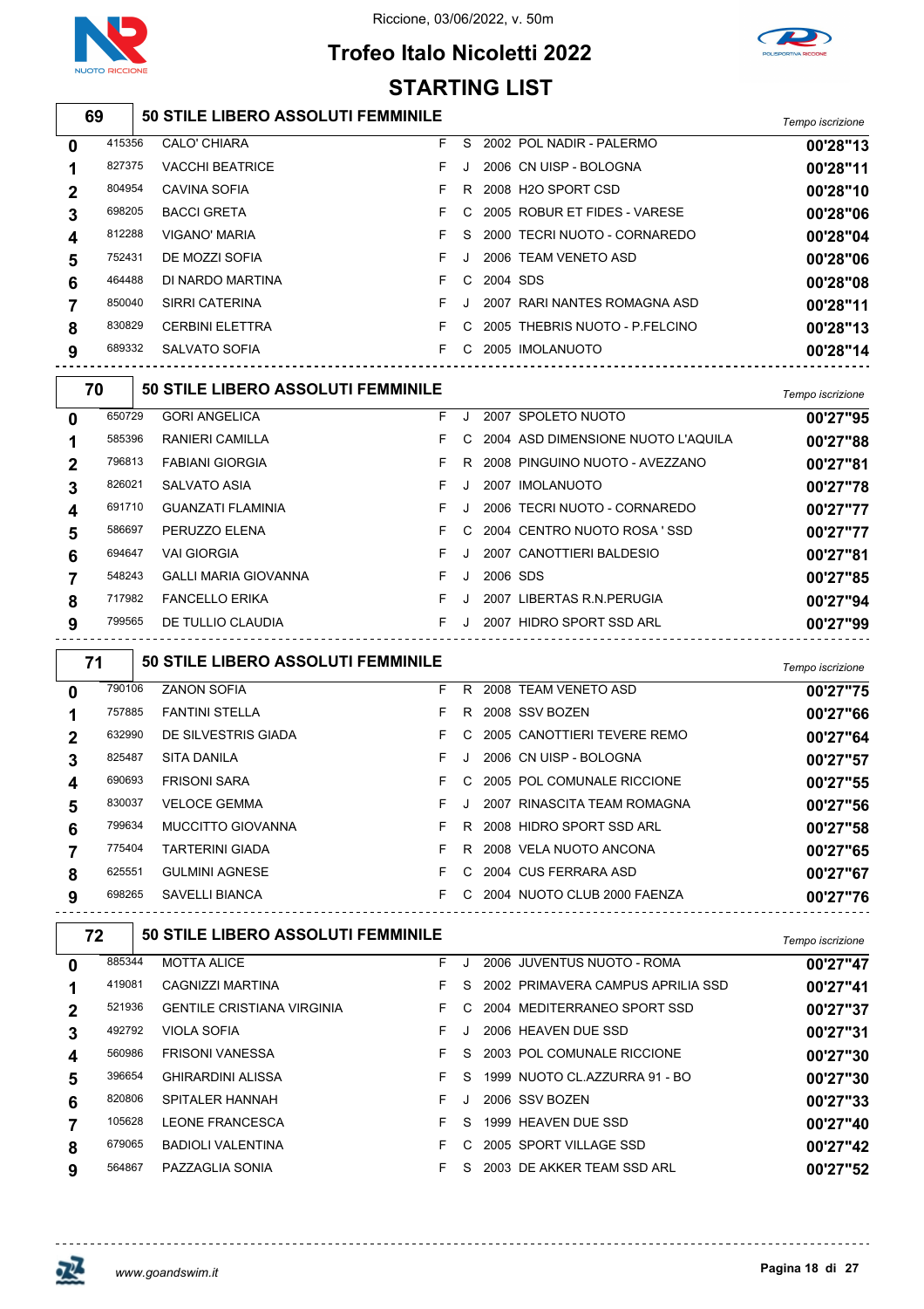Riccione, 03/06/2022, v. 50m

# Trofeo Italo Nicoletti 2022

## STARTING LIST

### 69 — 50 STILE LIBERO ASSOLUTI FEMMINILE

| Corsia | Tessera | Nome | Sesso | Cat. | Anno | Società | Tempo iscrizione |
|---|---|---|---|---|---|---|---|
| 0 | 415356 | CALO' CHIARA | F | S | 2002 | POL NADIR - PALERMO | 00'28"13 |
| 1 | 827375 | VACCHI BEATRICE | F | J | 2006 | CN UISP - BOLOGNA | 00'28"11 |
| 2 | 804954 | CAVINA SOFIA | F | R | 2008 | H2O SPORT CSD | 00'28"10 |
| 3 | 698205 | BACCI GRETA | F | C | 2005 | ROBUR ET FIDES - VARESE | 00'28"06 |
| 4 | 812288 | VIGANO' MARIA | F | S | 2000 | TECRI NUOTO - CORNAREDO | 00'28"04 |
| 5 | 752431 | DE MOZZI SOFIA | F | J | 2006 | TEAM VENETO ASD | 00'28"06 |
| 6 | 464488 | DI NARDO MARTINA | F | C | 2004 | SDS | 00'28"08 |
| 7 | 850040 | SIRRI CATERINA | F | J | 2007 | RARI NANTES ROMAGNA ASD | 00'28"11 |
| 8 | 830829 | CERBINI ELETTRA | F | C | 2005 | THEBRIS NUOTO - P.FELCINO | 00'28"13 |
| 9 | 689332 | SALVATO SOFIA | F | C | 2005 | IMOLANUOTO | 00'28"14 |

### 70 — 50 STILE LIBERO ASSOLUTI FEMMINILE

| Corsia | Tessera | Nome | Sesso | Cat. | Anno | Società | Tempo iscrizione |
|---|---|---|---|---|---|---|---|
| 0 | 650729 | GORI ANGELICA | F | J | 2007 | SPOLETO NUOTO | 00'27"95 |
| 1 | 585396 | RANIERI CAMILLA | F | C | 2004 | ASD DIMENSIONE NUOTO L'AQUILA | 00'27"88 |
| 2 | 796813 | FABIANI GIORGIA | F | R | 2008 | PINGUINO NUOTO - AVEZZANO | 00'27"81 |
| 3 | 826021 | SALVATO ASIA | F | J | 2007 | IMOLANUOTO | 00'27"78 |
| 4 | 691710 | GUANZATI FLAMINIA | F | J | 2006 | TECRI NUOTO - CORNAREDO | 00'27"77 |
| 5 | 586697 | PERUZZO ELENA | F | C | 2004 | CENTRO NUOTO ROSA ' SSD | 00'27"77 |
| 6 | 694647 | VAI GIORGIA | F | J | 2007 | CANOTTIERI BALDESIO | 00'27"81 |
| 7 | 548243 | GALLI MARIA GIOVANNA | F | J | 2006 | SDS | 00'27"85 |
| 8 | 717982 | FANCELLO ERIKA | F | J | 2007 | LIBERTAS R.N.PERUGIA | 00'27"94 |
| 9 | 799565 | DE TULLIO CLAUDIA | F | J | 2007 | HIDRO SPORT SSD ARL | 00'27"99 |

### 71 — 50 STILE LIBERO ASSOLUTI FEMMINILE

| Corsia | Tessera | Nome | Sesso | Cat. | Anno | Società | Tempo iscrizione |
|---|---|---|---|---|---|---|---|
| 0 | 790106 | ZANON SOFIA | F | R | 2008 | TEAM VENETO ASD | 00'27"75 |
| 1 | 757885 | FANTINI STELLA | F | R | 2008 | SSV BOZEN | 00'27"66 |
| 2 | 632990 | DE SILVESTRIS GIADA | F | C | 2005 | CANOTTIERI TEVERE REMO | 00'27"64 |
| 3 | 825487 | SITA DANILA | F | J | 2006 | CN UISP - BOLOGNA | 00'27"57 |
| 4 | 690693 | FRISONI SARA | F | C | 2005 | POL COMUNALE RICCIONE | 00'27"55 |
| 5 | 830037 | VELOCE GEMMA | F | J | 2007 | RINASCITA TEAM ROMAGNA | 00'27"56 |
| 6 | 799634 | MUCCITTO GIOVANNA | F | R | 2008 | HIDRO SPORT SSD ARL | 00'27"58 |
| 7 | 775404 | TARTERINI GIADA | F | R | 2008 | VELA NUOTO ANCONA | 00'27"65 |
| 8 | 625551 | GULMINI AGNESE | F | C | 2004 | CUS FERRARA ASD | 00'27"67 |
| 9 | 698265 | SAVELLI BIANCA | F | C | 2004 | NUOTO CLUB 2000 FAENZA | 00'27"76 |

### 72 — 50 STILE LIBERO ASSOLUTI FEMMINILE

| Corsia | Tessera | Nome | Sesso | Cat. | Anno | Società | Tempo iscrizione |
|---|---|---|---|---|---|---|---|
| 0 | 885344 | MOTTA ALICE | F | J | 2006 | JUVENTUS NUOTO - ROMA | 00'27"47 |
| 1 | 419081 | CAGNIZZI MARTINA | F | S | 2002 | PRIMAVERA CAMPUS APRILIA SSD | 00'27"41 |
| 2 | 521936 | GENTILE CRISTIANA VIRGINIA | F | C | 2004 | MEDITERRANEO SPORT SSD | 00'27"37 |
| 3 | 492792 | VIOLA SOFIA | F | J | 2006 | HEAVEN DUE SSD | 00'27"31 |
| 4 | 560986 | FRISONI VANESSA | F | S | 2003 | POL COMUNALE RICCIONE | 00'27"30 |
| 5 | 396654 | GHIRARDINI ALISSA | F | S | 1999 | NUOTO CL.AZZURRA 91 - BO | 00'27"30 |
| 6 | 820806 | SPITALER HANNAH | F | J | 2006 | SSV BOZEN | 00'27"33 |
| 7 | 105628 | LEONE FRANCESCA | F | S | 1999 | HEAVEN DUE SSD | 00'27"40 |
| 8 | 679065 | BADIOLI VALENTINA | F | C | 2005 | SPORT VILLAGE SSD | 00'27"42 |
| 9 | 564867 | PAZZAGLIA SONIA | F | S | 2003 | DE AKKER TEAM SSD ARL | 00'27"52 |

www.goandswim.it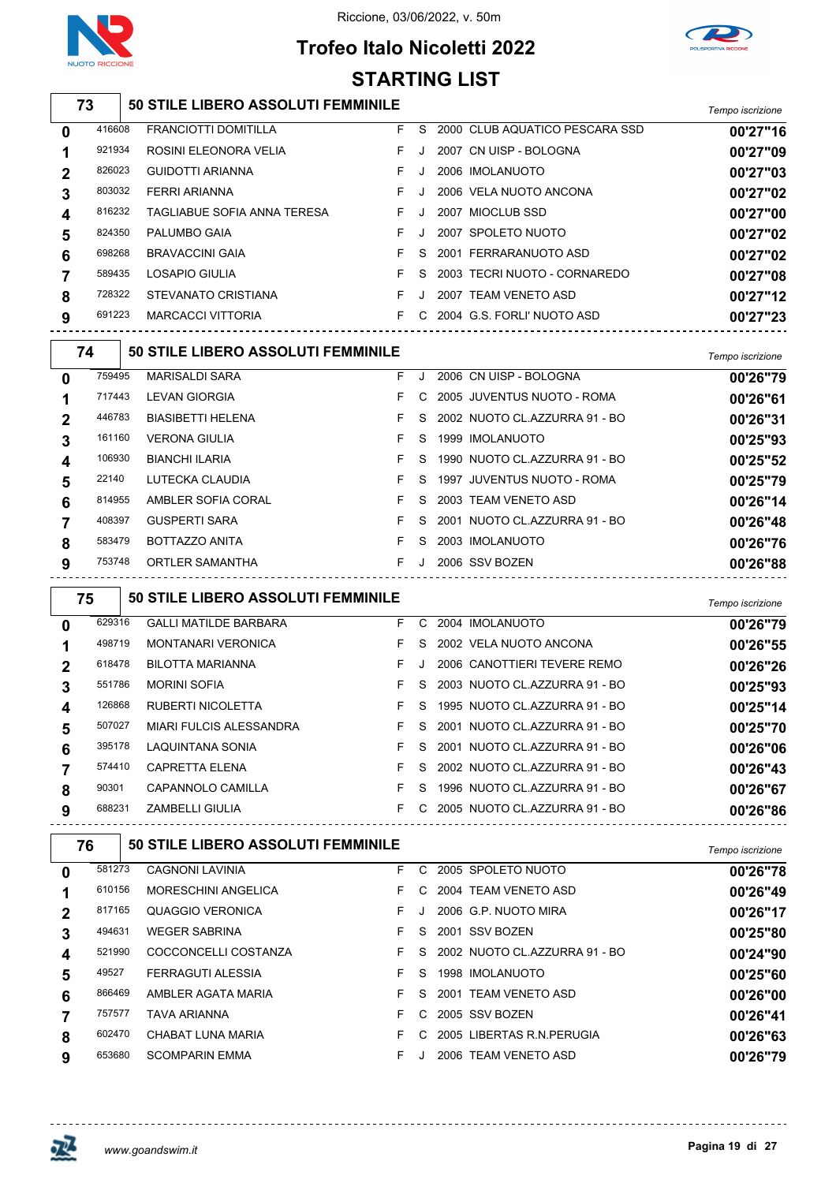Riccione, 03/06/2022, v. 50m

# Trofeo Italo Nicoletti 2022

## STARTING LIST

### 73 — 50 STILE LIBERO ASSOLUTI FEMMINILE

| | | | | | | | Tempo iscrizione |
|---|---|---|---|---|---|---|---|
| 0 | 416608 | FRANCIOTTI DOMITILLA | F | S | 2000 | CLUB AQUATICO PESCARA SSD | 00'27"16 |
| 1 | 921934 | ROSINI ELEONORA VELIA | F | J | 2007 | CN UISP - BOLOGNA | 00'27"09 |
| 2 | 826023 | GUIDOTTI ARIANNA | F | J | 2006 | IMOLANUOTO | 00'27"03 |
| 3 | 803032 | FERRI ARIANNA | F | J | 2006 | VELA NUOTO ANCONA | 00'27"02 |
| 4 | 816232 | TAGLIABUE SOFIA ANNA TERESA | F | J | 2007 | MIOCLUB SSD | 00'27"00 |
| 5 | 824350 | PALUMBO GAIA | F | J | 2007 | SPOLETO NUOTO | 00'27"02 |
| 6 | 698268 | BRAVACCINI GAIA | F | S | 2001 | FERRARANUOTO ASD | 00'27"02 |
| 7 | 589435 | LOSAPIO GIULIA | F | S | 2003 | TECRI NUOTO - CORNAREDO | 00'27"08 |
| 8 | 728322 | STEVANATO CRISTIANA | F | J | 2007 | TEAM VENETO ASD | 00'27"12 |
| 9 | 691223 | MARCACCI VITTORIA | F | C | 2004 | G.S. FORLI' NUOTO ASD | 00'27"23 |

### 74 — 50 STILE LIBERO ASSOLUTI FEMMINILE

| | | | | | | | Tempo iscrizione |
|---|---|---|---|---|---|---|---|
| 0 | 759495 | MARISALDI SARA | F | J | 2006 | CN UISP - BOLOGNA | 00'26"79 |
| 1 | 717443 | LEVAN GIORGIA | F | C | 2005 | JUVENTUS NUOTO - ROMA | 00'26"61 |
| 2 | 446783 | BIASIBETTI HELENA | F | S | 2002 | NUOTO CL.AZZURRA 91 - BO | 00'26"31 |
| 3 | 161160 | VERONA GIULIA | F | S | 1999 | IMOLANUOTO | 00'25"93 |
| 4 | 106930 | BIANCHI ILARIA | F | S | 1990 | NUOTO CL.AZZURRA 91 - BO | 00'25"52 |
| 5 | 22140 | LUTECKA CLAUDIA | F | S | 1997 | JUVENTUS NUOTO - ROMA | 00'25"79 |
| 6 | 814955 | AMBLER SOFIA CORAL | F | S | 2003 | TEAM VENETO ASD | 00'26"14 |
| 7 | 408397 | GUSPERTI SARA | F | S | 2001 | NUOTO CL.AZZURRA 91 - BO | 00'26"48 |
| 8 | 583479 | BOTTAZZO ANITA | F | S | 2003 | IMOLANUOTO | 00'26"76 |
| 9 | 753748 | ORTLER SAMANTHA | F | J | 2006 | SSV BOZEN | 00'26"88 |

### 75 — 50 STILE LIBERO ASSOLUTI FEMMINILE

| | | | | | | | Tempo iscrizione |
|---|---|---|---|---|---|---|---|
| 0 | 629316 | GALLI MATILDE BARBARA | F | C | 2004 | IMOLANUOTO | 00'26"79 |
| 1 | 498719 | MONTANARI VERONICA | F | S | 2002 | VELA NUOTO ANCONA | 00'26"55 |
| 2 | 618478 | BILOTTA MARIANNA | F | J | 2006 | CANOTTIERI TEVERE REMO | 00'26"26 |
| 3 | 551786 | MORINI SOFIA | F | S | 2003 | NUOTO CL.AZZURRA 91 - BO | 00'25"93 |
| 4 | 126868 | RUBERTI NICOLETTA | F | S | 1995 | NUOTO CL.AZZURRA 91 - BO | 00'25"14 |
| 5 | 507027 | MIARI FULCIS ALESSANDRA | F | S | 2001 | NUOTO CL.AZZURRA 91 - BO | 00'25"70 |
| 6 | 395178 | LAQUINTANA SONIA | F | S | 2001 | NUOTO CL.AZZURRA 91 - BO | 00'26"06 |
| 7 | 574410 | CAPRETTA ELENA | F | S | 2002 | NUOTO CL.AZZURRA 91 - BO | 00'26"43 |
| 8 | 90301 | CAPANNOLO CAMILLA | F | S | 1996 | NUOTO CL.AZZURRA 91 - BO | 00'26"67 |
| 9 | 688231 | ZAMBELLI GIULIA | F | C | 2005 | NUOTO CL.AZZURRA 91 - BO | 00'26"86 |

### 76 — 50 STILE LIBERO ASSOLUTI FEMMINILE

| | | | | | | | Tempo iscrizione |
|---|---|---|---|---|---|---|---|
| 0 | 581273 | CAGNONI LAVINIA | F | C | 2005 | SPOLETO NUOTO | 00'26"78 |
| 1 | 610156 | MORESCHINI ANGELICA | F | C | 2004 | TEAM VENETO ASD | 00'26"49 |
| 2 | 817165 | QUAGGIO VERONICA | F | J | 2006 | G.P. NUOTO MIRA | 00'26"17 |
| 3 | 494631 | WEGER SABRINA | F | S | 2001 | SSV BOZEN | 00'25"80 |
| 4 | 521990 | COCCONCELLI COSTANZA | F | S | 2002 | NUOTO CL.AZZURRA 91 - BO | 00'24"90 |
| 5 | 49527 | FERRAGUTI ALESSIA | F | S | 1998 | IMOLANUOTO | 00'25"60 |
| 6 | 866469 | AMBLER AGATA MARIA | F | S | 2001 | TEAM VENETO ASD | 00'26"00 |
| 7 | 757577 | TAVA ARIANNA | F | C | 2005 | SSV BOZEN | 00'26"41 |
| 8 | 602470 | CHABAT LUNA MARIA | F | C | 2005 | LIBERTAS R.N.PERUGIA | 00'26"63 |
| 9 | 653680 | SCOMPARIN EMMA | F | J | 2006 | TEAM VENETO ASD | 00'26"79 |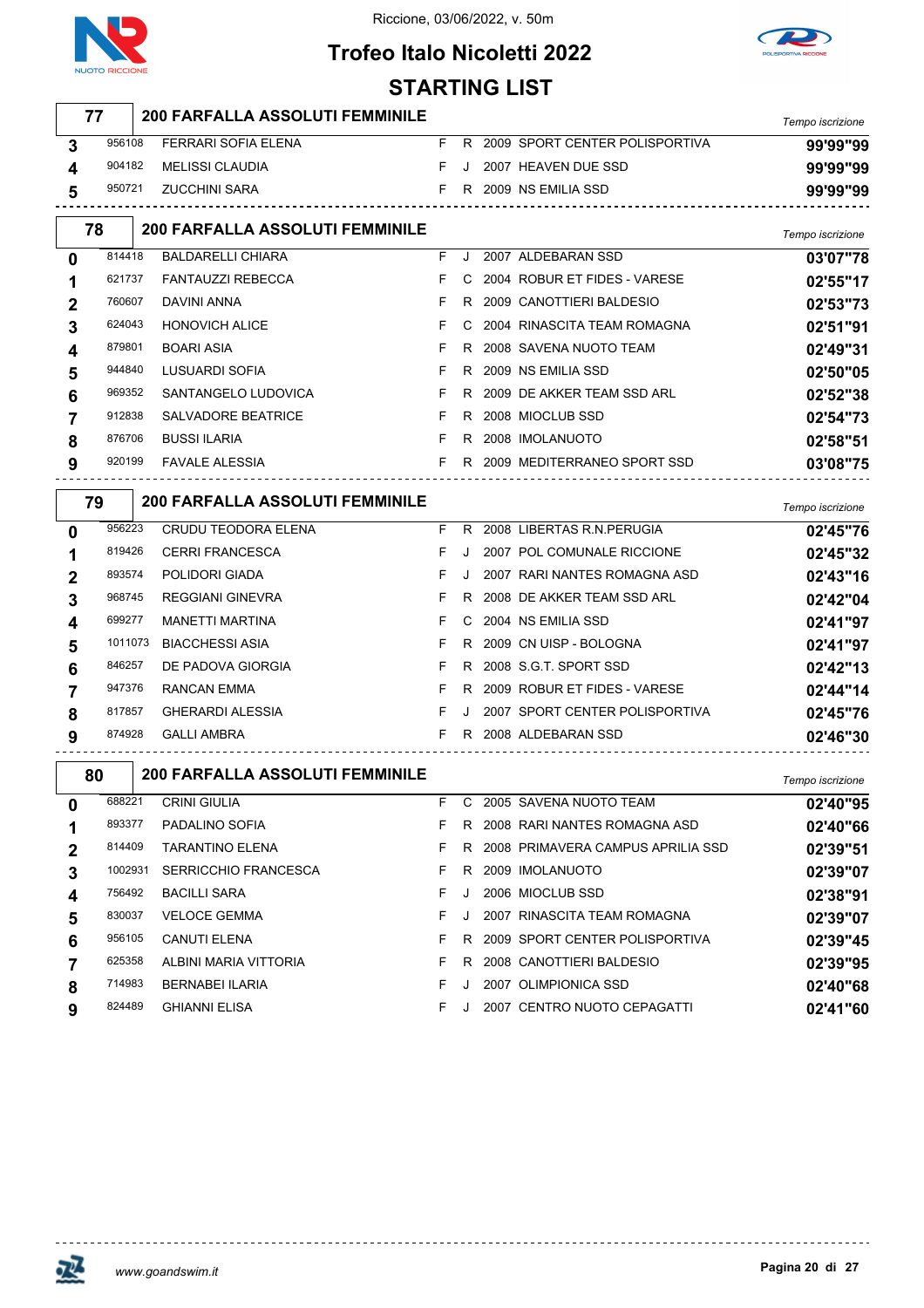Riccione, 03/06/2022, v. 50m

# Trofeo Italo Nicoletti 2022

## STARTING LIST

### 77 — 200 FARFALLA ASSOLUTI FEMMINILE

| Corsia | Tessera | Nome | Sesso | Cat. | Anno | Società | Tempo iscrizione |
|---|---|---|---|---|---|---|---|
| 3 | 956108 | FERRARI SOFIA ELENA | F | R | 2009 | SPORT CENTER POLISPORTIVA | 99'99"99 |
| 4 | 904182 | MELISSI CLAUDIA | F | J | 2007 | HEAVEN DUE SSD | 99'99"99 |
| 5 | 950721 | ZUCCHINI SARA | F | R | 2009 | NS EMILIA SSD | 99'99"99 |

### 78 — 200 FARFALLA ASSOLUTI FEMMINILE

| Corsia | Tessera | Nome | Sesso | Cat. | Anno | Società | Tempo iscrizione |
|---|---|---|---|---|---|---|---|
| 0 | 814418 | BALDARELLI CHIARA | F | J | 2007 | ALDEBARAN SSD | 03'07"78 |
| 1 | 621737 | FANTAUZZI REBECCA | F | C | 2004 | ROBUR ET FIDES - VARESE | 02'55"17 |
| 2 | 760607 | DAVINI ANNA | F | R | 2009 | CANOTTIERI BALDESIO | 02'53"73 |
| 3 | 624043 | HONOVICH ALICE | F | C | 2004 | RINASCITA TEAM ROMAGNA | 02'51"91 |
| 4 | 879801 | BOARI ASIA | F | R | 2008 | SAVENA NUOTO TEAM | 02'49"31 |
| 5 | 944840 | LUSUARDI SOFIA | F | R | 2009 | NS EMILIA SSD | 02'50"05 |
| 6 | 969352 | SANTANGELO LUDOVICA | F | R | 2009 | DE AKKER TEAM SSD ARL | 02'52"38 |
| 7 | 912838 | SALVADORE BEATRICE | F | R | 2008 | MIOCLUB SSD | 02'54"73 |
| 8 | 876706 | BUSSI ILARIA | F | R | 2008 | IMOLANUOTO | 02'58"51 |
| 9 | 920199 | FAVALE ALESSIA | F | R | 2009 | MEDITERRANEO SPORT SSD | 03'08"75 |

### 79 — 200 FARFALLA ASSOLUTI FEMMINILE

| Corsia | Tessera | Nome | Sesso | Cat. | Anno | Società | Tempo iscrizione |
|---|---|---|---|---|---|---|---|
| 0 | 956223 | CRUDU TEODORA ELENA | F | R | 2008 | LIBERTAS R.N.PERUGIA | 02'45"76 |
| 1 | 819426 | CERRI FRANCESCA | F | J | 2007 | POL COMUNALE RICCIONE | 02'45"32 |
| 2 | 893574 | POLIDORI GIADA | F | J | 2007 | RARI NANTES ROMAGNA ASD | 02'43"16 |
| 3 | 968745 | REGGIANI GINEVRA | F | R | 2008 | DE AKKER TEAM SSD ARL | 02'42"04 |
| 4 | 699277 | MANETTI MARTINA | F | C | 2004 | NS EMILIA SSD | 02'41"97 |
| 5 | 1011073 | BIACCHESSI ASIA | F | R | 2009 | CN UISP - BOLOGNA | 02'41"97 |
| 6 | 846257 | DE PADOVA GIORGIA | F | R | 2008 | S.G.T. SPORT SSD | 02'42"13 |
| 7 | 947376 | RANCAN EMMA | F | R | 2009 | ROBUR ET FIDES - VARESE | 02'44"14 |
| 8 | 817857 | GHERARDI ALESSIA | F | J | 2007 | SPORT CENTER POLISPORTIVA | 02'45"76 |
| 9 | 874928 | GALLI AMBRA | F | R | 2008 | ALDEBARAN SSD | 02'46"30 |

### 80 — 200 FARFALLA ASSOLUTI FEMMINILE

| Corsia | Tessera | Nome | Sesso | Cat. | Anno | Società | Tempo iscrizione |
|---|---|---|---|---|---|---|---|
| 0 | 688221 | CRINI GIULIA | F | C | 2005 | SAVENA NUOTO TEAM | 02'40"95 |
| 1 | 893377 | PADALINO SOFIA | F | R | 2008 | RARI NANTES ROMAGNA ASD | 02'40"66 |
| 2 | 814409 | TARANTINO ELENA | F | R | 2008 | PRIMAVERA CAMPUS APRILIA SSD | 02'39"51 |
| 3 | 1002931 | SERRICCHIO FRANCESCA | F | R | 2009 | IMOLANUOTO | 02'39"07 |
| 4 | 756492 | BACILLI SARA | F | J | 2006 | MIOCLUB SSD | 02'38"91 |
| 5 | 830037 | VELOCE GEMMA | F | J | 2007 | RINASCITA TEAM ROMAGNA | 02'39"07 |
| 6 | 956105 | CANUTI ELENA | F | R | 2009 | SPORT CENTER POLISPORTIVA | 02'39"45 |
| 7 | 625358 | ALBINI MARIA VITTORIA | F | R | 2008 | CANOTTIERI BALDESIO | 02'39"95 |
| 8 | 714983 | BERNABEI ILARIA | F | J | 2007 | OLIMPIONICA SSD | 02'40"68 |
| 9 | 824489 | GHIANNI ELISA | F | J | 2007 | CENTRO NUOTO CEPAGATTI | 02'41"60 |

www.goandswim.it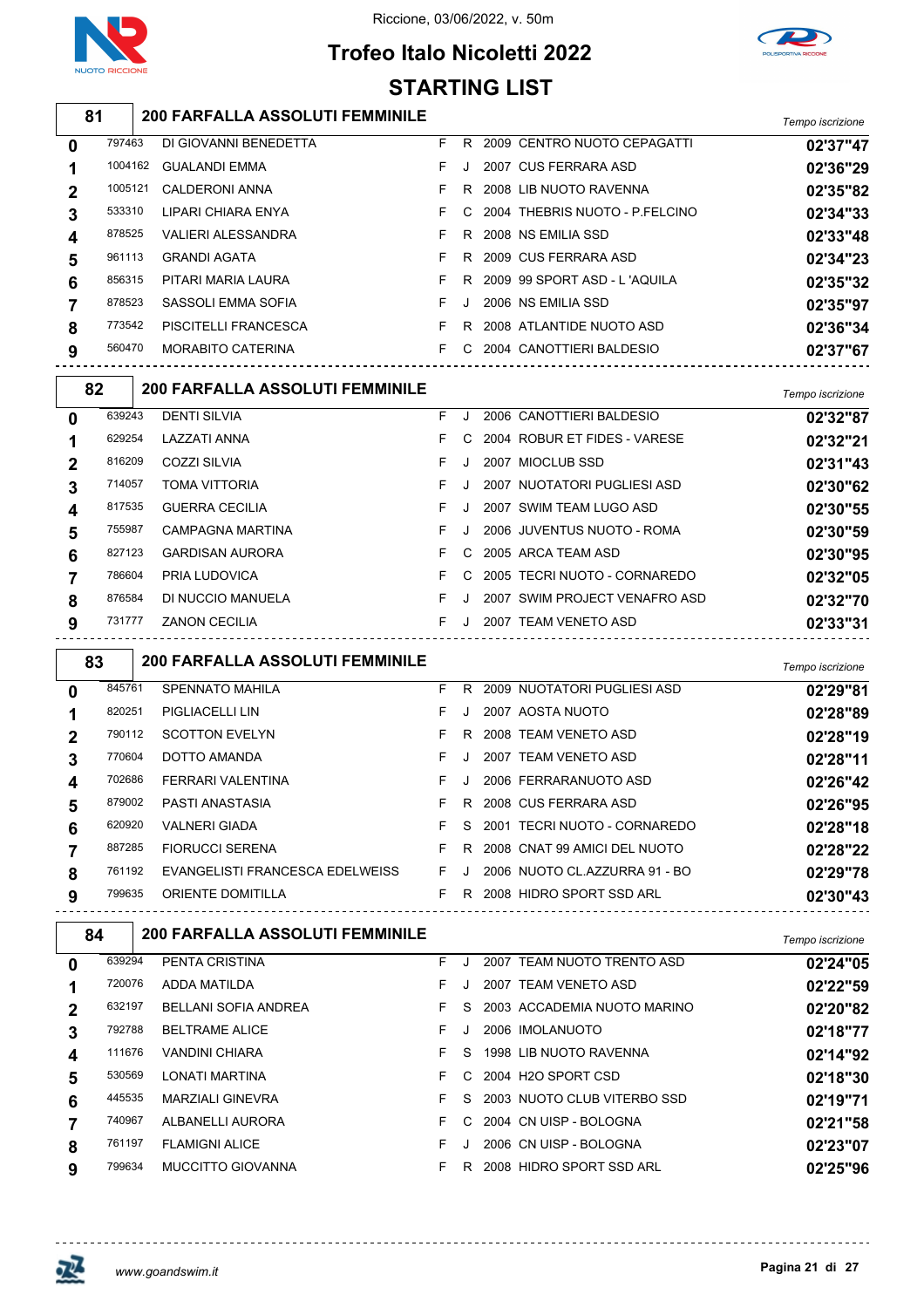# Trofeo Italo Nicoletti 2022

Riccione, 03/06/2022, v. 50m

## STARTING LIST

### 81 — 200 FARFALLA ASSOLUTI FEMMINILE

| Corsia | Tessera | Nome | Sesso | Cat. | Anno | Società | Tempo iscrizione |
|---|---|---|---|---|---|---|---|
| 0 | 797463 | DI GIOVANNI BENEDETTA | F | R | 2009 | CENTRO NUOTO CEPAGATTI | 02'37"47 |
| 1 | 1004162 | GUALANDI EMMA | F | J | 2007 | CUS FERRARA ASD | 02'36"29 |
| 2 | 1005121 | CALDERONI ANNA | F | R | 2008 | LIB NUOTO RAVENNA | 02'35"82 |
| 3 | 533310 | LIPARI CHIARA ENYA | F | C | 2004 | THEBRIS NUOTO - P.FELCINO | 02'34"33 |
| 4 | 878525 | VALIERI ALESSANDRA | F | R | 2008 | NS EMILIA SSD | 02'33"48 |
| 5 | 961113 | GRANDI AGATA | F | R | 2009 | CUS FERRARA ASD | 02'34"23 |
| 6 | 856315 | PITARI MARIA LAURA | F | R | 2009 | 99 SPORT ASD - L 'AQUILA | 02'35"32 |
| 7 | 878523 | SASSOLI EMMA SOFIA | F | J | 2006 | NS EMILIA SSD | 02'35"97 |
| 8 | 773542 | PISCITELLI FRANCESCA | F | R | 2008 | ATLANTIDE NUOTO ASD | 02'36"34 |
| 9 | 560470 | MORABITO CATERINA | F | C | 2004 | CANOTTIERI BALDESIO | 02'37"67 |

### 82 — 200 FARFALLA ASSOLUTI FEMMINILE

| Corsia | Tessera | Nome | Sesso | Cat. | Anno | Società | Tempo iscrizione |
|---|---|---|---|---|---|---|---|
| 0 | 639243 | DENTI SILVIA | F | J | 2006 | CANOTTIERI BALDESIO | 02'32"87 |
| 1 | 629254 | LAZZATI ANNA | F | C | 2004 | ROBUR ET FIDES - VARESE | 02'32"21 |
| 2 | 816209 | COZZI SILVIA | F | J | 2007 | MIOCLUB SSD | 02'31"43 |
| 3 | 714057 | TOMA VITTORIA | F | J | 2007 | NUOTATORI PUGLIESI ASD | 02'30"62 |
| 4 | 817535 | GUERRA CECILIA | F | J | 2007 | SWIM TEAM LUGO ASD | 02'30"55 |
| 5 | 755987 | CAMPAGNA MARTINA | F | J | 2006 | JUVENTUS NUOTO - ROMA | 02'30"59 |
| 6 | 827123 | GARDISAN AURORA | F | C | 2005 | ARCA TEAM ASD | 02'30"95 |
| 7 | 786604 | PRIA LUDOVICA | F | C | 2005 | TECRI NUOTO - CORNAREDO | 02'32"05 |
| 8 | 876584 | DI NUCCIO MANUELA | F | J | 2007 | SWIM PROJECT VENAFRO ASD | 02'32"70 |
| 9 | 731777 | ZANON CECILIA | F | J | 2007 | TEAM VENETO ASD | 02'33"31 |

### 83 — 200 FARFALLA ASSOLUTI FEMMINILE

| Corsia | Tessera | Nome | Sesso | Cat. | Anno | Società | Tempo iscrizione |
|---|---|---|---|---|---|---|---|
| 0 | 845761 | SPENNATO MAHILA | F | R | 2009 | NUOTATORI PUGLIESI ASD | 02'29"81 |
| 1 | 820251 | PIGLIACELLI LIN | F | J | 2007 | AOSTA NUOTO | 02'28"89 |
| 2 | 790112 | SCOTTON EVELYN | F | R | 2008 | TEAM VENETO ASD | 02'28"19 |
| 3 | 770604 | DOTTO AMANDA | F | J | 2007 | TEAM VENETO ASD | 02'28"11 |
| 4 | 702686 | FERRARI VALENTINA | F | J | 2006 | FERRARANUOTO ASD | 02'26"42 |
| 5 | 879002 | PASTI ANASTASIA | F | R | 2008 | CUS FERRARA ASD | 02'26"95 |
| 6 | 620920 | VALNERI GIADA | F | S | 2001 | TECRI NUOTO - CORNAREDO | 02'28"18 |
| 7 | 887285 | FIORUCCI SERENA | F | R | 2008 | CNAT 99 AMICI DEL NUOTO | 02'28"22 |
| 8 | 761192 | EVANGELISTI FRANCESCA EDELWEISS | F | J | 2006 | NUOTO CL.AZZURRA 91 - BO | 02'29"78 |
| 9 | 799635 | ORIENTE DOMITILLA | F | R | 2008 | HIDRO SPORT SSD ARL | 02'30"43 |

### 84 — 200 FARFALLA ASSOLUTI FEMMINILE

| Corsia | Tessera | Nome | Sesso | Cat. | Anno | Società | Tempo iscrizione |
|---|---|---|---|---|---|---|---|
| 0 | 639294 | PENTA CRISTINA | F | J | 2007 | TEAM NUOTO TRENTO ASD | 02'24"05 |
| 1 | 720076 | ADDA MATILDA | F | J | 2007 | TEAM VENETO ASD | 02'22"59 |
| 2 | 632197 | BELLANI SOFIA ANDREA | F | S | 2003 | ACCADEMIA NUOTO MARINO | 02'20"82 |
| 3 | 792788 | BELTRAME ALICE | F | J | 2006 | IMOLANUOTO | 02'18"77 |
| 4 | 111676 | VANDINI CHIARA | F | S | 1998 | LIB NUOTO RAVENNA | 02'14"92 |
| 5 | 530569 | LONATI MARTINA | F | C | 2004 | H2O SPORT CSD | 02'18"30 |
| 6 | 445535 | MARZIALI GINEVRA | F | S | 2003 | NUOTO CLUB VITERBO SSD | 02'19"71 |
| 7 | 740967 | ALBANELLI AURORA | F | C | 2004 | CN UISP - BOLOGNA | 02'21"58 |
| 8 | 761197 | FLAMIGNI ALICE | F | J | 2006 | CN UISP - BOLOGNA | 02'23"07 |
| 9 | 799634 | MUCCITTO GIOVANNA | F | R | 2008 | HIDRO SPORT SSD ARL | 02'25"96 |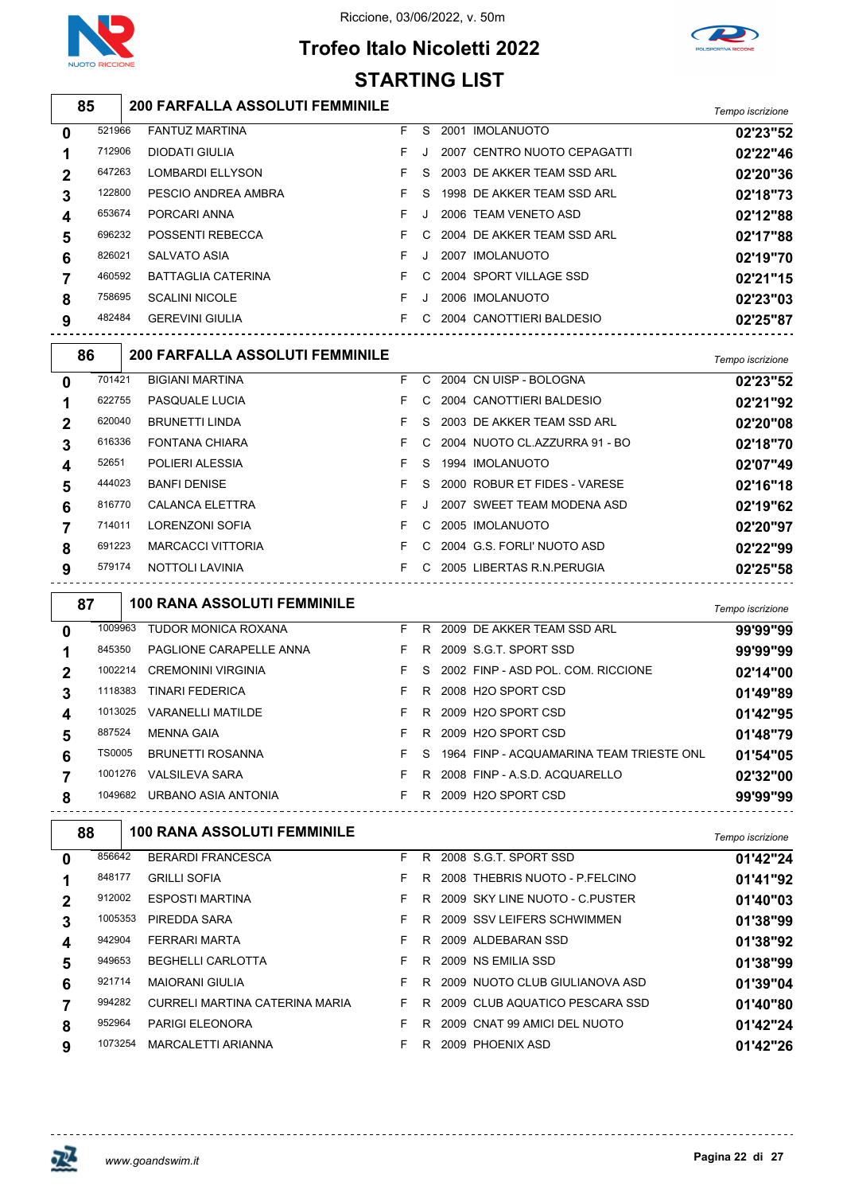Riccione, 03/06/2022, v. 50m

# Trofeo Italo Nicoletti 2022

## STARTING LIST

### 85 — 200 FARFALLA ASSOLUTI FEMMINILE

| Corsia | Tessera | Nome | Sesso | Cat. | Anno | Società | Tempo iscrizione |
|---|---|---|---|---|---|---|---|
| 0 | 521966 | FANTUZ MARTINA | F | S | 2001 | IMOLANUOTO | 02'23"52 |
| 1 | 712906 | DIODATI GIULIA | F | J | 2007 | CENTRO NUOTO CEPAGATTI | 02'22"46 |
| 2 | 647263 | LOMBARDI ELLYSON | F | S | 2003 | DE AKKER TEAM SSD ARL | 02'20"36 |
| 3 | 122800 | PESCIO ANDREA AMBRA | F | S | 1998 | DE AKKER TEAM SSD ARL | 02'18"73 |
| 4 | 653674 | PORCARI ANNA | F | J | 2006 | TEAM VENETO ASD | 02'12"88 |
| 5 | 696232 | POSSENTI REBECCA | F | C | 2004 | DE AKKER TEAM SSD ARL | 02'17"88 |
| 6 | 826021 | SALVATO ASIA | F | J | 2007 | IMOLANUOTO | 02'19"70 |
| 7 | 460592 | BATTAGLIA CATERINA | F | C | 2004 | SPORT VILLAGE SSD | 02'21"15 |
| 8 | 758695 | SCALINI NICOLE | F | J | 2006 | IMOLANUOTO | 02'23"03 |
| 9 | 482484 | GEREVINI GIULIA | F | C | 2004 | CANOTTIERI BALDESIO | 02'25"87 |

### 86 — 200 FARFALLA ASSOLUTI FEMMINILE

| Corsia | Tessera | Nome | Sesso | Cat. | Anno | Società | Tempo iscrizione |
|---|---|---|---|---|---|---|---|
| 0 | 701421 | BIGIANI MARTINA | F | C | 2004 | CN UISP - BOLOGNA | 02'23"52 |
| 1 | 622755 | PASQUALE LUCIA | F | C | 2004 | CANOTTIERI BALDESIO | 02'21"92 |
| 2 | 620040 | BRUNETTI LINDA | F | S | 2003 | DE AKKER TEAM SSD ARL | 02'20"08 |
| 3 | 616336 | FONTANA CHIARA | F | C | 2004 | NUOTO CL.AZZURRA 91 - BO | 02'18"70 |
| 4 | 52651 | POLIERI ALESSIA | F | S | 1994 | IMOLANUOTO | 02'07"49 |
| 5 | 444023 | BANFI DENISE | F | S | 2000 | ROBUR ET FIDES - VARESE | 02'16"18 |
| 6 | 816770 | CALANCA ELETTRA | F | J | 2007 | SWEET TEAM MODENA ASD | 02'19"62 |
| 7 | 714011 | LORENZONI SOFIA | F | C | 2005 | IMOLANUOTO | 02'20"97 |
| 8 | 691223 | MARCACCI VITTORIA | F | C | 2004 | G.S. FORLI' NUOTO ASD | 02'22"99 |
| 9 | 579174 | NOTTOLI LAVINIA | F | C | 2005 | LIBERTAS R.N.PERUGIA | 02'25"58 |

### 87 — 100 RANA ASSOLUTI FEMMINILE

| Corsia | Tessera | Nome | Sesso | Cat. | Anno | Società | Tempo iscrizione |
|---|---|---|---|---|---|---|---|
| 0 | 1009963 | TUDOR MONICA ROXANA | F | R | 2009 | DE AKKER TEAM SSD ARL | 99'99"99 |
| 1 | 845350 | PAGLIONE CARAPELLE ANNA | F | R | 2009 | S.G.T. SPORT SSD | 99'99"99 |
| 2 | 1002214 | CREMONINI VIRGINIA | F | S | 2002 | FINP - ASD POL. COM. RICCIONE | 02'14"00 |
| 3 | 1118383 | TINARI FEDERICA | F | R | 2008 | H2O SPORT CSD | 01'49"89 |
| 4 | 1013025 | VARANELLI MATILDE | F | R | 2009 | H2O SPORT CSD | 01'42"95 |
| 5 | 887524 | MENNA GAIA | F | R | 2009 | H2O SPORT CSD | 01'48"79 |
| 6 | TS0005 | BRUNETTI ROSANNA | F | S | 1964 | FINP - ACQUAMARINA TEAM TRIESTE ONL | 01'54"05 |
| 7 | 1001276 | VALSILEVA SARA | F | R | 2008 | FINP - A.S.D. ACQUARELLO | 02'32"00 |
| 8 | 1049682 | URBANO ASIA ANTONIA | F | R | 2009 | H2O SPORT CSD | 99'99"99 |

### 88 — 100 RANA ASSOLUTI FEMMINILE

| Corsia | Tessera | Nome | Sesso | Cat. | Anno | Società | Tempo iscrizione |
|---|---|---|---|---|---|---|---|
| 0 | 856642 | BERARDI FRANCESCA | F | R | 2008 | S.G.T. SPORT SSD | 01'42"24 |
| 1 | 848177 | GRILLI SOFIA | F | R | 2008 | THEBRIS NUOTO - P.FELCINO | 01'41"92 |
| 2 | 912002 | ESPOSTI MARTINA | F | R | 2009 | SKY LINE NUOTO - C.PUSTER | 01'40"03 |
| 3 | 1005353 | PIREDDA SARA | F | R | 2009 | SSV LEIFERS SCHWIMMEN | 01'38"99 |
| 4 | 942904 | FERRARI MARTA | F | R | 2009 | ALDEBARAN SSD | 01'38"92 |
| 5 | 949653 | BEGHELLI CARLOTTA | F | R | 2009 | NS EMILIA SSD | 01'38"99 |
| 6 | 921714 | MAIORANI GIULIA | F | R | 2009 | NUOTO CLUB GIULIANOVA ASD | 01'39"04 |
| 7 | 994282 | CURRELI MARTINA CATERINA MARIA | F | R | 2009 | CLUB AQUATICO PESCARA SSD | 01'40"80 |
| 8 | 952964 | PARIGI ELEONORA | F | R | 2009 | CNAT 99 AMICI DEL NUOTO | 01'42"24 |
| 9 | 1073254 | MARCALETTI ARIANNA | F | R | 2009 | PHOENIX ASD | 01'42"26 |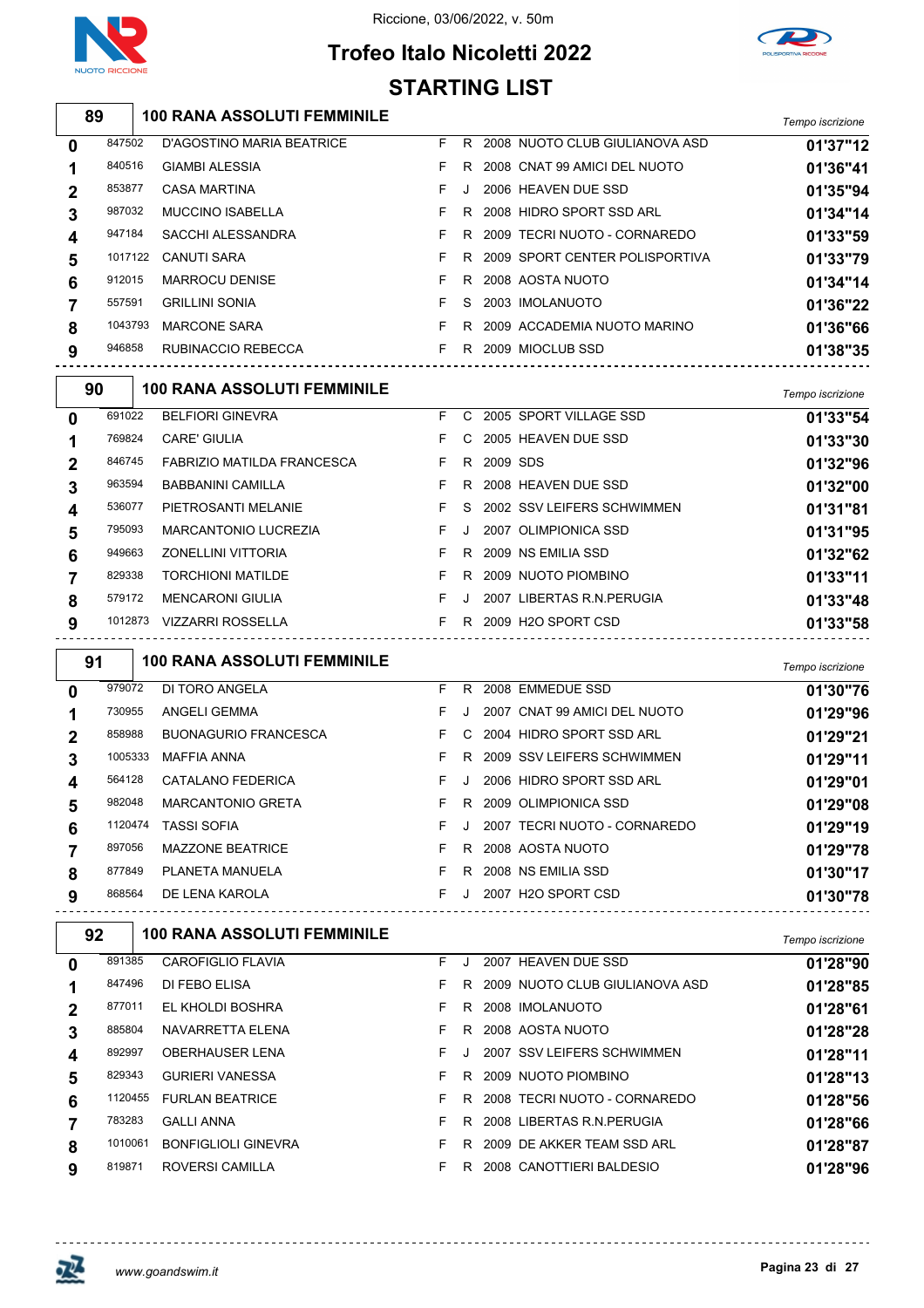Riccione, 03/06/2022, v. 50m

# Trofeo Italo Nicoletti 2022

## STARTING LIST

### 89 — 100 RANA ASSOLUTI FEMMINILE

| | | | | | | | Tempo iscrizione |
|---|---|---|---|---|---|---|---|
| 0 | 847502 | D'AGOSTINO MARIA BEATRICE | F | R | 2008 | NUOTO CLUB GIULIANOVA ASD | 01'37"12 |
| 1 | 840516 | GIAMBI ALESSIA | F | R | 2008 | CNAT 99 AMICI DEL NUOTO | 01'36"41 |
| 2 | 853877 | CASA MARTINA | F | J | 2006 | HEAVEN DUE SSD | 01'35"94 |
| 3 | 987032 | MUCCINO ISABELLA | F | R | 2008 | HIDRO SPORT SSD ARL | 01'34"14 |
| 4 | 947184 | SACCHI ALESSANDRA | F | R | 2009 | TECRI NUOTO - CORNAREDO | 01'33"59 |
| 5 | 1017122 | CANUTI SARA | F | R | 2009 | SPORT CENTER POLISPORTIVA | 01'33"79 |
| 6 | 912015 | MARROCU DENISE | F | R | 2008 | AOSTA NUOTO | 01'34"14 |
| 7 | 557591 | GRILLINI SONIA | F | S | 2003 | IMOLANUOTO | 01'36"22 |
| 8 | 1043793 | MARCONE SARA | F | R | 2009 | ACCADEMIA NUOTO MARINO | 01'36"66 |
| 9 | 946858 | RUBINACCIO REBECCA | F | R | 2009 | MIOCLUB SSD | 01'38"35 |

### 90 — 100 RANA ASSOLUTI FEMMINILE

| | | | | | | | Tempo iscrizione |
|---|---|---|---|---|---|---|---|
| 0 | 691022 | BELFIORI GINEVRA | F | C | 2005 | SPORT VILLAGE SSD | 01'33"54 |
| 1 | 769824 | CARE' GIULIA | F | C | 2005 | HEAVEN DUE SSD | 01'33"30 |
| 2 | 846745 | FABRIZIO MATILDA FRANCESCA | F | R | 2009 | SDS | 01'32"96 |
| 3 | 963594 | BABBANINI CAMILLA | F | R | 2008 | HEAVEN DUE SSD | 01'32"00 |
| 4 | 536077 | PIETROSANTI MELANIE | F | S | 2002 | SSV LEIFERS SCHWIMMEN | 01'31"81 |
| 5 | 795093 | MARCANTONIO LUCREZIA | F | J | 2007 | OLIMPIONICA SSD | 01'31"95 |
| 6 | 949663 | ZONELLINI VITTORIA | F | R | 2009 | NS EMILIA SSD | 01'32"62 |
| 7 | 829338 | TORCHIONI MATILDE | F | R | 2009 | NUOTO PIOMBINO | 01'33"11 |
| 8 | 579172 | MENCARONI GIULIA | F | J | 2007 | LIBERTAS R.N.PERUGIA | 01'33"48 |
| 9 | 1012873 | VIZZARRI ROSSELLA | F | R | 2009 | H2O SPORT CSD | 01'33"58 |

### 91 — 100 RANA ASSOLUTI FEMMINILE

| | | | | | | | Tempo iscrizione |
|---|---|---|---|---|---|---|---|
| 0 | 979072 | DI TORO ANGELA | F | R | 2008 | EMMEDUE SSD | 01'30"76 |
| 1 | 730955 | ANGELI GEMMA | F | J | 2007 | CNAT 99 AMICI DEL NUOTO | 01'29"96 |
| 2 | 858988 | BUONAGURIO FRANCESCA | F | C | 2004 | HIDRO SPORT SSD ARL | 01'29"21 |
| 3 | 1005333 | MAFFIA ANNA | F | R | 2009 | SSV LEIFERS SCHWIMMEN | 01'29"11 |
| 4 | 564128 | CATALANO FEDERICA | F | J | 2006 | HIDRO SPORT SSD ARL | 01'29"01 |
| 5 | 982048 | MARCANTONIO GRETA | F | R | 2009 | OLIMPIONICA SSD | 01'29"08 |
| 6 | 1120474 | TASSI SOFIA | F | J | 2007 | TECRI NUOTO - CORNAREDO | 01'29"19 |
| 7 | 897056 | MAZZONE BEATRICE | F | R | 2008 | AOSTA NUOTO | 01'29"78 |
| 8 | 877849 | PLANETA MANUELA | F | R | 2008 | NS EMILIA SSD | 01'30"17 |
| 9 | 868564 | DE LENA KAROLA | F | J | 2007 | H2O SPORT CSD | 01'30"78 |

### 92 — 100 RANA ASSOLUTI FEMMINILE

| | | | | | | | Tempo iscrizione |
|---|---|---|---|---|---|---|---|
| 0 | 891385 | CAROFIGLIO FLAVIA | F | J | 2007 | HEAVEN DUE SSD | 01'28"90 |
| 1 | 847496 | DI FEBO ELISA | F | R | 2009 | NUOTO CLUB GIULIANOVA ASD | 01'28"85 |
| 2 | 877011 | EL KHOLDI BOSHRA | F | R | 2008 | IMOLANUOTO | 01'28"61 |
| 3 | 885804 | NAVARRETTA ELENA | F | R | 2008 | AOSTA NUOTO | 01'28"28 |
| 4 | 892997 | OBERHAUSER LENA | F | J | 2007 | SSV LEIFERS SCHWIMMEN | 01'28"11 |
| 5 | 829343 | GURIERI VANESSA | F | R | 2009 | NUOTO PIOMBINO | 01'28"13 |
| 6 | 1120455 | FURLAN BEATRICE | F | R | 2008 | TECRI NUOTO - CORNAREDO | 01'28"56 |
| 7 | 783283 | GALLI ANNA | F | R | 2008 | LIBERTAS R.N.PERUGIA | 01'28"66 |
| 8 | 1010061 | BONFIGLIOLI GINEVRA | F | R | 2009 | DE AKKER TEAM SSD ARL | 01'28"87 |
| 9 | 819871 | ROVERSI CAMILLA | F | R | 2008 | CANOTTIERI BALDESIO | 01'28"96 |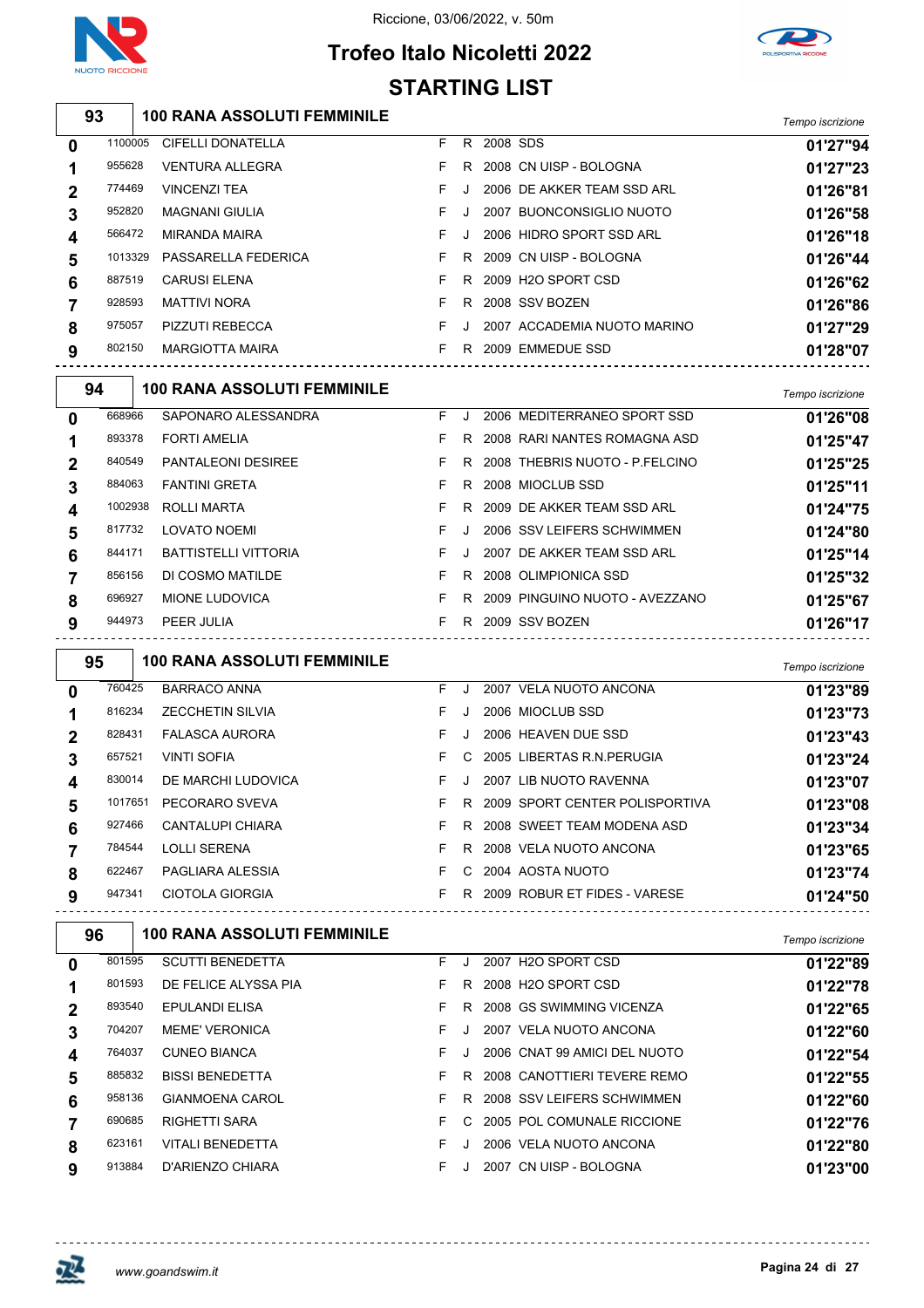Riccione, 03/06/2022, v. 50m

# Trofeo Italo Nicoletti 2022

## STARTING LIST

### 93 — 100 RANA ASSOLUTI FEMMINILE

| | | | | | | | Tempo iscrizione |
|---|---|---|---|---|---|---|---|
| 0 | 1100005 | CIFELLI DONATELLA | F | R | 2008 | SDS | 01'27"94 |
| 1 | 955628 | VENTURA ALLEGRA | F | R | 2008 | CN UISP - BOLOGNA | 01'27"23 |
| 2 | 774469 | VINCENZI TEA | F | J | 2006 | DE AKKER TEAM SSD ARL | 01'26"81 |
| 3 | 952820 | MAGNANI GIULIA | F | J | 2007 | BUONCONSIGLIO NUOTO | 01'26"58 |
| 4 | 566472 | MIRANDA MAIRA | F | J | 2006 | HIDRO SPORT SSD ARL | 01'26"18 |
| 5 | 1013329 | PASSARELLA FEDERICA | F | R | 2009 | CN UISP - BOLOGNA | 01'26"44 |
| 6 | 887519 | CARUSI ELENA | F | R | 2009 | H2O SPORT CSD | 01'26"62 |
| 7 | 928593 | MATTIVI NORA | F | R | 2008 | SSV BOZEN | 01'26"86 |
| 8 | 975057 | PIZZUTI REBECCA | F | J | 2007 | ACCADEMIA NUOTO MARINO | 01'27"29 |
| 9 | 802150 | MARGIOTTA MAIRA | F | R | 2009 | EMMEDUE SSD | 01'28"07 |

### 94 — 100 RANA ASSOLUTI FEMMINILE

| | | | | | | | Tempo iscrizione |
|---|---|---|---|---|---|---|---|
| 0 | 668966 | SAPONARO ALESSANDRA | F | J | 2006 | MEDITERRANEO SPORT SSD | 01'26"08 |
| 1 | 893378 | FORTI AMELIA | F | R | 2008 | RARI NANTES ROMAGNA ASD | 01'25"47 |
| 2 | 840549 | PANTALEONI DESIREE | F | R | 2008 | THEBRIS NUOTO - P.FELCINO | 01'25"25 |
| 3 | 884063 | FANTINI GRETA | F | R | 2008 | MIOCLUB SSD | 01'25"11 |
| 4 | 1002938 | ROLLI MARTA | F | R | 2009 | DE AKKER TEAM SSD ARL | 01'24"75 |
| 5 | 817732 | LOVATO NOEMI | F | J | 2006 | SSV LEIFERS SCHWIMMEN | 01'24"80 |
| 6 | 844171 | BATTISTELLI VITTORIA | F | J | 2007 | DE AKKER TEAM SSD ARL | 01'25"14 |
| 7 | 856156 | DI COSMO MATILDE | F | R | 2008 | OLIMPIONICA SSD | 01'25"32 |
| 8 | 696927 | MIONE LUDOVICA | F | R | 2009 | PINGUINO NUOTO - AVEZZANO | 01'25"67 |
| 9 | 944973 | PEER JULIA | F | R | 2009 | SSV BOZEN | 01'26"17 |

### 95 — 100 RANA ASSOLUTI FEMMINILE

| | | | | | | | Tempo iscrizione |
|---|---|---|---|---|---|---|---|
| 0 | 760425 | BARRACO ANNA | F | J | 2007 | VELA NUOTO ANCONA | 01'23"89 |
| 1 | 816234 | ZECCHETIN SILVIA | F | J | 2006 | MIOCLUB SSD | 01'23"73 |
| 2 | 828431 | FALASCA AURORA | F | J | 2006 | HEAVEN DUE SSD | 01'23"43 |
| 3 | 657521 | VINTI SOFIA | F | C | 2005 | LIBERTAS R.N.PERUGIA | 01'23"24 |
| 4 | 830014 | DE MARCHI LUDOVICA | F | J | 2007 | LIB NUOTO RAVENNA | 01'23"07 |
| 5 | 1017651 | PECORARO SVEVA | F | R | 2009 | SPORT CENTER POLISPORTIVA | 01'23"08 |
| 6 | 927466 | CANTALUPI CHIARA | F | R | 2008 | SWEET TEAM MODENA ASD | 01'23"34 |
| 7 | 784544 | LOLLI SERENA | F | R | 2008 | VELA NUOTO ANCONA | 01'23"65 |
| 8 | 622467 | PAGLIARA ALESSIA | F | C | 2004 | AOSTA NUOTO | 01'23"74 |
| 9 | 947341 | CIOTOLA GIORGIA | F | R | 2009 | ROBUR ET FIDES - VARESE | 01'24"50 |

### 96 — 100 RANA ASSOLUTI FEMMINILE

| | | | | | | | Tempo iscrizione |
|---|---|---|---|---|---|---|---|
| 0 | 801595 | SCUTTI BENEDETTA | F | J | 2007 | H2O SPORT CSD | 01'22"89 |
| 1 | 801593 | DE FELICE ALYSSA PIA | F | R | 2008 | H2O SPORT CSD | 01'22"78 |
| 2 | 893540 | EPULANDI ELISA | F | R | 2008 | GS SWIMMING VICENZA | 01'22"65 |
| 3 | 704207 | MEME' VERONICA | F | J | 2007 | VELA NUOTO ANCONA | 01'22"60 |
| 4 | 764037 | CUNEO BIANCA | F | J | 2006 | CNAT 99 AMICI DEL NUOTO | 01'22"54 |
| 5 | 885832 | BISSI BENEDETTA | F | R | 2008 | CANOTTIERI TEVERE REMO | 01'22"55 |
| 6 | 958136 | GIANMOENA CAROL | F | R | 2008 | SSV LEIFERS SCHWIMMEN | 01'22"60 |
| 7 | 690685 | RIGHETTI SARA | F | C | 2005 | POL COMUNALE RICCIONE | 01'22"76 |
| 8 | 623161 | VITALI BENEDETTA | F | J | 2006 | VELA NUOTO ANCONA | 01'22"80 |
| 9 | 913884 | D'ARIENZO CHIARA | F | J | 2007 | CN UISP - BOLOGNA | 01'23"00 |

www.goandswim.it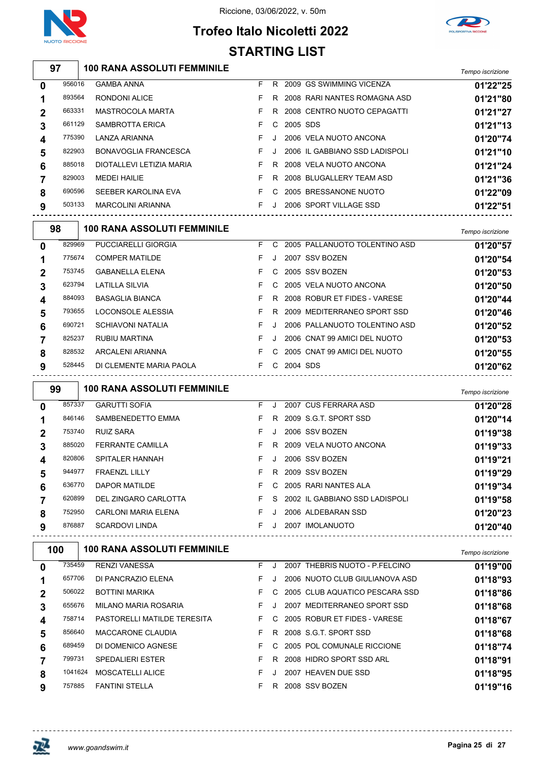# Trofeo Italo Nicoletti 2022

Riccione, 03/06/2022, v. 50m

## STARTING LIST

### 97 — 100 RANA ASSOLUTI FEMMINILE

| Corsia | Tessera | Nome | Sesso | Cat. | Anno | Società | Tempo iscrizione |
|---|---|---|---|---|---|---|---|
| 0 | 956016 | GAMBA ANNA | F | R | 2009 | GS SWIMMING VICENZA | 01'22"25 |
| 1 | 893564 | RONDONI ALICE | F | R | 2008 | RARI NANTES ROMAGNA ASD | 01'21"80 |
| 2 | 663331 | MASTROCOLA MARTA | F | R | 2008 | CENTRO NUOTO CEPAGATTI | 01'21"27 |
| 3 | 661129 | SAMBROTTA ERICA | F | C | 2005 | SDS | 01'21"13 |
| 4 | 775390 | LANZA ARIANNA | F | J | 2006 | VELA NUOTO ANCONA | 01'20"74 |
| 5 | 822903 | BONAVOGLIA FRANCESCA | F | J | 2006 | IL GABBIANO SSD LADISPOLI | 01'21"10 |
| 6 | 885018 | DIOTALLEVI LETIZIA MARIA | F | R | 2008 | VELA NUOTO ANCONA | 01'21"24 |
| 7 | 829003 | MEDEI HAILIE | F | R | 2008 | BLUGALLERY TEAM ASD | 01'21"36 |
| 8 | 690596 | SEEBER KAROLINA EVA | F | C | 2005 | BRESSANONE NUOTO | 01'22"09 |
| 9 | 503133 | MARCOLINI ARIANNA | F | J | 2006 | SPORT VILLAGE SSD | 01'22"51 |

### 98 — 100 RANA ASSOLUTI FEMMINILE

| Corsia | Tessera | Nome | Sesso | Cat. | Anno | Società | Tempo iscrizione |
|---|---|---|---|---|---|---|---|
| 0 | 829969 | PUCCIARELLI GIORGIA | F | C | 2005 | PALLANUOTO TOLENTINO ASD | 01'20"57 |
| 1 | 775674 | COMPER MATILDE | F | J | 2007 | SSV BOZEN | 01'20"54 |
| 2 | 753745 | GABANELLA ELENA | F | C | 2005 | SSV BOZEN | 01'20"53 |
| 3 | 623794 | LATILLA SILVIA | F | C | 2005 | VELA NUOTO ANCONA | 01'20"50 |
| 4 | 884093 | BASAGLIA BIANCA | F | R | 2008 | ROBUR ET FIDES - VARESE | 01'20"44 |
| 5 | 793655 | LOCONSOLE ALESSIA | F | R | 2009 | MEDITERRANEO SPORT SSD | 01'20"46 |
| 6 | 690721 | SCHIAVONI NATALIA | F | J | 2006 | PALLANUOTO TOLENTINO ASD | 01'20"52 |
| 7 | 825237 | RUBIU MARTINA | F | J | 2006 | CNAT 99 AMICI DEL NUOTO | 01'20"53 |
| 8 | 828532 | ARCALENI ARIANNA | F | C | 2005 | CNAT 99 AMICI DEL NUOTO | 01'20"55 |
| 9 | 528445 | DI CLEMENTE MARIA PAOLA | F | C | 2004 | SDS | 01'20"62 |

### 99 — 100 RANA ASSOLUTI FEMMINILE

| Corsia | Tessera | Nome | Sesso | Cat. | Anno | Società | Tempo iscrizione |
|---|---|---|---|---|---|---|---|
| 0 | 857337 | GARUTTI SOFIA | F | J | 2007 | CUS FERRARA ASD | 01'20"28 |
| 1 | 846146 | SAMBENEDETTO EMMA | F | R | 2009 | S.G.T. SPORT SSD | 01'20"14 |
| 2 | 753740 | RUIZ SARA | F | J | 2006 | SSV BOZEN | 01'19"38 |
| 3 | 885020 | FERRANTE CAMILLA | F | R | 2009 | VELA NUOTO ANCONA | 01'19"33 |
| 4 | 820806 | SPITALER HANNAH | F | J | 2006 | SSV BOZEN | 01'19"21 |
| 5 | 944977 | FRAENZL LILLY | F | R | 2009 | SSV BOZEN | 01'19"29 |
| 6 | 636770 | DAPOR MATILDE | F | C | 2005 | RARI NANTES ALA | 01'19"34 |
| 7 | 620899 | DEL ZINGARO CARLOTTA | F | S | 2002 | IL GABBIANO SSD LADISPOLI | 01'19"58 |
| 8 | 752950 | CARLONI MARIA ELENA | F | J | 2006 | ALDEBARAN SSD | 01'20"23 |
| 9 | 876887 | SCARDOVI LINDA | F | J | 2007 | IMOLANUOTO | 01'20"40 |

### 100 — 100 RANA ASSOLUTI FEMMINILE

| Corsia | Tessera | Nome | Sesso | Cat. | Anno | Società | Tempo iscrizione |
|---|---|---|---|---|---|---|---|
| 0 | 735459 | RENZI VANESSA | F | J | 2007 | THEBRIS NUOTO - P.FELCINO | 01'19"00 |
| 1 | 657706 | DI PANCRAZIO ELENA | F | J | 2006 | NUOTO CLUB GIULIANOVA ASD | 01'18"93 |
| 2 | 506022 | BOTTINI MARIKA | F | C | 2005 | CLUB AQUATICO PESCARA SSD | 01'18"86 |
| 3 | 655676 | MILANO MARIA ROSARIA | F | J | 2007 | MEDITERRANEO SPORT SSD | 01'18"68 |
| 4 | 758714 | PASTORELLI MATILDE TERESITA | F | C | 2005 | ROBUR ET FIDES - VARESE | 01'18"67 |
| 5 | 856640 | MACCARONE CLAUDIA | F | R | 2008 | S.G.T. SPORT SSD | 01'18"68 |
| 6 | 689459 | DI DOMENICO AGNESE | F | C | 2005 | POL COMUNALE RICCIONE | 01'18"74 |
| 7 | 799731 | SPEDALIERI ESTER | F | R | 2008 | HIDRO SPORT SSD ARL | 01'18"91 |
| 8 | 1041624 | MOSCATELLI ALICE | F | J | 2007 | HEAVEN DUE SSD | 01'18"95 |
| 9 | 757885 | FANTINI STELLA | F | R | 2008 | SSV BOZEN | 01'19"16 |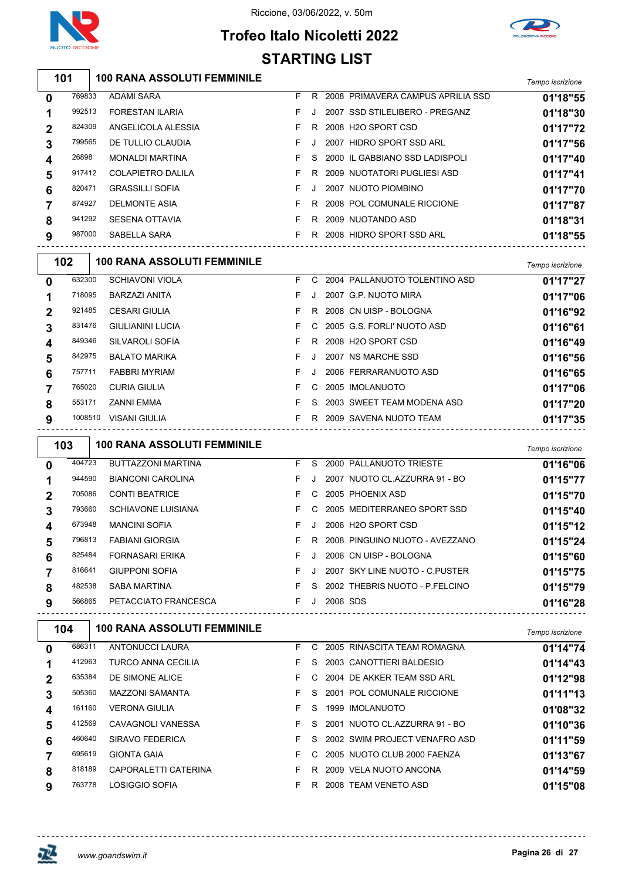# Trofeo Italo Nicoletti 2022

Riccione, 03/06/2022, v. 50m

## STARTING LIST

### 101 — 100 RANA ASSOLUTI FEMMINILE

| Corsia | Tessera | Nome | Sesso | Cat. | Anno | Società | Tempo iscrizione |
|---|---|---|---|---|---|---|---|
| 0 | 769833 | ADAMI SARA | F | R | 2008 | PRIMAVERA CAMPUS APRILIA SSD | 01'18"55 |
| 1 | 992513 | FORESTAN ILARIA | F | J | 2007 | SSD STILELIBERO - PREGANZ | 01'18"30 |
| 2 | 824309 | ANGELICOLA ALESSIA | F | R | 2008 | H2O SPORT CSD | 01'17"72 |
| 3 | 799565 | DE TULLIO CLAUDIA | F | J | 2007 | HIDRO SPORT SSD ARL | 01'17"56 |
| 4 | 26898 | MONALDI MARTINA | F | S | 2000 | IL GABBIANO SSD LADISPOLI | 01'17"40 |
| 5 | 917412 | COLAPIETRO DALILA | F | R | 2009 | NUOTATORI PUGLIESI ASD | 01'17"41 |
| 6 | 820471 | GRASSILLI SOFIA | F | J | 2007 | NUOTO PIOMBINO | 01'17"70 |
| 7 | 874927 | DELMONTE ASIA | F | R | 2008 | POL COMUNALE RICCIONE | 01'17"87 |
| 8 | 941292 | SESENA OTTAVIA | F | R | 2009 | NUOTANDO ASD | 01'18"31 |
| 9 | 987000 | SABELLA SARA | F | R | 2008 | HIDRO SPORT SSD ARL | 01'18"55 |

### 102 — 100 RANA ASSOLUTI FEMMINILE

| Corsia | Tessera | Nome | Sesso | Cat. | Anno | Società | Tempo iscrizione |
|---|---|---|---|---|---|---|---|
| 0 | 632300 | SCHIAVONI VIOLA | F | C | 2004 | PALLANUOTO TOLENTINO ASD | 01'17"27 |
| 1 | 718095 | BARZAZI ANITA | F | J | 2007 | G.P. NUOTO MIRA | 01'17"06 |
| 2 | 921485 | CESARI GIULIA | F | R | 2008 | CN UISP - BOLOGNA | 01'16"92 |
| 3 | 831476 | GIULIANINI LUCIA | F | C | 2005 | G.S. FORLI' NUOTO ASD | 01'16"61 |
| 4 | 849346 | SILVAROLI SOFIA | F | R | 2008 | H2O SPORT CSD | 01'16"49 |
| 5 | 842975 | BALATO MARIKA | F | J | 2007 | NS MARCHE SSD | 01'16"56 |
| 6 | 757711 | FABBRI MYRIAM | F | J | 2006 | FERRARANUOTO ASD | 01'16"65 |
| 7 | 765020 | CURIA GIULIA | F | C | 2005 | IMOLANUOTO | 01'17"06 |
| 8 | 553171 | ZANNI EMMA | F | S | 2003 | SWEET TEAM MODENA ASD | 01'17"20 |
| 9 | 1008510 | VISANI GIULIA | F | R | 2009 | SAVENA NUOTO TEAM | 01'17"35 |

### 103 — 100 RANA ASSOLUTI FEMMINILE

| Corsia | Tessera | Nome | Sesso | Cat. | Anno | Società | Tempo iscrizione |
|---|---|---|---|---|---|---|---|
| 0 | 404723 | BUTTAZZONI MARTINA | F | S | 2000 | PALLANUOTO TRIESTE | 01'16"06 |
| 1 | 944590 | BIANCONI CAROLINA | F | J | 2007 | NUOTO CL.AZZURRA 91 - BO | 01'15"77 |
| 2 | 705086 | CONTI BEATRICE | F | C | 2005 | PHOENIX ASD | 01'15"70 |
| 3 | 793660 | SCHIAVONE LUISIANA | F | C | 2005 | MEDITERRANEO SPORT SSD | 01'15"40 |
| 4 | 673948 | MANCINI SOFIA | F | J | 2006 | H2O SPORT CSD | 01'15"12 |
| 5 | 796813 | FABIANI GIORGIA | F | R | 2008 | PINGUINO NUOTO - AVEZZANO | 01'15"24 |
| 6 | 825484 | FORNASARI ERIKA | F | J | 2006 | CN UISP - BOLOGNA | 01'15"60 |
| 7 | 816641 | GIUPPONI SOFIA | F | J | 2007 | SKY LINE NUOTO - C.PUSTER | 01'15"75 |
| 8 | 482538 | SABA MARTINA | F | S | 2002 | THEBRIS NUOTO - P.FELCINO | 01'15"79 |
| 9 | 566865 | PETACCIATO FRANCESCA | F | J | 2006 | SDS | 01'16"28 |

### 104 — 100 RANA ASSOLUTI FEMMINILE

| Corsia | Tessera | Nome | Sesso | Cat. | Anno | Società | Tempo iscrizione |
|---|---|---|---|---|---|---|---|
| 0 | 686311 | ANTONUCCI LAURA | F | C | 2005 | RINASCITA TEAM ROMAGNA | 01'14"74 |
| 1 | 412963 | TURCO ANNA CECILIA | F | S | 2003 | CANOTTIERI BALDESIO | 01'14"43 |
| 2 | 635384 | DE SIMONE ALICE | F | C | 2004 | DE AKKER TEAM SSD ARL | 01'12"98 |
| 3 | 505360 | MAZZONI SAMANTA | F | S | 2001 | POL COMUNALE RICCIONE | 01'11"13 |
| 4 | 161160 | VERONA GIULIA | F | S | 1999 | IMOLANUOTO | 01'08"32 |
| 5 | 412569 | CAVAGNOLI VANESSA | F | S | 2001 | NUOTO CL.AZZURRA 91 - BO | 01'10"36 |
| 6 | 460640 | SIRAVO FEDERICA | F | S | 2002 | SWIM PROJECT VENAFRO ASD | 01'11"59 |
| 7 | 695619 | GIONTA GAIA | F | C | 2005 | NUOTO CLUB 2000 FAENZA | 01'13"67 |
| 8 | 818189 | CAPORALETTI CATERINA | F | R | 2009 | VELA NUOTO ANCONA | 01'14"59 |
| 9 | 763778 | LOSIGGIO SOFIA | F | R | 2008 | TEAM VENETO ASD | 01'15"08 |

www.goandswim.it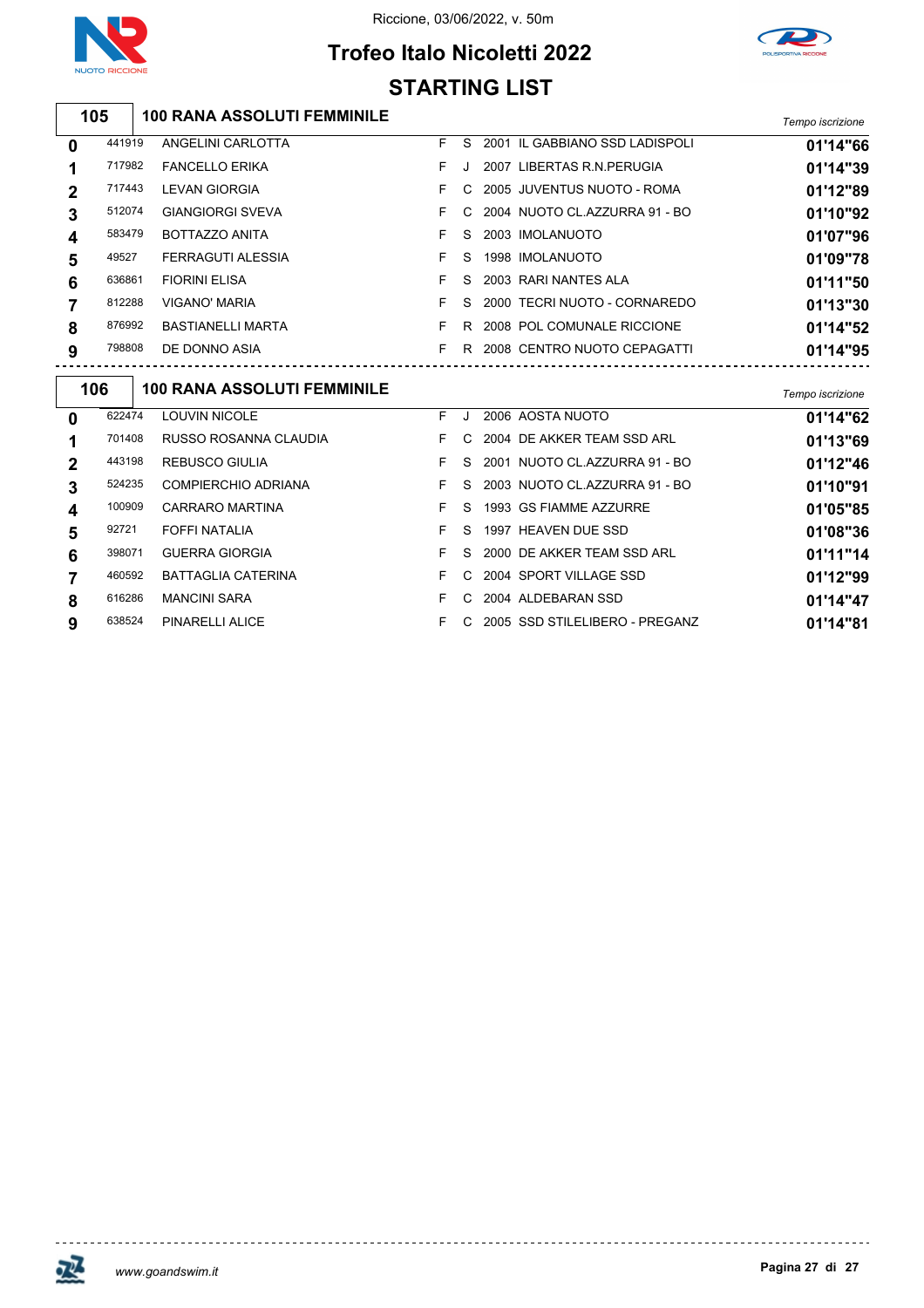Riccione, 03/06/2022, v. 50m

# Trofeo Italo Nicoletti 2022

## STARTING LIST

### 105 — 100 RANA ASSOLUTI FEMMINILE

| Corsia | Tessera | Nome | Sesso | Cat. | Anno | Società | Tempo iscrizione |
|---|---|---|---|---|---|---|---|
| 0 | 441919 | ANGELINI CARLOTTA | F | S | 2001 | IL GABBIANO SSD LADISPOLI | 01'14"66 |
| 1 | 717982 | FANCELLO ERIKA | F | J | 2007 | LIBERTAS R.N.PERUGIA | 01'14"39 |
| 2 | 717443 | LEVAN GIORGIA | F | C | 2005 | JUVENTUS NUOTO - ROMA | 01'12"89 |
| 3 | 512074 | GIANGIORGI SVEVA | F | C | 2004 | NUOTO CL.AZZURRA 91 - BO | 01'10"92 |
| 4 | 583479 | BOTTAZZO ANITA | F | S | 2003 | IMOLANUOTO | 01'07"96 |
| 5 | 49527 | FERRAGUTI ALESSIA | F | S | 1998 | IMOLANUOTO | 01'09"78 |
| 6 | 636861 | FIORINI ELISA | F | S | 2003 | RARI NANTES ALA | 01'11"50 |
| 7 | 812288 | VIGANO' MARIA | F | S | 2000 | TECRI NUOTO - CORNAREDO | 01'13"30 |
| 8 | 876992 | BASTIANELLI MARTA | F | R | 2008 | POL COMUNALE RICCIONE | 01'14"52 |
| 9 | 798808 | DE DONNO ASIA | F | R | 2008 | CENTRO NUOTO CEPAGATTI | 01'14"95 |

### 106 — 100 RANA ASSOLUTI FEMMINILE

| Corsia | Tessera | Nome | Sesso | Cat. | Anno | Società | Tempo iscrizione |
|---|---|---|---|---|---|---|---|
| 0 | 622474 | LOUVIN NICOLE | F | J | 2006 | AOSTA NUOTO | 01'14"62 |
| 1 | 701408 | RUSSO ROSANNA CLAUDIA | F | C | 2004 | DE AKKER TEAM SSD ARL | 01'13"69 |
| 2 | 443198 | REBUSCO GIULIA | F | S | 2001 | NUOTO CL.AZZURRA 91 - BO | 01'12"46 |
| 3 | 524235 | COMPIERCHIO ADRIANA | F | S | 2003 | NUOTO CL.AZZURRA 91 - BO | 01'10"91 |
| 4 | 100909 | CARRARO MARTINA | F | S | 1993 | GS FIAMME AZZURRE | 01'05"85 |
| 5 | 92721 | FOFFI NATALIA | F | S | 1997 | HEAVEN DUE SSD | 01'08"36 |
| 6 | 398071 | GUERRA GIORGIA | F | S | 2000 | DE AKKER TEAM SSD ARL | 01'11"14 |
| 7 | 460592 | BATTAGLIA CATERINA | F | C | 2004 | SPORT VILLAGE SSD | 01'12"99 |
| 8 | 616286 | MANCINI SARA | F | C | 2004 | ALDEBARAN SSD | 01'14"47 |
| 9 | 638524 | PINARELLI ALICE | F | C | 2005 | SSD STILELIBERO - PREGANZ | 01'14"81 |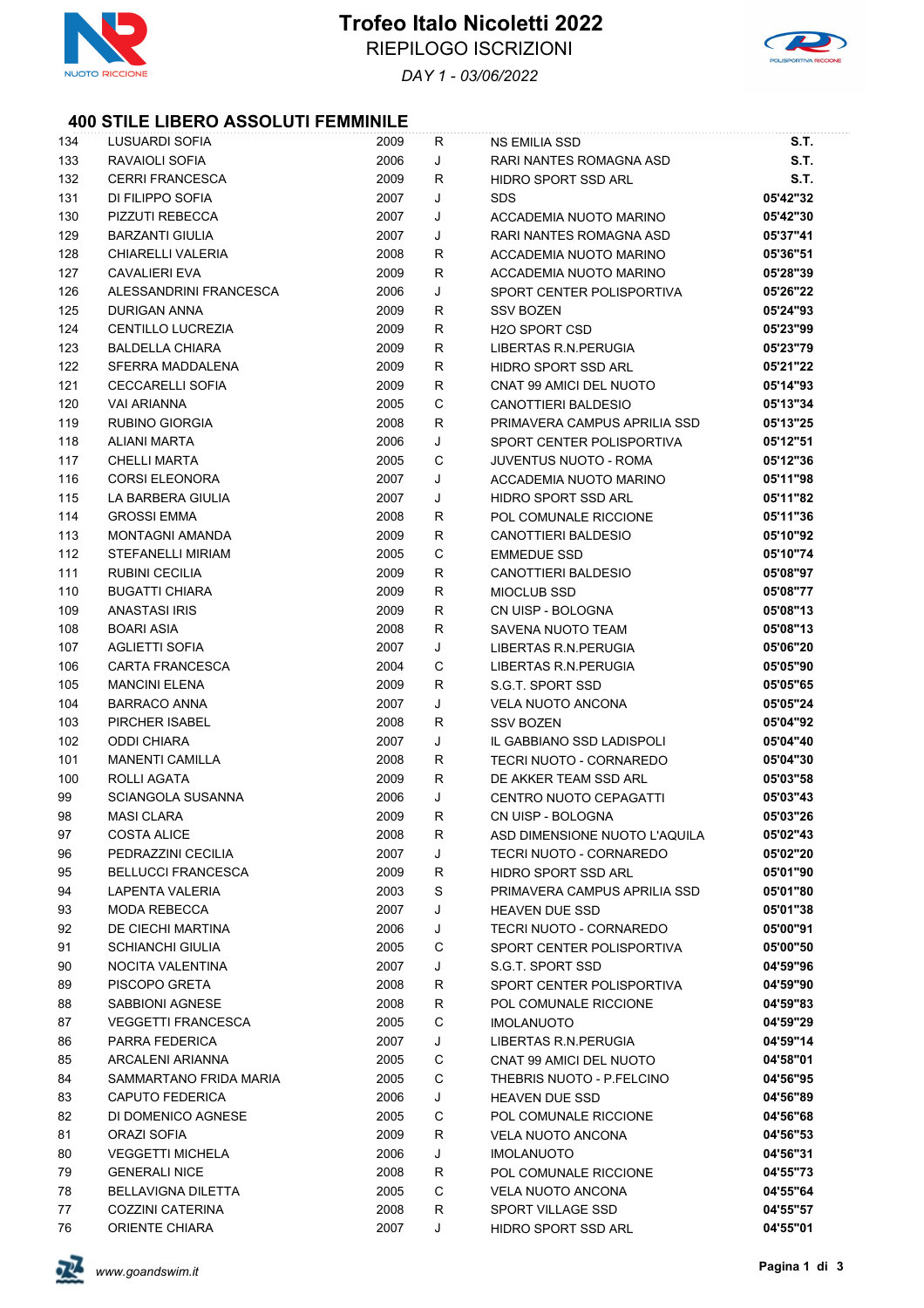# Trofeo Italo Nicoletti 2022

RIEPILOGO ISCRIZIONI

*DAY 1 - 03/06/2022*

## 400 STILE LIBERO ASSOLUTI FEMMINILE

| | | | | | |
|---|---|---|---|---|---|
| 134 | LUSUARDI SOFIA | 2009 | R | NS EMILIA SSD | **S.T.** |
| 133 | RAVAIOLI SOFIA | 2006 | J | RARI NANTES ROMAGNA ASD | **S.T.** |
| 132 | CERRI FRANCESCA | 2009 | R | HIDRO SPORT SSD ARL | **S.T.** |
| 131 | DI FILIPPO SOFIA | 2007 | J | SDS | **05'42"32** |
| 130 | PIZZUTI REBECCA | 2007 | J | ACCADEMIA NUOTO MARINO | **05'42"30** |
| 129 | BARZANTI GIULIA | 2007 | J | RARI NANTES ROMAGNA ASD | **05'37"41** |
| 128 | CHIARELLI VALERIA | 2008 | R | ACCADEMIA NUOTO MARINO | **05'36"51** |
| 127 | CAVALIERI EVA | 2009 | R | ACCADEMIA NUOTO MARINO | **05'28"39** |
| 126 | ALESSANDRINI FRANCESCA | 2006 | J | SPORT CENTER POLISPORTIVA | **05'26"22** |
| 125 | DURIGAN ANNA | 2009 | R | SSV BOZEN | **05'24"93** |
| 124 | CENTILLO LUCREZIA | 2009 | R | H2O SPORT CSD | **05'23"99** |
| 123 | BALDELLA CHIARA | 2009 | R | LIBERTAS R.N.PERUGIA | **05'23"79** |
| 122 | SFERRA MADDALENA | 2009 | R | HIDRO SPORT SSD ARL | **05'21"22** |
| 121 | CECCARELLI SOFIA | 2009 | R | CNAT 99 AMICI DEL NUOTO | **05'14"93** |
| 120 | VAI ARIANNA | 2005 | C | CANOTTIERI BALDESIO | **05'13"34** |
| 119 | RUBINO GIORGIA | 2008 | R | PRIMAVERA CAMPUS APRILIA SSD | **05'13"25** |
| 118 | ALIANI MARTA | 2006 | J | SPORT CENTER POLISPORTIVA | **05'12"51** |
| 117 | CHELLI MARTA | 2005 | C | JUVENTUS NUOTO - ROMA | **05'12"36** |
| 116 | CORSI ELEONORA | 2007 | J | ACCADEMIA NUOTO MARINO | **05'11"98** |
| 115 | LA BARBERA GIULIA | 2007 | J | HIDRO SPORT SSD ARL | **05'11"82** |
| 114 | GROSSI EMMA | 2008 | R | POL COMUNALE RICCIONE | **05'11"36** |
| 113 | MONTAGNI AMANDA | 2009 | R | CANOTTIERI BALDESIO | **05'10"92** |
| 112 | STEFANELLI MIRIAM | 2005 | C | EMMEDUE SSD | **05'10"74** |
| 111 | RUBINI CECILIA | 2009 | R | CANOTTIERI BALDESIO | **05'08"97** |
| 110 | BUGATTI CHIARA | 2009 | R | MIOCLUB SSD | **05'08"77** |
| 109 | ANASTASI IRIS | 2009 | R | CN UISP - BOLOGNA | **05'08"13** |
| 108 | BOARI ASIA | 2008 | R | SAVENA NUOTO TEAM | **05'08"13** |
| 107 | AGLIETTI SOFIA | 2007 | J | LIBERTAS R.N.PERUGIA | **05'06"20** |
| 106 | CARTA FRANCESCA | 2004 | C | LIBERTAS R.N.PERUGIA | **05'05"90** |
| 105 | MANCINI ELENA | 2009 | R | S.G.T. SPORT SSD | **05'05"65** |
| 104 | BARRACO ANNA | 2007 | J | VELA NUOTO ANCONA | **05'05"24** |
| 103 | PIRCHER ISABEL | 2008 | R | SSV BOZEN | **05'04"92** |
| 102 | ODDI CHIARA | 2007 | J | IL GABBIANO SSD LADISPOLI | **05'04"40** |
| 101 | MANENTI CAMILLA | 2008 | R | TECRI NUOTO - CORNAREDO | **05'04"30** |
| 100 | ROLLI AGATA | 2009 | R | DE AKKER TEAM SSD ARL | **05'03"58** |
| 99 | SCIANGOLA SUSANNA | 2006 | J | CENTRO NUOTO CEPAGATTI | **05'03"43** |
| 98 | MASI CLARA | 2009 | R | CN UISP - BOLOGNA | **05'03"26** |
| 97 | COSTA ALICE | 2008 | R | ASD DIMENSIONE NUOTO L'AQUILA | **05'02"43** |
| 96 | PEDRAZZINI CECILIA | 2007 | J | TECRI NUOTO - CORNAREDO | **05'02"20** |
| 95 | BELLUCCI FRANCESCA | 2009 | R | HIDRO SPORT SSD ARL | **05'01"90** |
| 94 | LAPENTA VALERIA | 2003 | S | PRIMAVERA CAMPUS APRILIA SSD | **05'01"80** |
| 93 | MODA REBECCA | 2007 | J | HEAVEN DUE SSD | **05'01"38** |
| 92 | DE CIECHI MARTINA | 2006 | J | TECRI NUOTO - CORNAREDO | **05'00"91** |
| 91 | SCHIANCHI GIULIA | 2005 | C | SPORT CENTER POLISPORTIVA | **05'00"50** |
| 90 | NOCITA VALENTINA | 2007 | J | S.G.T. SPORT SSD | **04'59"96** |
| 89 | PISCOPO GRETA | 2008 | R | SPORT CENTER POLISPORTIVA | **04'59"90** |
| 88 | SABBIONI AGNESE | 2008 | R | POL COMUNALE RICCIONE | **04'59"83** |
| 87 | VEGGETTI FRANCESCA | 2005 | C | IMOLANUOTO | **04'59"29** |
| 86 | PARRA FEDERICA | 2007 | J | LIBERTAS R.N.PERUGIA | **04'59"14** |
| 85 | ARCALENI ARIANNA | 2005 | C | CNAT 99 AMICI DEL NUOTO | **04'58"01** |
| 84 | SAMMARTANO FRIDA MARIA | 2005 | C | THEBRIS NUOTO - P.FELCINO | **04'56"95** |
| 83 | CAPUTO FEDERICA | 2006 | J | HEAVEN DUE SSD | **04'56"89** |
| 82 | DI DOMENICO AGNESE | 2005 | C | POL COMUNALE RICCIONE | **04'56"68** |
| 81 | ORAZI SOFIA | 2009 | R | VELA NUOTO ANCONA | **04'56"53** |
| 80 | VEGGETTI MICHELA | 2006 | J | IMOLANUOTO | **04'56"31** |
| 79 | GENERALI NICE | 2008 | R | POL COMUNALE RICCIONE | **04'55"73** |
| 78 | BELLAVIGNA DILETTA | 2005 | C | VELA NUOTO ANCONA | **04'55"64** |
| 77 | COZZINI CATERINA | 2008 | R | SPORT VILLAGE SSD | **04'55"57** |
| 76 | ORIENTE CHIARA | 2007 | J | HIDRO SPORT SSD ARL | **04'55"01** |

*www.goandswim.it*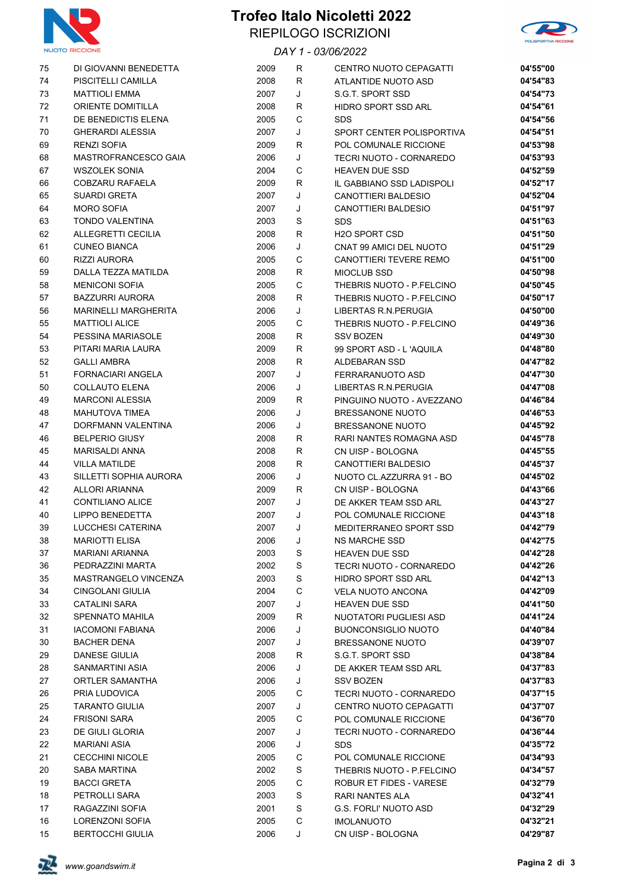# Trofeo Italo Nicoletti 2022

## RIEPILOGO ISCRIZIONI

*DAY 1 - 03/06/2022*

| | | | | | |
|---|---|---|---|---|---|
| 75 | DI GIOVANNI BENEDETTA | 2009 | R | CENTRO NUOTO CEPAGATTI | **04'55"00** |
| 74 | PISCITELLI CAMILLA | 2008 | R | ATLANTIDE NUOTO ASD | **04'54"83** |
| 73 | MATTIOLI EMMA | 2007 | J | S.G.T. SPORT SSD | **04'54"73** |
| 72 | ORIENTE DOMITILLA | 2008 | R | HIDRO SPORT SSD ARL | **04'54"61** |
| 71 | DE BENEDICTIS ELENA | 2005 | C | SDS | **04'54"56** |
| 70 | GHERARDI ALESSIA | 2007 | J | SPORT CENTER POLISPORTIVA | **04'54"51** |
| 69 | RENZI SOFIA | 2009 | R | POL COMUNALE RICCIONE | **04'53"98** |
| 68 | MASTROFRANCESCO GAIA | 2006 | J | TECRI NUOTO - CORNAREDO | **04'53"93** |
| 67 | WSZOLEK SONIA | 2004 | C | HEAVEN DUE SSD | **04'52"59** |
| 66 | COBZARU RAFAELA | 2009 | R | IL GABBIANO SSD LADISPOLI | **04'52"17** |
| 65 | SUARDI GRETA | 2007 | J | CANOTTIERI BALDESIO | **04'52"04** |
| 64 | MORO SOFIA | 2007 | J | CANOTTIERI BALDESIO | **04'51"97** |
| 63 | TONDO VALENTINA | 2003 | S | SDS | **04'51"63** |
| 62 | ALLEGRETTI CECILIA | 2008 | R | H2O SPORT CSD | **04'51"50** |
| 61 | CUNEO BIANCA | 2006 | J | CNAT 99 AMICI DEL NUOTO | **04'51"29** |
| 60 | RIZZI AURORA | 2005 | C | CANOTTIERI TEVERE REMO | **04'51"00** |
| 59 | DALLA TEZZA MATILDA | 2008 | R | MIOCLUB SSD | **04'50"98** |
| 58 | MENICONI SOFIA | 2005 | C | THEBRIS NUOTO - P.FELCINO | **04'50"45** |
| 57 | BAZZURRI AURORA | 2008 | R | THEBRIS NUOTO - P.FELCINO | **04'50"17** |
| 56 | MARINELLI MARGHERITA | 2006 | J | LIBERTAS R.N.PERUGIA | **04'50"00** |
| 55 | MATTIOLI ALICE | 2005 | C | THEBRIS NUOTO - P.FELCINO | **04'49"36** |
| 54 | PESSINA MARIASOLE | 2008 | R | SSV BOZEN | **04'49"30** |
| 53 | PITARI MARIA LAURA | 2009 | R | 99 SPORT ASD - L 'AQUILA | **04'48"80** |
| 52 | GALLI AMBRA | 2008 | R | ALDEBARAN SSD | **04'47"82** |
| 51 | FORNACIARI ANGELA | 2007 | J | FERRARANUOTO ASD | **04'47"30** |
| 50 | COLLAUTO ELENA | 2006 | J | LIBERTAS R.N.PERUGIA | **04'47"08** |
| 49 | MARCONI ALESSIA | 2009 | R | PINGUINO NUOTO - AVEZZANO | **04'46"84** |
| 48 | MAHUTOVA TIMEA | 2006 | J | BRESSANONE NUOTO | **04'46"53** |
| 47 | DORFMANN VALENTINA | 2006 | J | BRESSANONE NUOTO | **04'45"92** |
| 46 | BELPERIO GIUSY | 2008 | R | RARI NANTES ROMAGNA ASD | **04'45"78** |
| 45 | MARISALDI ANNA | 2008 | R | CN UISP - BOLOGNA | **04'45"55** |
| 44 | VILLA MATILDE | 2008 | R | CANOTTIERI BALDESIO | **04'45"37** |
| 43 | SILLETTI SOPHIA AURORA | 2006 | J | NUOTO CL.AZZURRA 91 - BO | **04'45"02** |
| 42 | ALLORI ARIANNA | 2009 | R | CN UISP - BOLOGNA | **04'43"66** |
| 41 | CONTILIANO ALICE | 2007 | J | DE AKKER TEAM SSD ARL | **04'43"27** |
| 40 | LIPPO BENEDETTA | 2007 | J | POL COMUNALE RICCIONE | **04'43"18** |
| 39 | LUCCHESI CATERINA | 2007 | J | MEDITERRANEO SPORT SSD | **04'42"79** |
| 38 | MARIOTTI ELISA | 2006 | J | NS MARCHE SSD | **04'42"75** |
| 37 | MARIANI ARIANNA | 2003 | S | HEAVEN DUE SSD | **04'42"28** |
| 36 | PEDRAZZINI MARTA | 2002 | S | TECRI NUOTO - CORNAREDO | **04'42"26** |
| 35 | MASTRANGELO VINCENZA | 2003 | S | HIDRO SPORT SSD ARL | **04'42"13** |
| 34 | CINGOLANI GIULIA | 2004 | C | VELA NUOTO ANCONA | **04'42"09** |
| 33 | CATALINI SARA | 2007 | J | HEAVEN DUE SSD | **04'41"50** |
| 32 | SPENNATO MAHILA | 2009 | R | NUOTATORI PUGLIESI ASD | **04'41"24** |
| 31 | IACOMONI FABIANA | 2006 | J | BUONCONSIGLIO NUOTO | **04'40"84** |
| 30 | BACHER DENA | 2007 | J | BRESSANONE NUOTO | **04'39"07** |
| 29 | DANESE GIULIA | 2008 | R | S.G.T. SPORT SSD | **04'38"84** |
| 28 | SANMARTINI ASIA | 2006 | J | DE AKKER TEAM SSD ARL | **04'37"83** |
| 27 | ORTLER SAMANTHA | 2006 | J | SSV BOZEN | **04'37"83** |
| 26 | PRIA LUDOVICA | 2005 | C | TECRI NUOTO - CORNAREDO | **04'37"15** |
| 25 | TARANTO GIULIA | 2007 | J | CENTRO NUOTO CEPAGATTI | **04'37"07** |
| 24 | FRISONI SARA | 2005 | C | POL COMUNALE RICCIONE | **04'36"70** |
| 23 | DE GIULI GLORIA | 2007 | J | TECRI NUOTO - CORNAREDO | **04'36"44** |
| 22 | MARIANI ASIA | 2006 | J | SDS | **04'35"72** |
| 21 | CECCHINI NICOLE | 2005 | C | POL COMUNALE RICCIONE | **04'34"93** |
| 20 | SABA MARTINA | 2002 | S | THEBRIS NUOTO - P.FELCINO | **04'34"57** |
| 19 | BACCI GRETA | 2005 | C | ROBUR ET FIDES - VARESE | **04'32"79** |
| 18 | PETROLLI SARA | 2003 | S | RARI NANTES ALA | **04'32"41** |
| 17 | RAGAZZINI SOFIA | 2001 | S | G.S. FORLI' NUOTO ASD | **04'32"29** |
| 16 | LORENZONI SOFIA | 2005 | C | IMOLANUOTO | **04'32"21** |
| 15 | BERTOCCHI GIULIA | 2006 | J | CN UISP - BOLOGNA | **04'29"87** |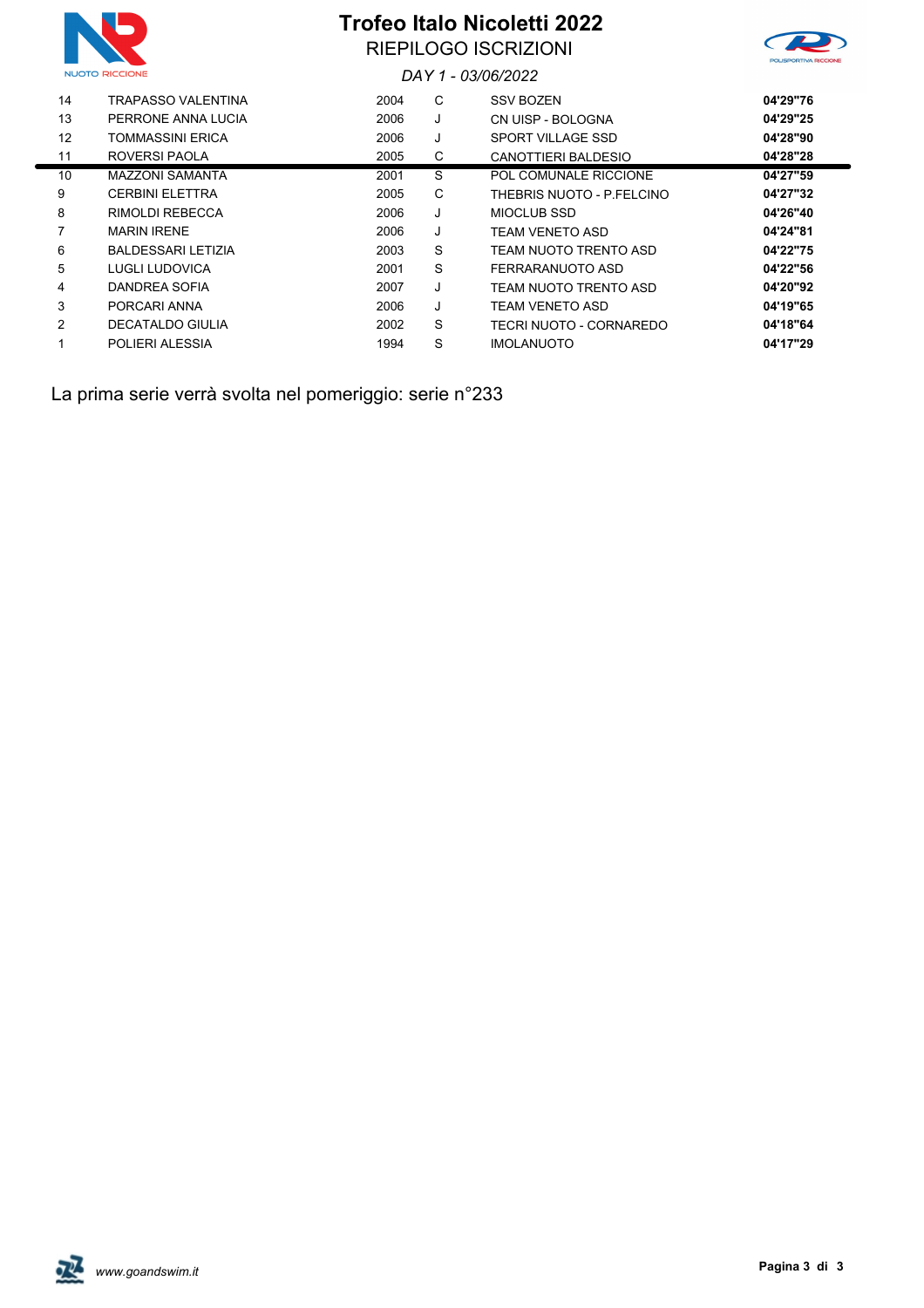# Trofeo Italo Nicoletti 2022

## RIEPILOGO ISCRIZIONI

*DAY 1 - 03/06/2022*

| | | | | | |
|---|---|---|---|---|---|
| 14 | TRAPASSO VALENTINA | 2004 | C | SSV BOZEN | **04'29"76** |
| 13 | PERRONE ANNA LUCIA | 2006 | J | CN UISP - BOLOGNA | **04'29"25** |
| 12 | TOMMASSINI ERICA | 2006 | J | SPORT VILLAGE SSD | **04'28"90** |
| 11 | ROVERSI PAOLA | 2005 | C | CANOTTIERI BALDESIO | **04'28"28** |
| 10 | MAZZONI SAMANTA | 2001 | S | POL COMUNALE RICCIONE | **04'27"59** |
| 9 | CERBINI ELETTRA | 2005 | C | THEBRIS NUOTO - P.FELCINO | **04'27"32** |
| 8 | RIMOLDI REBECCA | 2006 | J | MIOCLUB SSD | **04'26"40** |
| 7 | MARIN IRENE | 2006 | J | TEAM VENETO ASD | **04'24"81** |
| 6 | BALDESSARI LETIZIA | 2003 | S | TEAM NUOTO TRENTO ASD | **04'22"75** |
| 5 | LUGLI LUDOVICA | 2001 | S | FERRARANUOTO ASD | **04'22"56** |
| 4 | DANDREA SOFIA | 2007 | J | TEAM NUOTO TRENTO ASD | **04'20"92** |
| 3 | PORCARI ANNA | 2006 | J | TEAM VENETO ASD | **04'19"65** |
| 2 | DECATALDO GIULIA | 2002 | S | TECRI NUOTO - CORNAREDO | **04'18"64** |
| 1 | POLIERI ALESSIA | 1994 | S | IMOLANUOTO | **04'17"29** |

La prima serie verrà svolta nel pomeriggio: serie n°233